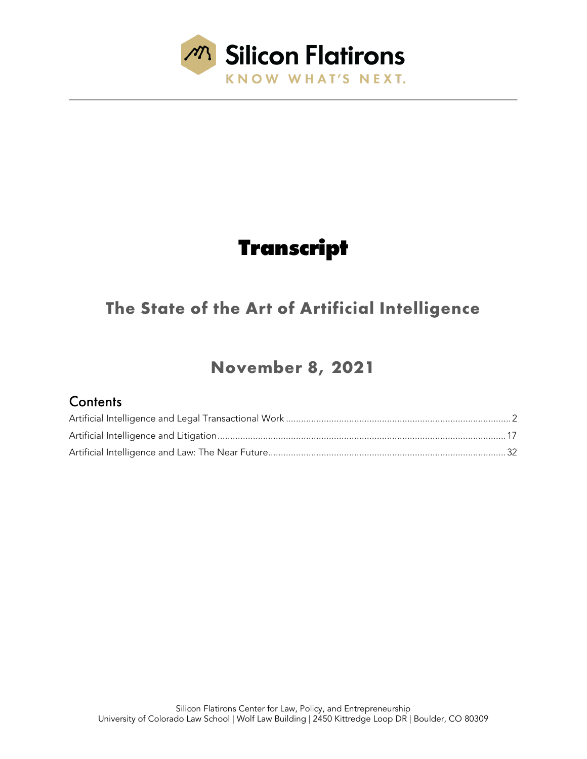Silicon Flatirons

KNOW WHAT'S NEXT.

# Transcript

## The State of the Art of Artificial Intelligence

## November 8, 2021

### Contents

Artificial Intelligence and Legal Transactional Work ........................................ 2

Artificial Intelligence and Litigation ........................................ 17

Artificial Intelligence and Law: The Near Future ........................................ 32

Silicon Flatirons Center for Law, Policy, and Entrepreneurship
University of Colorado Law School | Wolf Law Building | 2450 Kittredge Loop DR | Boulder, CO 80309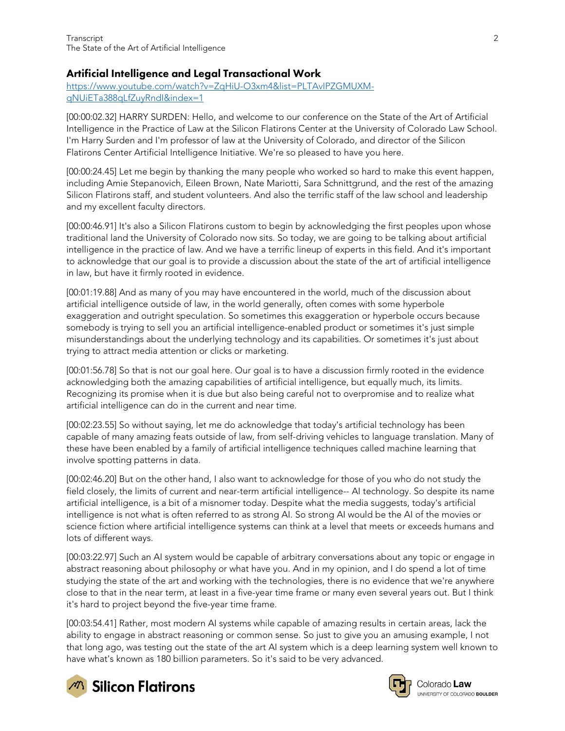## Artificial Intelligence and Legal Transactional Work

https://www.youtube.com/watch?v=ZqHiU-O3xm4&list=PLTAvIPZGMUXM-qNUiETa388qLfZuyRndI&index=1

[00:00:02.32] HARRY SURDEN: Hello, and welcome to our conference on the State of the Art of Artificial Intelligence in the Practice of Law at the Silicon Flatirons Center at the University of Colorado Law School. I'm Harry Surden and I'm professor of law at the University of Colorado, and director of the Silicon Flatirons Center Artificial Intelligence Initiative. We're so pleased to have you here.

[00:00:24.45] Let me begin by thanking the many people who worked so hard to make this event happen, including Amie Stepanovich, Eileen Brown, Nate Mariotti, Sara Schnittgrund, and the rest of the amazing Silicon Flatirons staff, and student volunteers. And also the terrific staff of the law school and leadership and my excellent faculty directors.

[00:00:46.91] It's also a Silicon Flatirons custom to begin by acknowledging the first peoples upon whose traditional land the University of Colorado now sits. So today, we are going to be talking about artificial intelligence in the practice of law. And we have a terrific lineup of experts in this field. And it's important to acknowledge that our goal is to provide a discussion about the state of the art of artificial intelligence in law, but have it firmly rooted in evidence.

[00:01:19.88] And as many of you may have encountered in the world, much of the discussion about artificial intelligence outside of law, in the world generally, often comes with some hyperbole exaggeration and outright speculation. So sometimes this exaggeration or hyperbole occurs because somebody is trying to sell you an artificial intelligence-enabled product or sometimes it's just simple misunderstandings about the underlying technology and its capabilities. Or sometimes it's just about trying to attract media attention or clicks or marketing.

[00:01:56.78] So that is not our goal here. Our goal is to have a discussion firmly rooted in the evidence acknowledging both the amazing capabilities of artificial intelligence, but equally much, its limits. Recognizing its promise when it is due but also being careful not to overpromise and to realize what artificial intelligence can do in the current and near time.

[00:02:23.55] So without saying, let me do acknowledge that today's artificial technology has been capable of many amazing feats outside of law, from self-driving vehicles to language translation. Many of these have been enabled by a family of artificial intelligence techniques called machine learning that involve spotting patterns in data.

[00:02:46.20] But on the other hand, I also want to acknowledge for those of you who do not study the field closely, the limits of current and near-term artificial intelligence-- AI technology. So despite its name artificial intelligence, is a bit of a misnomer today. Despite what the media suggests, today's artificial intelligence is not what is often referred to as strong AI. So strong AI would be the AI of the movies or science fiction where artificial intelligence systems can think at a level that meets or exceeds humans and lots of different ways.

[00:03:22.97] Such an AI system would be capable of arbitrary conversations about any topic or engage in abstract reasoning about philosophy or what have you. And in my opinion, and I do spend a lot of time studying the state of the art and working with the technologies, there is no evidence that we're anywhere close to that in the near term, at least in a five-year time frame or many even several years out. But I think it's hard to project beyond the five-year time frame.

[00:03:54.41] Rather, most modern AI systems while capable of amazing results in certain areas, lack the ability to engage in abstract reasoning or common sense. So just to give you an amusing example, I not that long ago, was testing out the state of the art AI system which is a deep learning system well known to have what's known as 180 billion parameters. So it's said to be very advanced.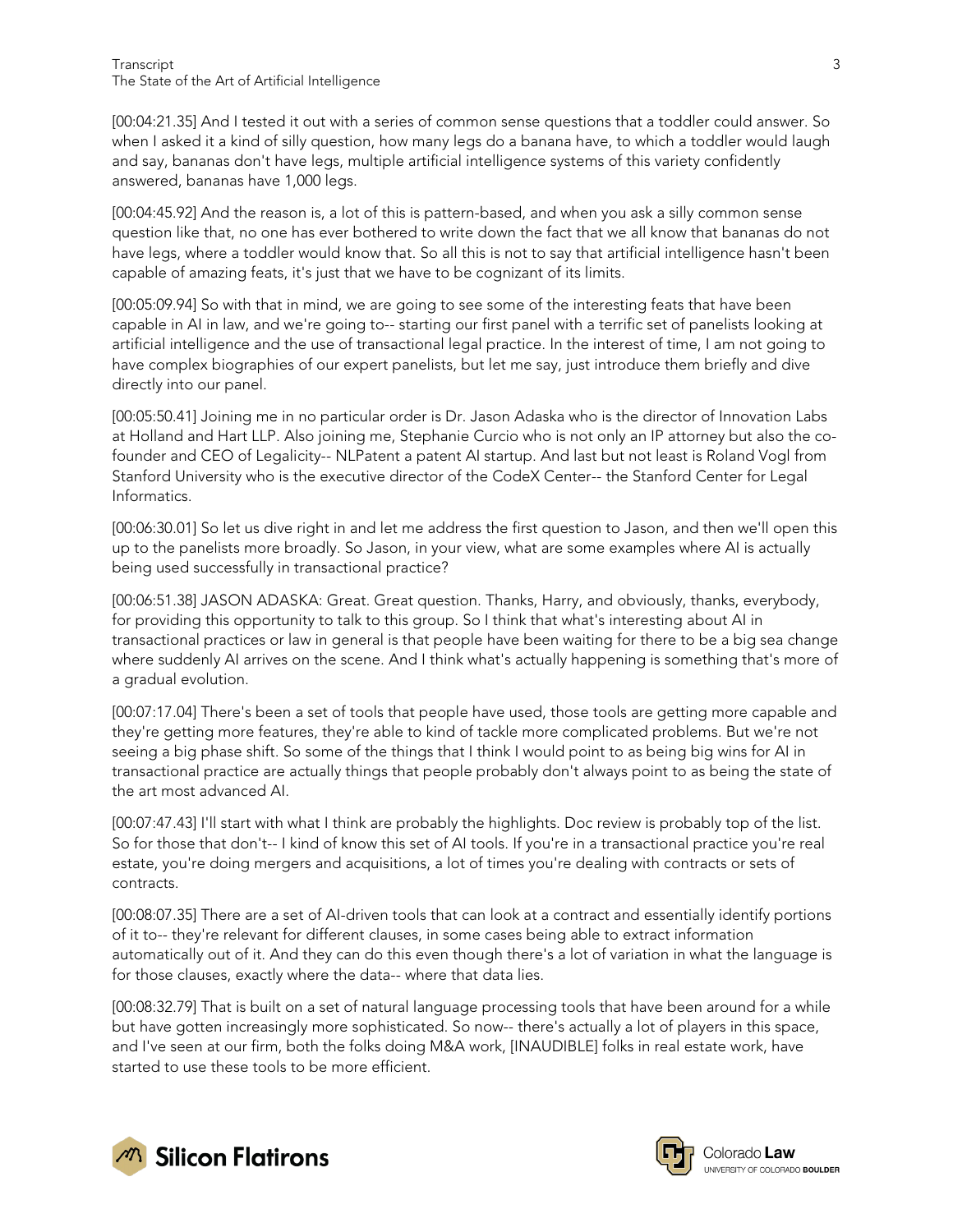[00:04:21.35] And I tested it out with a series of common sense questions that a toddler could answer. So when I asked it a kind of silly question, how many legs do a banana have, to which a toddler would laugh and say, bananas don't have legs, multiple artificial intelligence systems of this variety confidently answered, bananas have 1,000 legs.

[00:04:45.92] And the reason is, a lot of this is pattern-based, and when you ask a silly common sense question like that, no one has ever bothered to write down the fact that we all know that bananas do not have legs, where a toddler would know that. So all this is not to say that artificial intelligence hasn't been capable of amazing feats, it's just that we have to be cognizant of its limits.

[00:05:09.94] So with that in mind, we are going to see some of the interesting feats that have been capable in AI in law, and we're going to-- starting our first panel with a terrific set of panelists looking at artificial intelligence and the use of transactional legal practice. In the interest of time, I am not going to have complex biographies of our expert panelists, but let me say, just introduce them briefly and dive directly into our panel.

[00:05:50.41] Joining me in no particular order is Dr. Jason Adaska who is the director of Innovation Labs at Holland and Hart LLP. Also joining me, Stephanie Curcio who is not only an IP attorney but also the co-founder and CEO of Legalicity-- NLPatent a patent AI startup. And last but not least is Roland Vogl from Stanford University who is the executive director of the CodeX Center-- the Stanford Center for Legal Informatics.

[00:06:30.01] So let us dive right in and let me address the first question to Jason, and then we'll open this up to the panelists more broadly. So Jason, in your view, what are some examples where AI is actually being used successfully in transactional practice?

[00:06:51.38] JASON ADASKA: Great. Great question. Thanks, Harry, and obviously, thanks, everybody, for providing this opportunity to talk to this group. So I think that what's interesting about AI in transactional practices or law in general is that people have been waiting for there to be a big sea change where suddenly AI arrives on the scene. And I think what's actually happening is something that's more of a gradual evolution.

[00:07:17.04] There's been a set of tools that people have used, those tools are getting more capable and they're getting more features, they're able to kind of tackle more complicated problems. But we're not seeing a big phase shift. So some of the things that I think I would point to as being big wins for AI in transactional practice are actually things that people probably don't always point to as being the state of the art most advanced AI.

[00:07:47.43] I'll start with what I think are probably the highlights. Doc review is probably top of the list. So for those that don't-- I kind of know this set of AI tools. If you're in a transactional practice you're real estate, you're doing mergers and acquisitions, a lot of times you're dealing with contracts or sets of contracts.

[00:08:07.35] There are a set of AI-driven tools that can look at a contract and essentially identify portions of it to-- they're relevant for different clauses, in some cases being able to extract information automatically out of it. And they can do this even though there's a lot of variation in what the language is for those clauses, exactly where the data-- where that data lies.

[00:08:32.79] That is built on a set of natural language processing tools that have been around for a while but have gotten increasingly more sophisticated. So now-- there's actually a lot of players in this space, and I've seen at our firm, both the folks doing M&A work, [INAUDIBLE] folks in real estate work, have started to use these tools to be more efficient.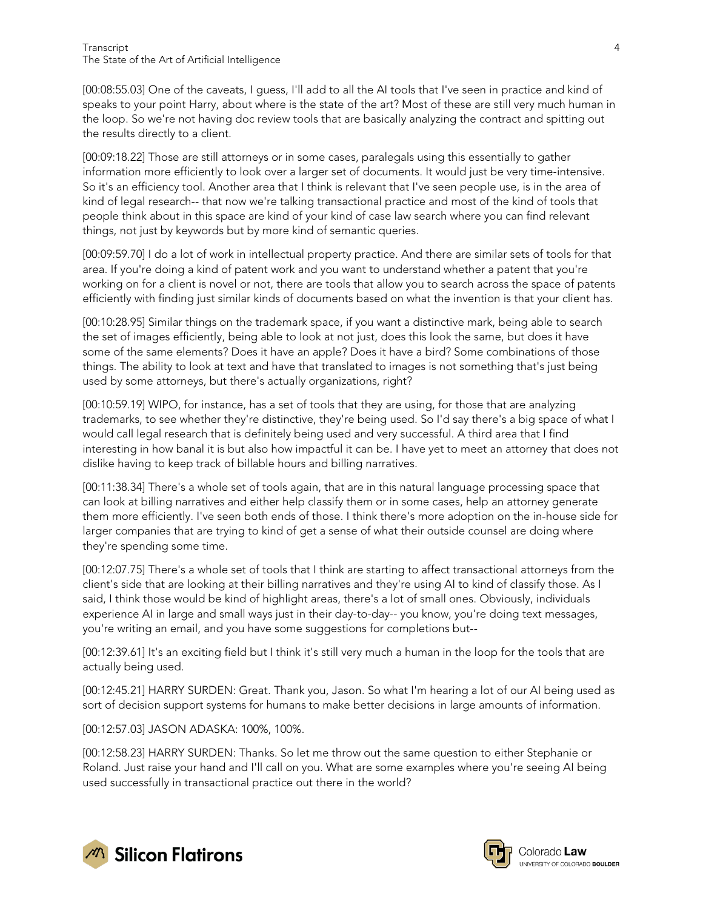[00:08:55.03] One of the caveats, I guess, I'll add to all the AI tools that I've seen in practice and kind of speaks to your point Harry, about where is the state of the art? Most of these are still very much human in the loop. So we're not having doc review tools that are basically analyzing the contract and spitting out the results directly to a client.

[00:09:18.22] Those are still attorneys or in some cases, paralegals using this essentially to gather information more efficiently to look over a larger set of documents. It would just be very time-intensive. So it's an efficiency tool. Another area that I think is relevant that I've seen people use, is in the area of kind of legal research-- that now we're talking transactional practice and most of the kind of tools that people think about in this space are kind of your kind of case law search where you can find relevant things, not just by keywords but by more kind of semantic queries.

[00:09:59.70] I do a lot of work in intellectual property practice. And there are similar sets of tools for that area. If you're doing a kind of patent work and you want to understand whether a patent that you're working on for a client is novel or not, there are tools that allow you to search across the space of patents efficiently with finding just similar kinds of documents based on what the invention is that your client has.

[00:10:28.95] Similar things on the trademark space, if you want a distinctive mark, being able to search the set of images efficiently, being able to look at not just, does this look the same, but does it have some of the same elements? Does it have an apple? Does it have a bird? Some combinations of those things. The ability to look at text and have that translated to images is not something that's just being used by some attorneys, but there's actually organizations, right?

[00:10:59.19] WIPO, for instance, has a set of tools that they are using, for those that are analyzing trademarks, to see whether they're distinctive, they're being used. So I'd say there's a big space of what I would call legal research that is definitely being used and very successful. A third area that I find interesting in how banal it is but also how impactful it can be. I have yet to meet an attorney that does not dislike having to keep track of billable hours and billing narratives.

[00:11:38.34] There's a whole set of tools again, that are in this natural language processing space that can look at billing narratives and either help classify them or in some cases, help an attorney generate them more efficiently. I've seen both ends of those. I think there's more adoption on the in-house side for larger companies that are trying to kind of get a sense of what their outside counsel are doing where they're spending some time.

[00:12:07.75] There's a whole set of tools that I think are starting to affect transactional attorneys from the client's side that are looking at their billing narratives and they're using AI to kind of classify those. As I said, I think those would be kind of highlight areas, there's a lot of small ones. Obviously, individuals experience AI in large and small ways just in their day-to-day-- you know, you're doing text messages, you're writing an email, and you have some suggestions for completions but--

[00:12:39.61] It's an exciting field but I think it's still very much a human in the loop for the tools that are actually being used.

[00:12:45.21] HARRY SURDEN: Great. Thank you, Jason. So what I'm hearing a lot of our AI being used as sort of decision support systems for humans to make better decisions in large amounts of information.

[00:12:57.03] JASON ADASKA: 100%, 100%.

[00:12:58.23] HARRY SURDEN: Thanks. So let me throw out the same question to either Stephanie or Roland. Just raise your hand and I'll call on you. What are some examples where you're seeing AI being used successfully in transactional practice out there in the world?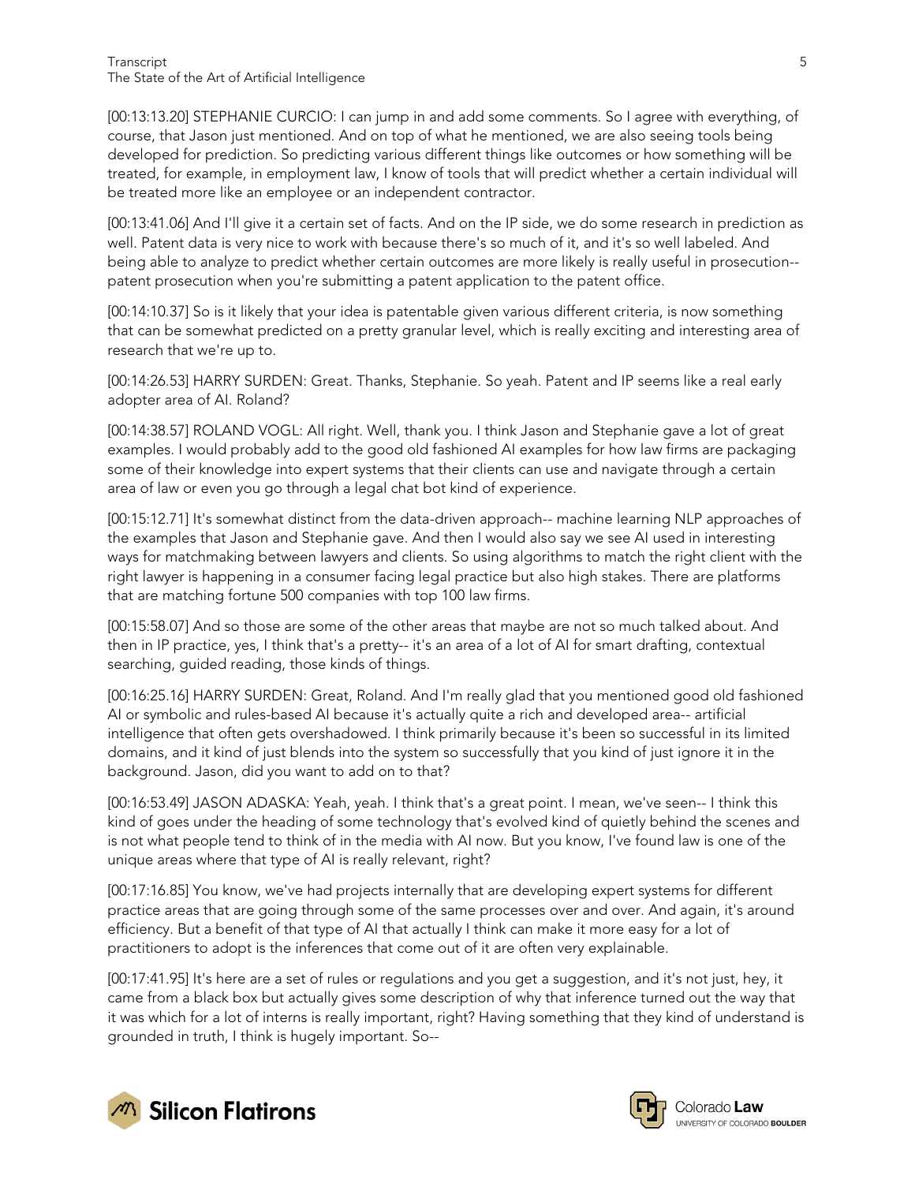[00:13:13.20] STEPHANIE CURCIO: I can jump in and add some comments. So I agree with everything, of course, that Jason just mentioned. And on top of what he mentioned, we are also seeing tools being developed for prediction. So predicting various different things like outcomes or how something will be treated, for example, in employment law, I know of tools that will predict whether a certain individual will be treated more like an employee or an independent contractor.

[00:13:41.06] And I'll give it a certain set of facts. And on the IP side, we do some research in prediction as well. Patent data is very nice to work with because there's so much of it, and it's so well labeled. And being able to analyze to predict whether certain outcomes are more likely is really useful in prosecution-- patent prosecution when you're submitting a patent application to the patent office.

[00:14:10.37] So is it likely that your idea is patentable given various different criteria, is now something that can be somewhat predicted on a pretty granular level, which is really exciting and interesting area of research that we're up to.

[00:14:26.53] HARRY SURDEN: Great. Thanks, Stephanie. So yeah. Patent and IP seems like a real early adopter area of AI. Roland?

[00:14:38.57] ROLAND VOGL: All right. Well, thank you. I think Jason and Stephanie gave a lot of great examples. I would probably add to the good old fashioned AI examples for how law firms are packaging some of their knowledge into expert systems that their clients can use and navigate through a certain area of law or even you go through a legal chat bot kind of experience.

[00:15:12.71] It's somewhat distinct from the data-driven approach-- machine learning NLP approaches of the examples that Jason and Stephanie gave. And then I would also say we see AI used in interesting ways for matchmaking between lawyers and clients. So using algorithms to match the right client with the right lawyer is happening in a consumer facing legal practice but also high stakes. There are platforms that are matching fortune 500 companies with top 100 law firms.

[00:15:58.07] And so those are some of the other areas that maybe are not so much talked about. And then in IP practice, yes, I think that's a pretty-- it's an area of a lot of AI for smart drafting, contextual searching, guided reading, those kinds of things.

[00:16:25.16] HARRY SURDEN: Great, Roland. And I'm really glad that you mentioned good old fashioned AI or symbolic and rules-based AI because it's actually quite a rich and developed area-- artificial intelligence that often gets overshadowed. I think primarily because it's been so successful in its limited domains, and it kind of just blends into the system so successfully that you kind of just ignore it in the background. Jason, did you want to add on to that?

[00:16:53.49] JASON ADASKA: Yeah, yeah. I think that's a great point. I mean, we've seen-- I think this kind of goes under the heading of some technology that's evolved kind of quietly behind the scenes and is not what people tend to think of in the media with AI now. But you know, I've found law is one of the unique areas where that type of AI is really relevant, right?

[00:17:16.85] You know, we've had projects internally that are developing expert systems for different practice areas that are going through some of the same processes over and over. And again, it's around efficiency. But a benefit of that type of AI that actually I think can make it more easy for a lot of practitioners to adopt is the inferences that come out of it are often very explainable.

[00:17:41.95] It's here are a set of rules or regulations and you get a suggestion, and it's not just, hey, it came from a black box but actually gives some description of why that inference turned out the way that it was which for a lot of interns is really important, right? Having something that they kind of understand is grounded in truth, I think is hugely important. So--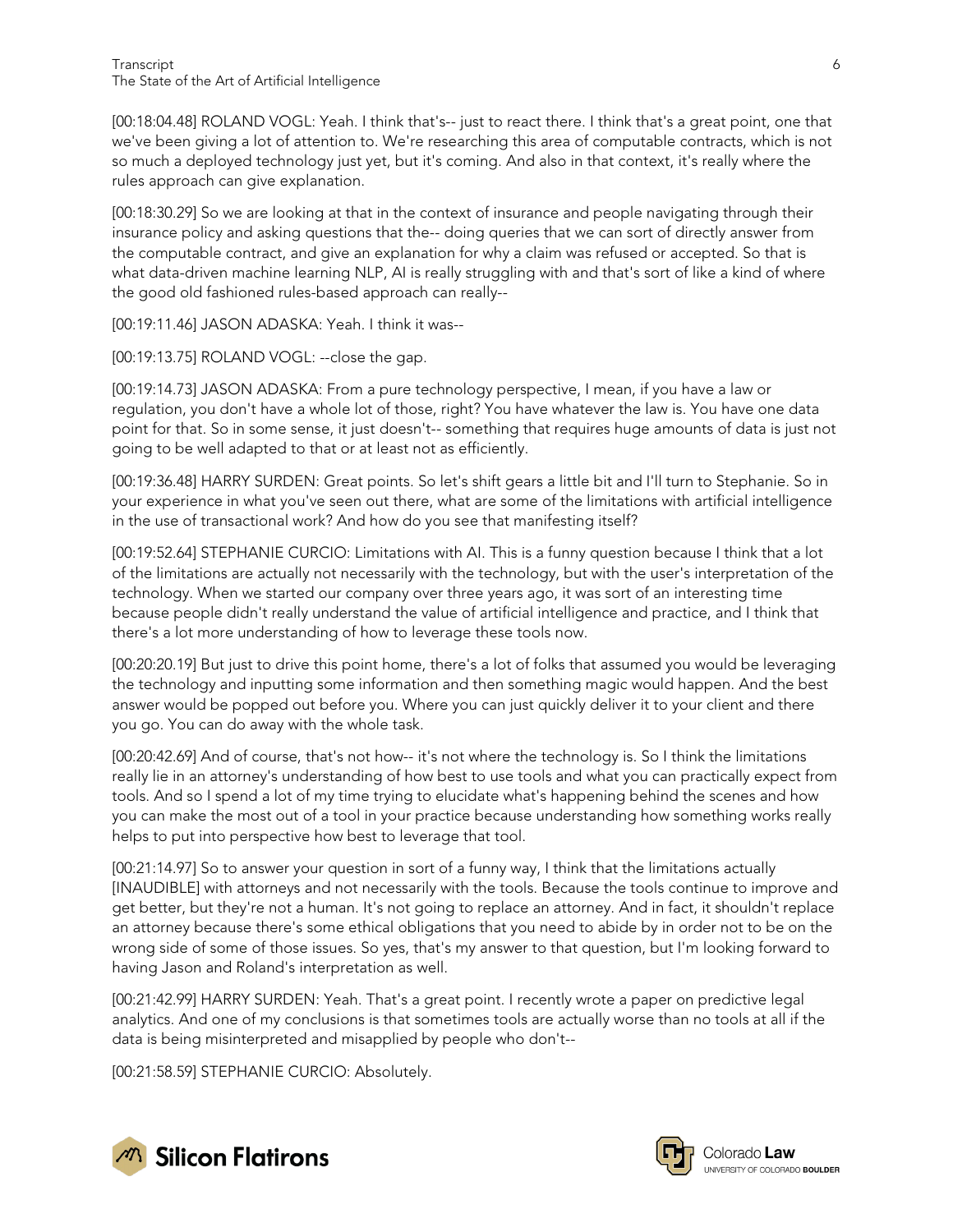[00:18:04.48] ROLAND VOGL: Yeah. I think that's-- just to react there. I think that's a great point, one that we've been giving a lot of attention to. We're researching this area of computable contracts, which is not so much a deployed technology just yet, but it's coming. And also in that context, it's really where the rules approach can give explanation.

[00:18:30.29] So we are looking at that in the context of insurance and people navigating through their insurance policy and asking questions that the-- doing queries that we can sort of directly answer from the computable contract, and give an explanation for why a claim was refused or accepted. So that is what data-driven machine learning NLP, AI is really struggling with and that's sort of like a kind of where the good old fashioned rules-based approach can really--

[00:19:11.46] JASON ADASKA: Yeah. I think it was--

[00:19:13.75] ROLAND VOGL: --close the gap.

[00:19:14.73] JASON ADASKA: From a pure technology perspective, I mean, if you have a law or regulation, you don't have a whole lot of those, right? You have whatever the law is. You have one data point for that. So in some sense, it just doesn't-- something that requires huge amounts of data is just not going to be well adapted to that or at least not as efficiently.

[00:19:36.48] HARRY SURDEN: Great points. So let's shift gears a little bit and I'll turn to Stephanie. So in your experience in what you've seen out there, what are some of the limitations with artificial intelligence in the use of transactional work? And how do you see that manifesting itself?

[00:19:52.64] STEPHANIE CURCIO: Limitations with AI. This is a funny question because I think that a lot of the limitations are actually not necessarily with the technology, but with the user's interpretation of the technology. When we started our company over three years ago, it was sort of an interesting time because people didn't really understand the value of artificial intelligence and practice, and I think that there's a lot more understanding of how to leverage these tools now.

[00:20:20.19] But just to drive this point home, there's a lot of folks that assumed you would be leveraging the technology and inputting some information and then something magic would happen. And the best answer would be popped out before you. Where you can just quickly deliver it to your client and there you go. You can do away with the whole task.

[00:20:42.69] And of course, that's not how-- it's not where the technology is. So I think the limitations really lie in an attorney's understanding of how best to use tools and what you can practically expect from tools. And so I spend a lot of my time trying to elucidate what's happening behind the scenes and how you can make the most out of a tool in your practice because understanding how something works really helps to put into perspective how best to leverage that tool.

[00:21:14.97] So to answer your question in sort of a funny way, I think that the limitations actually [INAUDIBLE] with attorneys and not necessarily with the tools. Because the tools continue to improve and get better, but they're not a human. It's not going to replace an attorney. And in fact, it shouldn't replace an attorney because there's some ethical obligations that you need to abide by in order not to be on the wrong side of some of those issues. So yes, that's my answer to that question, but I'm looking forward to having Jason and Roland's interpretation as well.

[00:21:42.99] HARRY SURDEN: Yeah. That's a great point. I recently wrote a paper on predictive legal analytics. And one of my conclusions is that sometimes tools are actually worse than no tools at all if the data is being misinterpreted and misapplied by people who don't--

[00:21:58.59] STEPHANIE CURCIO: Absolutely.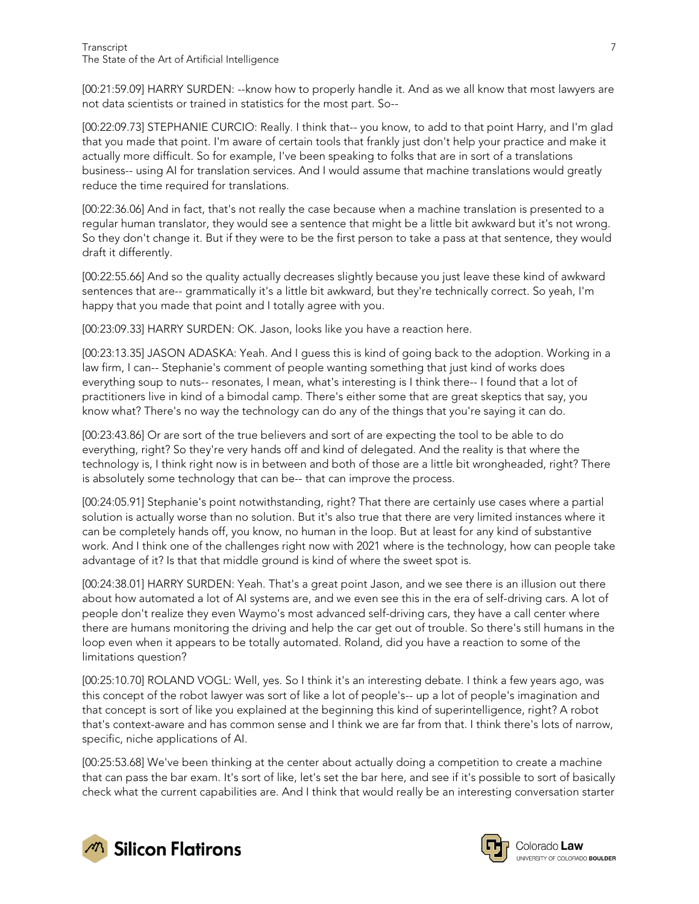[00:21:59.09] HARRY SURDEN: --know how to properly handle it. And as we all know that most lawyers are not data scientists or trained in statistics for the most part. So--

[00:22:09.73] STEPHANIE CURCIO: Really. I think that-- you know, to add to that point Harry, and I'm glad that you made that point. I'm aware of certain tools that frankly just don't help your practice and make it actually more difficult. So for example, I've been speaking to folks that are in sort of a translations business-- using AI for translation services. And I would assume that machine translations would greatly reduce the time required for translations.

[00:22:36.06] And in fact, that's not really the case because when a machine translation is presented to a regular human translator, they would see a sentence that might be a little bit awkward but it's not wrong. So they don't change it. But if they were to be the first person to take a pass at that sentence, they would draft it differently.

[00:22:55.66] And so the quality actually decreases slightly because you just leave these kind of awkward sentences that are-- grammatically it's a little bit awkward, but they're technically correct. So yeah, I'm happy that you made that point and I totally agree with you.

[00:23:09.33] HARRY SURDEN: OK. Jason, looks like you have a reaction here.

[00:23:13.35] JASON ADASKA: Yeah. And I guess this is kind of going back to the adoption. Working in a law firm, I can-- Stephanie's comment of people wanting something that just kind of works does everything soup to nuts-- resonates, I mean, what's interesting is I think there-- I found that a lot of practitioners live in kind of a bimodal camp. There's either some that are great skeptics that say, you know what? There's no way the technology can do any of the things that you're saying it can do.

[00:23:43.86] Or are sort of the true believers and sort of are expecting the tool to be able to do everything, right? So they're very hands off and kind of delegated. And the reality is that where the technology is, I think right now is in between and both of those are a little bit wrongheaded, right? There is absolutely some technology that can be-- that can improve the process.

[00:24:05.91] Stephanie's point notwithstanding, right? That there are certainly use cases where a partial solution is actually worse than no solution. But it's also true that there are very limited instances where it can be completely hands off, you know, no human in the loop. But at least for any kind of substantive work. And I think one of the challenges right now with 2021 where is the technology, how can people take advantage of it? Is that that middle ground is kind of where the sweet spot is.

[00:24:38.01] HARRY SURDEN: Yeah. That's a great point Jason, and we see there is an illusion out there about how automated a lot of AI systems are, and we even see this in the era of self-driving cars. A lot of people don't realize they even Waymo's most advanced self-driving cars, they have a call center where there are humans monitoring the driving and help the car get out of trouble. So there's still humans in the loop even when it appears to be totally automated. Roland, did you have a reaction to some of the limitations question?

[00:25:10.70] ROLAND VOGL: Well, yes. So I think it's an interesting debate. I think a few years ago, was this concept of the robot lawyer was sort of like a lot of people's-- up a lot of people's imagination and that concept is sort of like you explained at the beginning this kind of superintelligence, right? A robot that's context-aware and has common sense and I think we are far from that. I think there's lots of narrow, specific, niche applications of AI.

[00:25:53.68] We've been thinking at the center about actually doing a competition to create a machine that can pass the bar exam. It's sort of like, let's set the bar here, and see if it's possible to sort of basically check what the current capabilities are. And I think that would really be an interesting conversation starter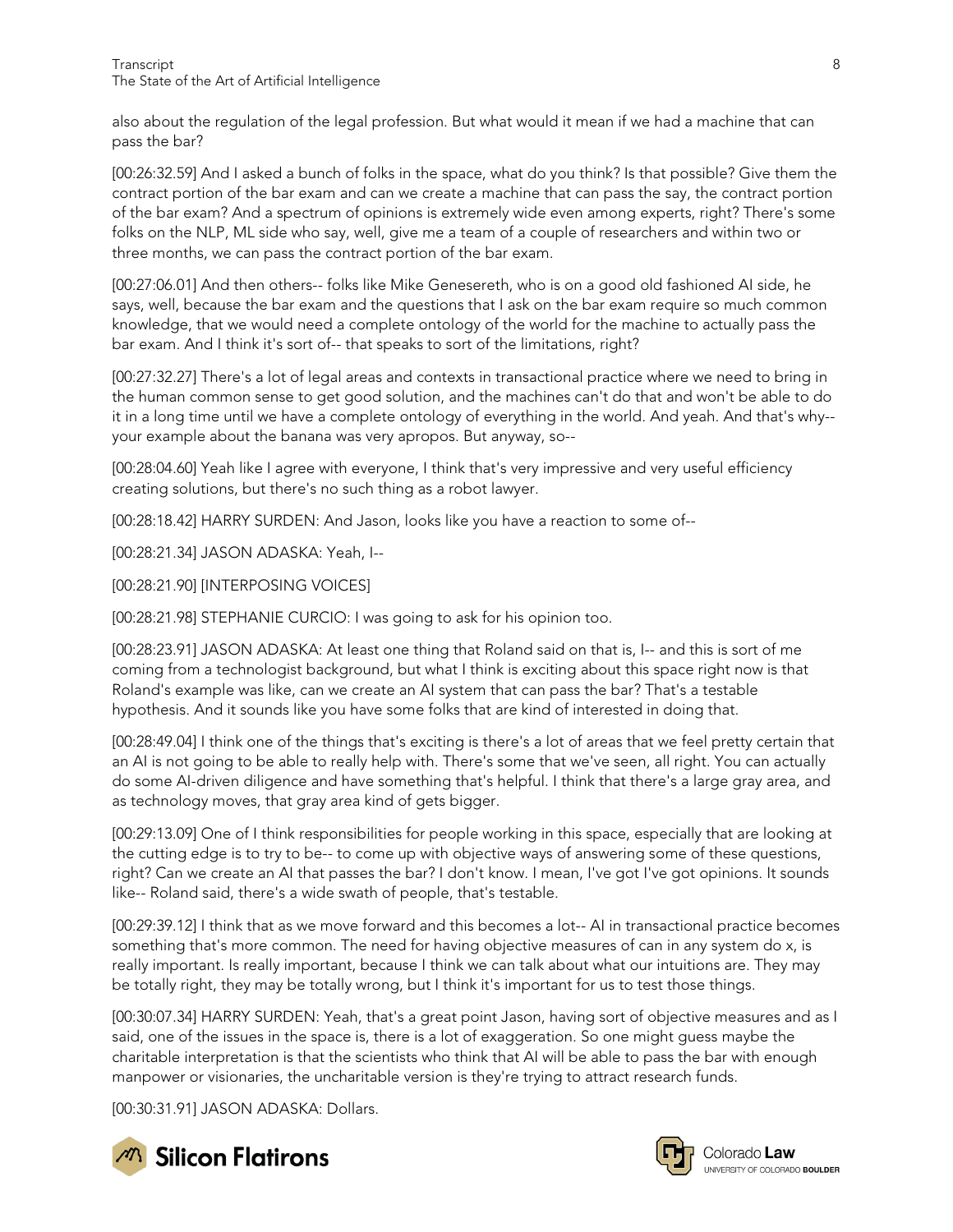also about the regulation of the legal profession. But what would it mean if we had a machine that can pass the bar?

[00:26:32.59] And I asked a bunch of folks in the space, what do you think? Is that possible? Give them the contract portion of the bar exam and can we create a machine that can pass the say, the contract portion of the bar exam? And a spectrum of opinions is extremely wide even among experts, right? There's some folks on the NLP, ML side who say, well, give me a team of a couple of researchers and within two or three months, we can pass the contract portion of the bar exam.

[00:27:06.01] And then others-- folks like Mike Genesereth, who is on a good old fashioned AI side, he says, well, because the bar exam and the questions that I ask on the bar exam require so much common knowledge, that we would need a complete ontology of the world for the machine to actually pass the bar exam. And I think it's sort of-- that speaks to sort of the limitations, right?

[00:27:32.27] There's a lot of legal areas and contexts in transactional practice where we need to bring in the human common sense to get good solution, and the machines can't do that and won't be able to do it in a long time until we have a complete ontology of everything in the world. And yeah. And that's why-- your example about the banana was very apropos. But anyway, so--

[00:28:04.60] Yeah like I agree with everyone, I think that's very impressive and very useful efficiency creating solutions, but there's no such thing as a robot lawyer.

[00:28:18.42] HARRY SURDEN: And Jason, looks like you have a reaction to some of--

[00:28:21.34] JASON ADASKA: Yeah, I--

[00:28:21.90] [INTERPOSING VOICES]

[00:28:21.98] STEPHANIE CURCIO: I was going to ask for his opinion too.

[00:28:23.91] JASON ADASKA: At least one thing that Roland said on that is, I-- and this is sort of me coming from a technologist background, but what I think is exciting about this space right now is that Roland's example was like, can we create an AI system that can pass the bar? That's a testable hypothesis. And it sounds like you have some folks that are kind of interested in doing that.

[00:28:49.04] I think one of the things that's exciting is there's a lot of areas that we feel pretty certain that an AI is not going to be able to really help with. There's some that we've seen, all right. You can actually do some AI-driven diligence and have something that's helpful. I think that there's a large gray area, and as technology moves, that gray area kind of gets bigger.

[00:29:13.09] One of I think responsibilities for people working in this space, especially that are looking at the cutting edge is to try to be-- to come up with objective ways of answering some of these questions, right? Can we create an AI that passes the bar? I don't know. I mean, I've got I've got opinions. It sounds like-- Roland said, there's a wide swath of people, that's testable.

[00:29:39.12] I think that as we move forward and this becomes a lot-- AI in transactional practice becomes something that's more common. The need for having objective measures of can in any system do x, is really important. Is really important, because I think we can talk about what our intuitions are. They may be totally right, they may be totally wrong, but I think it's important for us to test those things.

[00:30:07.34] HARRY SURDEN: Yeah, that's a great point Jason, having sort of objective measures and as I said, one of the issues in the space is, there is a lot of exaggeration. So one might guess maybe the charitable interpretation is that the scientists who think that AI will be able to pass the bar with enough manpower or visionaries, the uncharitable version is they're trying to attract research funds.

[00:30:31.91] JASON ADASKA: Dollars.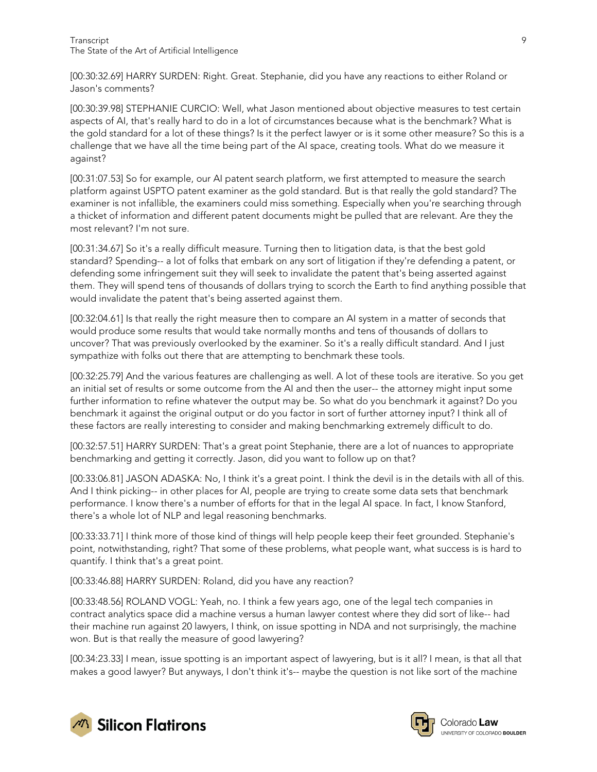[00:30:32.69] HARRY SURDEN: Right. Great. Stephanie, did you have any reactions to either Roland or Jason's comments?

[00:30:39.98] STEPHANIE CURCIO: Well, what Jason mentioned about objective measures to test certain aspects of AI, that's really hard to do in a lot of circumstances because what is the benchmark? What is the gold standard for a lot of these things? Is it the perfect lawyer or is it some other measure? So this is a challenge that we have all the time being part of the AI space, creating tools. What do we measure it against?

[00:31:07.53] So for example, our AI patent search platform, we first attempted to measure the search platform against USPTO patent examiner as the gold standard. But is that really the gold standard? The examiner is not infallible, the examiners could miss something. Especially when you're searching through a thicket of information and different patent documents might be pulled that are relevant. Are they the most relevant? I'm not sure.

[00:31:34.67] So it's a really difficult measure. Turning then to litigation data, is that the best gold standard? Spending-- a lot of folks that embark on any sort of litigation if they're defending a patent, or defending some infringement suit they will seek to invalidate the patent that's being asserted against them. They will spend tens of thousands of dollars trying to scorch the Earth to find anything possible that would invalidate the patent that's being asserted against them.

[00:32:04.61] Is that really the right measure then to compare an AI system in a matter of seconds that would produce some results that would take normally months and tens of thousands of dollars to uncover? That was previously overlooked by the examiner. So it's a really difficult standard. And I just sympathize with folks out there that are attempting to benchmark these tools.

[00:32:25.79] And the various features are challenging as well. A lot of these tools are iterative. So you get an initial set of results or some outcome from the AI and then the user-- the attorney might input some further information to refine whatever the output may be. So what do you benchmark it against? Do you benchmark it against the original output or do you factor in sort of further attorney input? I think all of these factors are really interesting to consider and making benchmarking extremely difficult to do.

[00:32:57.51] HARRY SURDEN: That's a great point Stephanie, there are a lot of nuances to appropriate benchmarking and getting it correctly. Jason, did you want to follow up on that?

[00:33:06.81] JASON ADASKA: No, I think it's a great point. I think the devil is in the details with all of this. And I think picking-- in other places for AI, people are trying to create some data sets that benchmark performance. I know there's a number of efforts for that in the legal AI space. In fact, I know Stanford, there's a whole lot of NLP and legal reasoning benchmarks.

[00:33:33.71] I think more of those kind of things will help people keep their feet grounded. Stephanie's point, notwithstanding, right? That some of these problems, what people want, what success is is hard to quantify. I think that's a great point.

[00:33:46.88] HARRY SURDEN: Roland, did you have any reaction?

[00:33:48.56] ROLAND VOGL: Yeah, no. I think a few years ago, one of the legal tech companies in contract analytics space did a machine versus a human lawyer contest where they did sort of like-- had their machine run against 20 lawyers, I think, on issue spotting in NDA and not surprisingly, the machine won. But is that really the measure of good lawyering?

[00:34:23.33] I mean, issue spotting is an important aspect of lawyering, but is it all? I mean, is that all that makes a good lawyer? But anyways, I don't think it's-- maybe the question is not like sort of the machine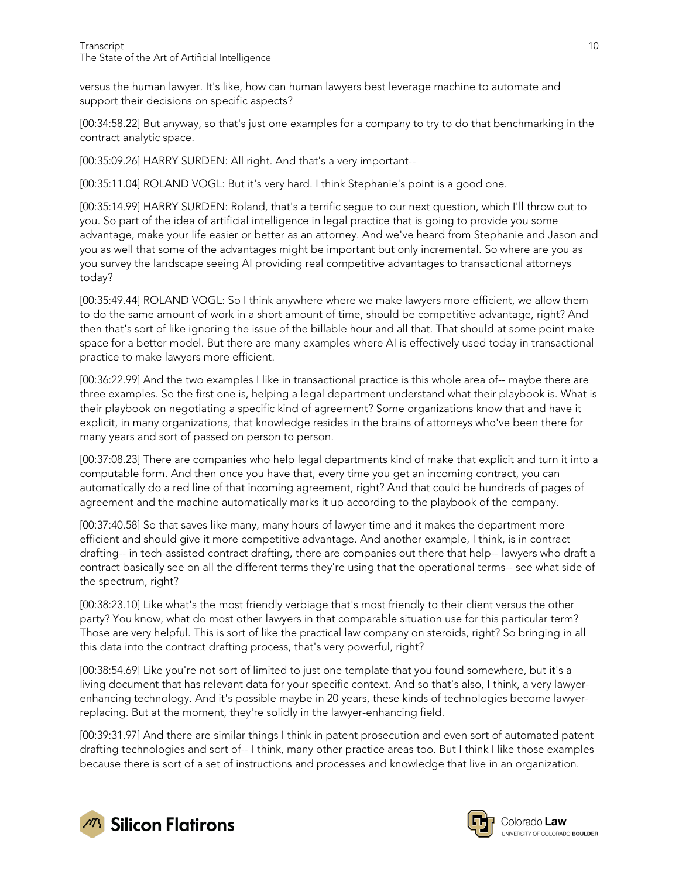versus the human lawyer. It's like, how can human lawyers best leverage machine to automate and support their decisions on specific aspects?

[00:34:58.22] But anyway, so that's just one examples for a company to try to do that benchmarking in the contract analytic space.

[00:35:09.26] HARRY SURDEN: All right. And that's a very important--

[00:35:11.04] ROLAND VOGL: But it's very hard. I think Stephanie's point is a good one.

[00:35:14.99] HARRY SURDEN: Roland, that's a terrific segue to our next question, which I'll throw out to you. So part of the idea of artificial intelligence in legal practice that is going to provide you some advantage, make your life easier or better as an attorney. And we've heard from Stephanie and Jason and you as well that some of the advantages might be important but only incremental. So where are you as you survey the landscape seeing AI providing real competitive advantages to transactional attorneys today?

[00:35:49.44] ROLAND VOGL: So I think anywhere where we make lawyers more efficient, we allow them to do the same amount of work in a short amount of time, should be competitive advantage, right? And then that's sort of like ignoring the issue of the billable hour and all that. That should at some point make space for a better model. But there are many examples where AI is effectively used today in transactional practice to make lawyers more efficient.

[00:36:22.99] And the two examples I like in transactional practice is this whole area of-- maybe there are three examples. So the first one is, helping a legal department understand what their playbook is. What is their playbook on negotiating a specific kind of agreement? Some organizations know that and have it explicit, in many organizations, that knowledge resides in the brains of attorneys who've been there for many years and sort of passed on person to person.

[00:37:08.23] There are companies who help legal departments kind of make that explicit and turn it into a computable form. And then once you have that, every time you get an incoming contract, you can automatically do a red line of that incoming agreement, right? And that could be hundreds of pages of agreement and the machine automatically marks it up according to the playbook of the company.

[00:37:40.58] So that saves like many, many hours of lawyer time and it makes the department more efficient and should give it more competitive advantage. And another example, I think, is in contract drafting-- in tech-assisted contract drafting, there are companies out there that help-- lawyers who draft a contract basically see on all the different terms they're using that the operational terms-- see what side of the spectrum, right?

[00:38:23.10] Like what's the most friendly verbiage that's most friendly to their client versus the other party? You know, what do most other lawyers in that comparable situation use for this particular term? Those are very helpful. This is sort of like the practical law company on steroids, right? So bringing in all this data into the contract drafting process, that's very powerful, right?

[00:38:54.69] Like you're not sort of limited to just one template that you found somewhere, but it's a living document that has relevant data for your specific context. And so that's also, I think, a very lawyer-enhancing technology. And it's possible maybe in 20 years, these kinds of technologies become lawyer-replacing. But at the moment, they're solidly in the lawyer-enhancing field.

[00:39:31.97] And there are similar things I think in patent prosecution and even sort of automated patent drafting technologies and sort of-- I think, many other practice areas too. But I think I like those examples because there is sort of a set of instructions and processes and knowledge that live in an organization.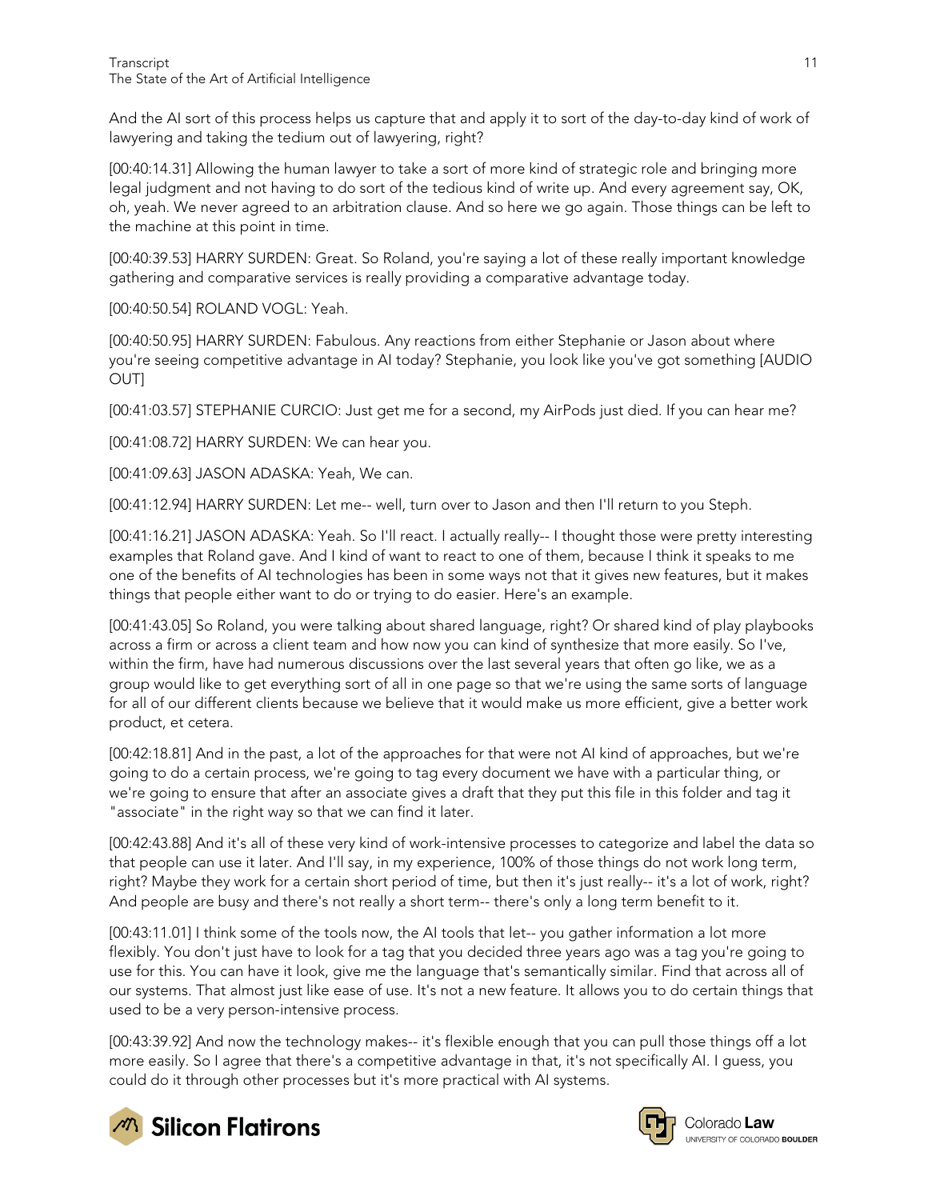And the AI sort of this process helps us capture that and apply it to sort of the day-to-day kind of work of lawyering and taking the tedium out of lawyering, right?

[00:40:14.31] Allowing the human lawyer to take a sort of more kind of strategic role and bringing more legal judgment and not having to do sort of the tedious kind of write up. And every agreement say, OK, oh, yeah. We never agreed to an arbitration clause. And so here we go again. Those things can be left to the machine at this point in time.

[00:40:39.53] HARRY SURDEN: Great. So Roland, you're saying a lot of these really important knowledge gathering and comparative services is really providing a comparative advantage today.

[00:40:50.54] ROLAND VOGL: Yeah.

[00:40:50.95] HARRY SURDEN: Fabulous. Any reactions from either Stephanie or Jason about where you're seeing competitive advantage in AI today? Stephanie, you look like you've got something [AUDIO OUT]

[00:41:03.57] STEPHANIE CURCIO: Just get me for a second, my AirPods just died. If you can hear me?

[00:41:08.72] HARRY SURDEN: We can hear you.

[00:41:09.63] JASON ADASKA: Yeah, We can.

[00:41:12.94] HARRY SURDEN: Let me-- well, turn over to Jason and then I'll return to you Steph.

[00:41:16.21] JASON ADASKA: Yeah. So I'll react. I actually really-- I thought those were pretty interesting examples that Roland gave. And I kind of want to react to one of them, because I think it speaks to me one of the benefits of AI technologies has been in some ways not that it gives new features, but it makes things that people either want to do or trying to do easier. Here's an example.

[00:41:43.05] So Roland, you were talking about shared language, right? Or shared kind of play playbooks across a firm or across a client team and how now you can kind of synthesize that more easily. So I've, within the firm, have had numerous discussions over the last several years that often go like, we as a group would like to get everything sort of all in one page so that we're using the same sorts of language for all of our different clients because we believe that it would make us more efficient, give a better work product, et cetera.

[00:42:18.81] And in the past, a lot of the approaches for that were not AI kind of approaches, but we're going to do a certain process, we're going to tag every document we have with a particular thing, or we're going to ensure that after an associate gives a draft that they put this file in this folder and tag it "associate" in the right way so that we can find it later.

[00:42:43.88] And it's all of these very kind of work-intensive processes to categorize and label the data so that people can use it later. And I'll say, in my experience, 100% of those things do not work long term, right? Maybe they work for a certain short period of time, but then it's just really-- it's a lot of work, right? And people are busy and there's not really a short term-- there's only a long term benefit to it.

[00:43:11.01] I think some of the tools now, the AI tools that let-- you gather information a lot more flexibly. You don't just have to look for a tag that you decided three years ago was a tag you're going to use for this. You can have it look, give me the language that's semantically similar. Find that across all of our systems. That almost just like ease of use. It's not a new feature. It allows you to do certain things that used to be a very person-intensive process.

[00:43:39.92] And now the technology makes-- it's flexible enough that you can pull those things off a lot more easily. So I agree that there's a competitive advantage in that, it's not specifically AI. I guess, you could do it through other processes but it's more practical with AI systems.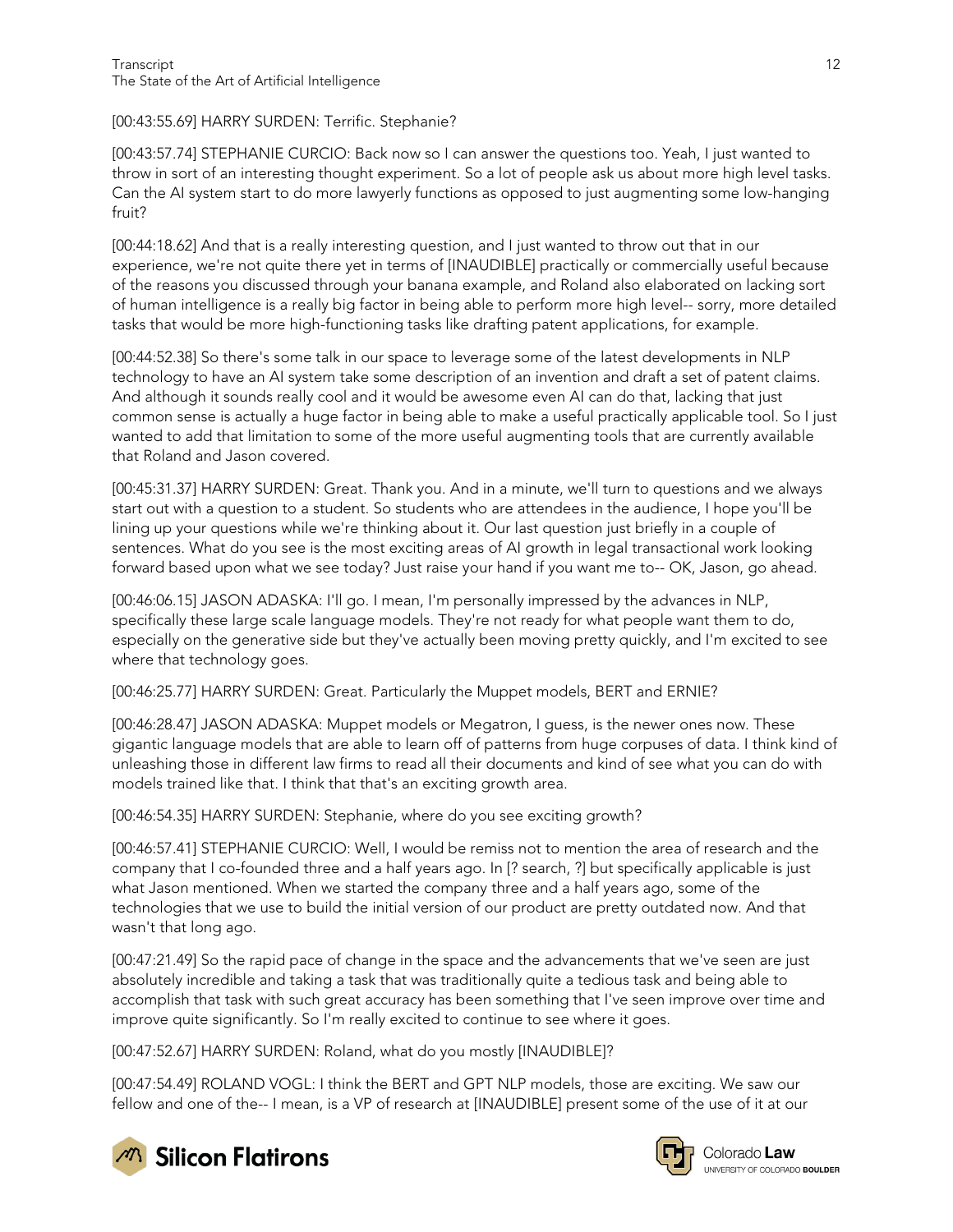[00:43:55.69] HARRY SURDEN: Terrific. Stephanie?

[00:43:57.74] STEPHANIE CURCIO: Back now so I can answer the questions too. Yeah, I just wanted to throw in sort of an interesting thought experiment. So a lot of people ask us about more high level tasks. Can the AI system start to do more lawyerly functions as opposed to just augmenting some low-hanging fruit?

[00:44:18.62] And that is a really interesting question, and I just wanted to throw out that in our experience, we're not quite there yet in terms of [INAUDIBLE] practically or commercially useful because of the reasons you discussed through your banana example, and Roland also elaborated on lacking sort of human intelligence is a really big factor in being able to perform more high level-- sorry, more detailed tasks that would be more high-functioning tasks like drafting patent applications, for example.

[00:44:52.38] So there's some talk in our space to leverage some of the latest developments in NLP technology to have an AI system take some description of an invention and draft a set of patent claims. And although it sounds really cool and it would be awesome even AI can do that, lacking that just common sense is actually a huge factor in being able to make a useful practically applicable tool. So I just wanted to add that limitation to some of the more useful augmenting tools that are currently available that Roland and Jason covered.

[00:45:31.37] HARRY SURDEN: Great. Thank you. And in a minute, we'll turn to questions and we always start out with a question to a student. So students who are attendees in the audience, I hope you'll be lining up your questions while we're thinking about it. Our last question just briefly in a couple of sentences. What do you see is the most exciting areas of AI growth in legal transactional work looking forward based upon what we see today? Just raise your hand if you want me to-- OK, Jason, go ahead.

[00:46:06.15] JASON ADASKA: I'll go. I mean, I'm personally impressed by the advances in NLP, specifically these large scale language models. They're not ready for what people want them to do, especially on the generative side but they've actually been moving pretty quickly, and I'm excited to see where that technology goes.

[00:46:25.77] HARRY SURDEN: Great. Particularly the Muppet models, BERT and ERNIE?

[00:46:28.47] JASON ADASKA: Muppet models or Megatron, I guess, is the newer ones now. These gigantic language models that are able to learn off of patterns from huge corpuses of data. I think kind of unleashing those in different law firms to read all their documents and kind of see what you can do with models trained like that. I think that that's an exciting growth area.

[00:46:54.35] HARRY SURDEN: Stephanie, where do you see exciting growth?

[00:46:57.41] STEPHANIE CURCIO: Well, I would be remiss not to mention the area of research and the company that I co-founded three and a half years ago. In [? search, ?] but specifically applicable is just what Jason mentioned. When we started the company three and a half years ago, some of the technologies that we use to build the initial version of our product are pretty outdated now. And that wasn't that long ago.

[00:47:21.49] So the rapid pace of change in the space and the advancements that we've seen are just absolutely incredible and taking a task that was traditionally quite a tedious task and being able to accomplish that task with such great accuracy has been something that I've seen improve over time and improve quite significantly. So I'm really excited to continue to see where it goes.

[00:47:52.67] HARRY SURDEN: Roland, what do you mostly [INAUDIBLE]?

[00:47:54.49] ROLAND VOGL: I think the BERT and GPT NLP models, those are exciting. We saw our fellow and one of the-- I mean, is a VP of research at [INAUDIBLE] present some of the use of it at our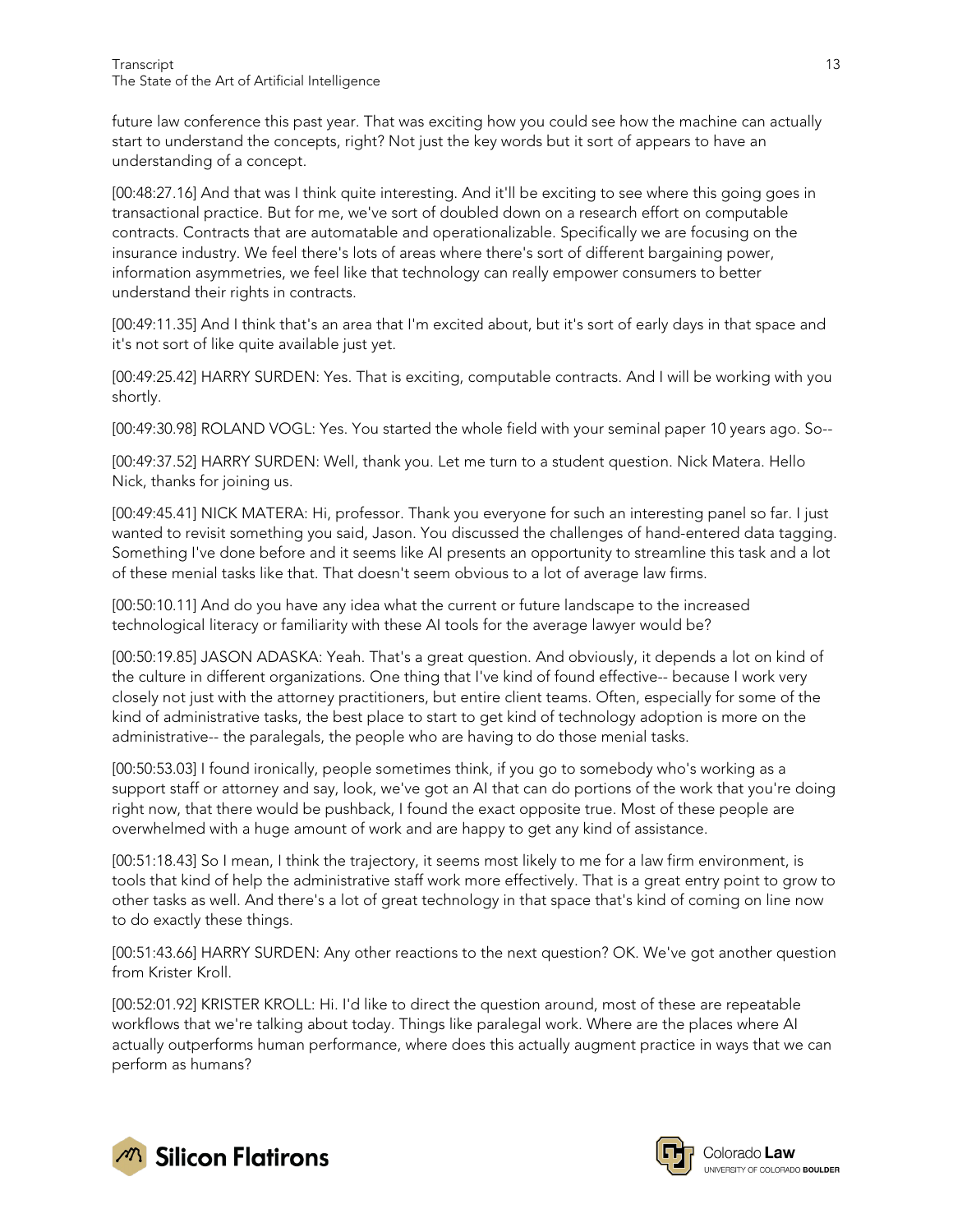future law conference this past year. That was exciting how you could see how the machine can actually start to understand the concepts, right? Not just the key words but it sort of appears to have an understanding of a concept.

[00:48:27.16] And that was I think quite interesting. And it'll be exciting to see where this going goes in transactional practice. But for me, we've sort of doubled down on a research effort on computable contracts. Contracts that are automatable and operationalizable. Specifically we are focusing on the insurance industry. We feel there's lots of areas where there's sort of different bargaining power, information asymmetries, we feel like that technology can really empower consumers to better understand their rights in contracts.

[00:49:11.35] And I think that's an area that I'm excited about, but it's sort of early days in that space and it's not sort of like quite available just yet.

[00:49:25.42] HARRY SURDEN: Yes. That is exciting, computable contracts. And I will be working with you shortly.

[00:49:30.98] ROLAND VOGL: Yes. You started the whole field with your seminal paper 10 years ago. So--

[00:49:37.52] HARRY SURDEN: Well, thank you. Let me turn to a student question. Nick Matera. Hello Nick, thanks for joining us.

[00:49:45.41] NICK MATERA: Hi, professor. Thank you everyone for such an interesting panel so far. I just wanted to revisit something you said, Jason. You discussed the challenges of hand-entered data tagging. Something I've done before and it seems like AI presents an opportunity to streamline this task and a lot of these menial tasks like that. That doesn't seem obvious to a lot of average law firms.

[00:50:10.11] And do you have any idea what the current or future landscape to the increased technological literacy or familiarity with these AI tools for the average lawyer would be?

[00:50:19.85] JASON ADASKA: Yeah. That's a great question. And obviously, it depends a lot on kind of the culture in different organizations. One thing that I've kind of found effective-- because I work very closely not just with the attorney practitioners, but entire client teams. Often, especially for some of the kind of administrative tasks, the best place to start to get kind of technology adoption is more on the administrative-- the paralegals, the people who are having to do those menial tasks.

[00:50:53.03] I found ironically, people sometimes think, if you go to somebody who's working as a support staff or attorney and say, look, we've got an AI that can do portions of the work that you're doing right now, that there would be pushback, I found the exact opposite true. Most of these people are overwhelmed with a huge amount of work and are happy to get any kind of assistance.

[00:51:18.43] So I mean, I think the trajectory, it seems most likely to me for a law firm environment, is tools that kind of help the administrative staff work more effectively. That is a great entry point to grow to other tasks as well. And there's a lot of great technology in that space that's kind of coming on line now to do exactly these things.

[00:51:43.66] HARRY SURDEN: Any other reactions to the next question? OK. We've got another question from Krister Kroll.

[00:52:01.92] KRISTER KROLL: Hi. I'd like to direct the question around, most of these are repeatable workflows that we're talking about today. Things like paralegal work. Where are the places where AI actually outperforms human performance, where does this actually augment practice in ways that we can perform as humans?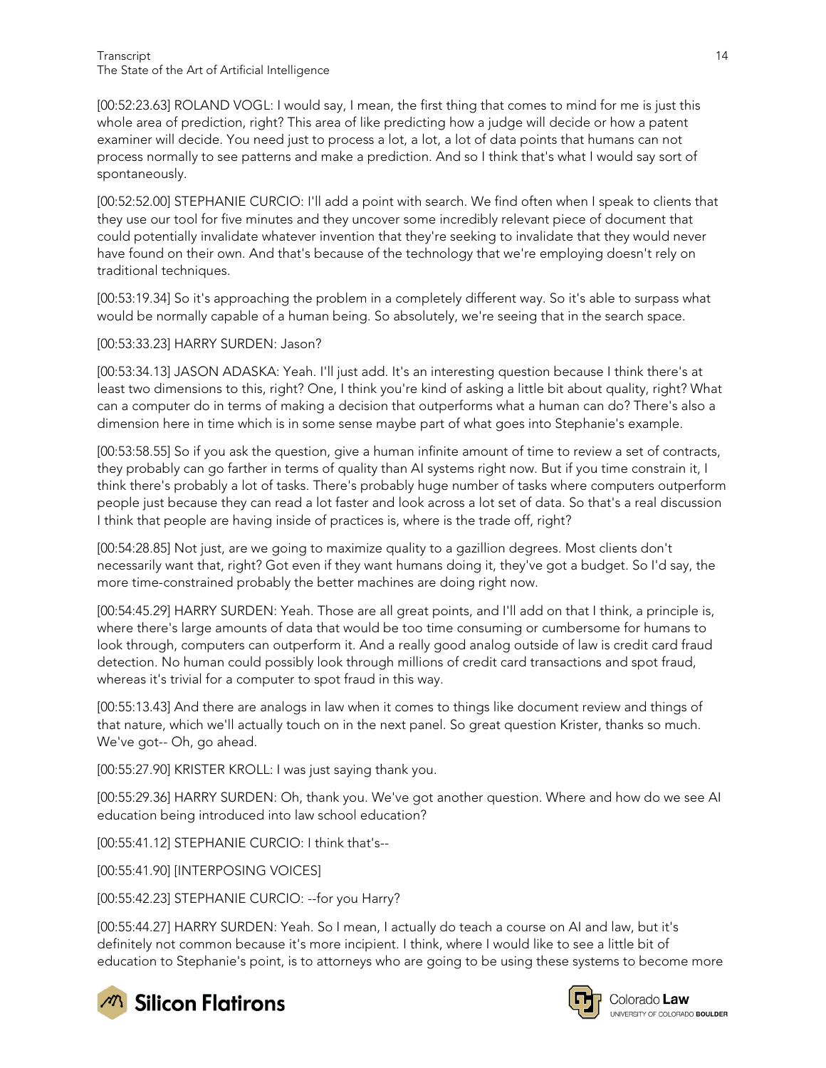[00:52:23.63] ROLAND VOGL: I would say, I mean, the first thing that comes to mind for me is just this whole area of prediction, right? This area of like predicting how a judge will decide or how a patent examiner will decide. You need just to process a lot, a lot, a lot of data points that humans can not process normally to see patterns and make a prediction. And so I think that's what I would say sort of spontaneously.

[00:52:52.00] STEPHANIE CURCIO: I'll add a point with search. We find often when I speak to clients that they use our tool for five minutes and they uncover some incredibly relevant piece of document that could potentially invalidate whatever invention that they're seeking to invalidate that they would never have found on their own. And that's because of the technology that we're employing doesn't rely on traditional techniques.

[00:53:19.34] So it's approaching the problem in a completely different way. So it's able to surpass what would be normally capable of a human being. So absolutely, we're seeing that in the search space.

[00:53:33.23] HARRY SURDEN: Jason?

[00:53:34.13] JASON ADASKA: Yeah. I'll just add. It's an interesting question because I think there's at least two dimensions to this, right? One, I think you're kind of asking a little bit about quality, right? What can a computer do in terms of making a decision that outperforms what a human can do? There's also a dimension here in time which is in some sense maybe part of what goes into Stephanie's example.

[00:53:58.55] So if you ask the question, give a human infinite amount of time to review a set of contracts, they probably can go farther in terms of quality than AI systems right now. But if you time constrain it, I think there's probably a lot of tasks. There's probably huge number of tasks where computers outperform people just because they can read a lot faster and look across a lot set of data. So that's a real discussion I think that people are having inside of practices is, where is the trade off, right?

[00:54:28.85] Not just, are we going to maximize quality to a gazillion degrees. Most clients don't necessarily want that, right? Got even if they want humans doing it, they've got a budget. So I'd say, the more time-constrained probably the better machines are doing right now.

[00:54:45.29] HARRY SURDEN: Yeah. Those are all great points, and I'll add on that I think, a principle is, where there's large amounts of data that would be too time consuming or cumbersome for humans to look through, computers can outperform it. And a really good analog outside of law is credit card fraud detection. No human could possibly look through millions of credit card transactions and spot fraud, whereas it's trivial for a computer to spot fraud in this way.

[00:55:13.43] And there are analogs in law when it comes to things like document review and things of that nature, which we'll actually touch on in the next panel. So great question Krister, thanks so much. We've got-- Oh, go ahead.

[00:55:27.90] KRISTER KROLL: I was just saying thank you.

[00:55:29.36] HARRY SURDEN: Oh, thank you. We've got another question. Where and how do we see AI education being introduced into law school education?

[00:55:41.12] STEPHANIE CURCIO: I think that's--

[00:55:41.90] [INTERPOSING VOICES]

[00:55:42.23] STEPHANIE CURCIO: --for you Harry?

[00:55:44.27] HARRY SURDEN: Yeah. So I mean, I actually do teach a course on AI and law, but it's definitely not common because it's more incipient. I think, where I would like to see a little bit of education to Stephanie's point, is to attorneys who are going to be using these systems to become more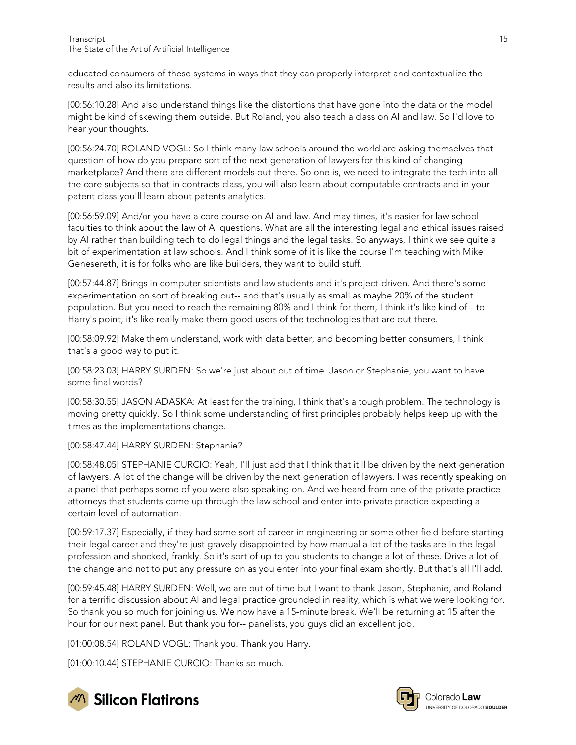educated consumers of these systems in ways that they can properly interpret and contextualize the results and also its limitations.

[00:56:10.28] And also understand things like the distortions that have gone into the data or the model might be kind of skewing them outside. But Roland, you also teach a class on AI and law. So I'd love to hear your thoughts.

[00:56:24.70] ROLAND VOGL: So I think many law schools around the world are asking themselves that question of how do you prepare sort of the next generation of lawyers for this kind of changing marketplace? And there are different models out there. So one is, we need to integrate the tech into all the core subjects so that in contracts class, you will also learn about computable contracts and in your patent class you'll learn about patents analytics.

[00:56:59.09] And/or you have a core course on AI and law. And may times, it's easier for law school faculties to think about the law of AI questions. What are all the interesting legal and ethical issues raised by AI rather than building tech to do legal things and the legal tasks. So anyways, I think we see quite a bit of experimentation at law schools. And I think some of it is like the course I'm teaching with Mike Genesereth, it is for folks who are like builders, they want to build stuff.

[00:57:44.87] Brings in computer scientists and law students and it's project-driven. And there's some experimentation on sort of breaking out-- and that's usually as small as maybe 20% of the student population. But you need to reach the remaining 80% and I think for them, I think it's like kind of-- to Harry's point, it's like really make them good users of the technologies that are out there.

[00:58:09.92] Make them understand, work with data better, and becoming better consumers, I think that's a good way to put it.

[00:58:23.03] HARRY SURDEN: So we're just about out of time. Jason or Stephanie, you want to have some final words?

[00:58:30.55] JASON ADASKA: At least for the training, I think that's a tough problem. The technology is moving pretty quickly. So I think some understanding of first principles probably helps keep up with the times as the implementations change.

[00:58:47.44] HARRY SURDEN: Stephanie?

[00:58:48.05] STEPHANIE CURCIO: Yeah, I'll just add that I think that it'll be driven by the next generation of lawyers. A lot of the change will be driven by the next generation of lawyers. I was recently speaking on a panel that perhaps some of you were also speaking on. And we heard from one of the private practice attorneys that students come up through the law school and enter into private practice expecting a certain level of automation.

[00:59:17.37] Especially, if they had some sort of career in engineering or some other field before starting their legal career and they're just gravely disappointed by how manual a lot of the tasks are in the legal profession and shocked, frankly. So it's sort of up to you students to change a lot of these. Drive a lot of the change and not to put any pressure on as you enter into your final exam shortly. But that's all I'll add.

[00:59:45.48] HARRY SURDEN: Well, we are out of time but I want to thank Jason, Stephanie, and Roland for a terrific discussion about AI and legal practice grounded in reality, which is what we were looking for. So thank you so much for joining us. We now have a 15-minute break. We'll be returning at 15 after the hour for our next panel. But thank you for-- panelists, you guys did an excellent job.

[01:00:08.54] ROLAND VOGL: Thank you. Thank you Harry.

[01:00:10.44] STEPHANIE CURCIO: Thanks so much.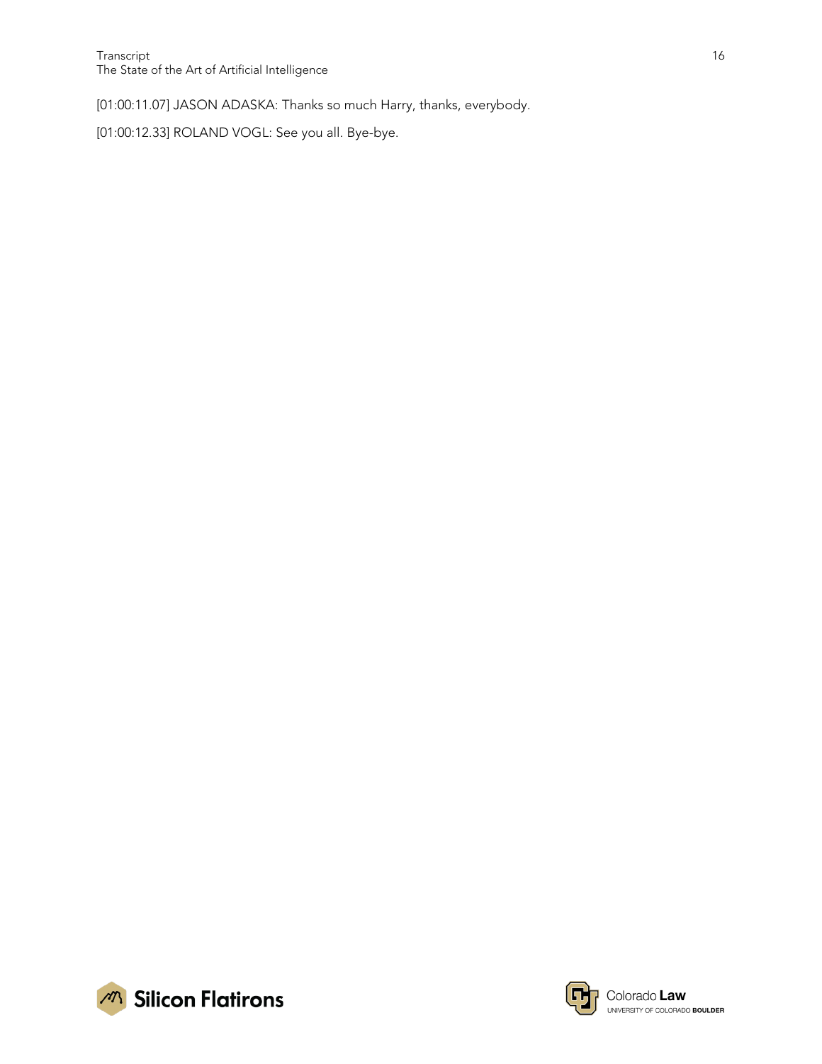[01:00:11.07] JASON ADASKA: Thanks so much Harry, thanks, everybody.

[01:00:12.33] ROLAND VOGL: See you all. Bye-bye.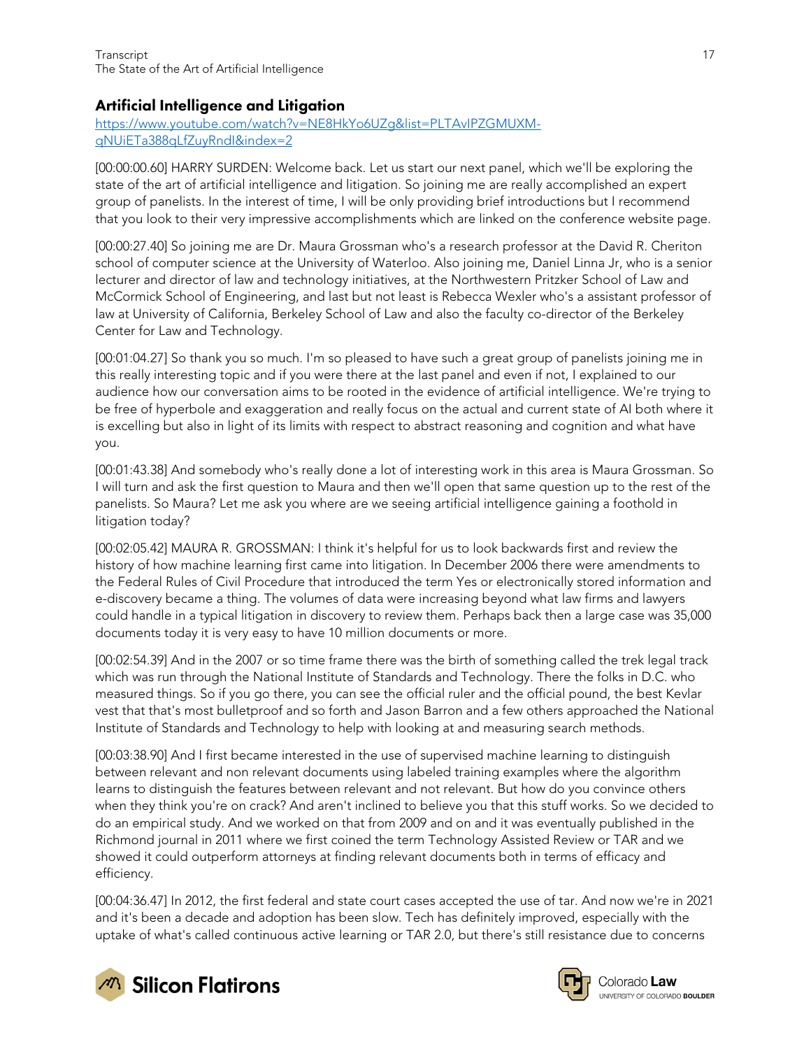## Artificial Intelligence and Litigation

[https://www.youtube.com/watch?v=NE8HkYo6UZg&list=PLTAvIPZGMUXM-qNUiETa388qLfZuyRndI&index=2](https://www.youtube.com/watch?v=NE8HkYo6UZg&list=PLTAvIPZGMUXM-qNUiETa388qLfZuyRndI&index=2)

[00:00:00.60] HARRY SURDEN: Welcome back. Let us start our next panel, which we'll be exploring the state of the art of artificial intelligence and litigation. So joining me are really accomplished an expert group of panelists. In the interest of time, I will be only providing brief introductions but I recommend that you look to their very impressive accomplishments which are linked on the conference website page.

[00:00:27.40] So joining me are Dr. Maura Grossman who's a research professor at the David R. Cheriton school of computer science at the University of Waterloo. Also joining me, Daniel Linna Jr, who is a senior lecturer and director of law and technology initiatives, at the Northwestern Pritzker School of Law and McCormick School of Engineering, and last but but not least is Rebecca Wexler who's a assistant professor of law at University of California, Berkeley School of Law and also the faculty co-director of the Berkeley Center for Law and Technology.

[00:01:04.27] So thank you so much. I'm so pleased to have such a great group of panelists joining me in this really interesting topic and if you were there at the last panel and even if not, I explained to our audience how our conversation aims to be rooted in the evidence of artificial intelligence. We're trying to be free of hyperbole and exaggeration and really focus on the actual and current state of AI both where it is excelling but also in light of its limits with respect to abstract reasoning and cognition and what have you.

[00:01:43.38] And somebody who's really done a lot of interesting work in this area is Maura Grossman. So I will turn and ask the first question to Maura and then we'll open that same question up to the rest of the panelists. So Maura? Let me ask you where are we seeing artificial intelligence gaining a foothold in litigation today?

[00:02:05.42] MAURA R. GROSSMAN: I think it's helpful for us to look backwards first and review the history of how machine learning first came into litigation. In December 2006 there were amendments to the Federal Rules of Civil Procedure that introduced the term Yes or electronically stored information and e-discovery became a thing. The volumes of data were increasing beyond what law firms and lawyers could handle in a typical litigation in discovery to review them. Perhaps back then a large case was 35,000 documents today it is very easy to have 10 million documents or more.

[00:02:54.39] And in the 2007 or so time frame there was the birth of something called the trek legal track which was run through the National Institute of Standards and Technology. There the folks in D.C. who measured things. So if you go there, you can see the official ruler and the official pound, the best Kevlar vest that that's most bulletproof and so forth and Jason Barron and a few others approached the National Institute of Standards and Technology to help with looking at and measuring search methods.

[00:03:38.90] And I first became interested in the use of supervised machine learning to distinguish between relevant and non relevant documents using labeled training examples where the algorithm learns to distinguish the features between relevant and not relevant. But how do you convince others when they think you're on crack? And aren't inclined to believe you that this stuff works. So we decided to do an empirical study. And we worked on that from 2009 and on and it was eventually published in the Richmond journal in 2011 where we first coined the term Technology Assisted Review or TAR and we showed it could outperform attorneys at finding relevant documents both in terms of efficacy and efficiency.

[00:04:36.47] In 2012, the first federal and state court cases accepted the use of tar. And now we're in 2021 and it's been a decade and adoption has been slow. Tech has definitely improved, especially with the uptake of what's called continuous active learning or TAR 2.0, but there's still resistance due to concerns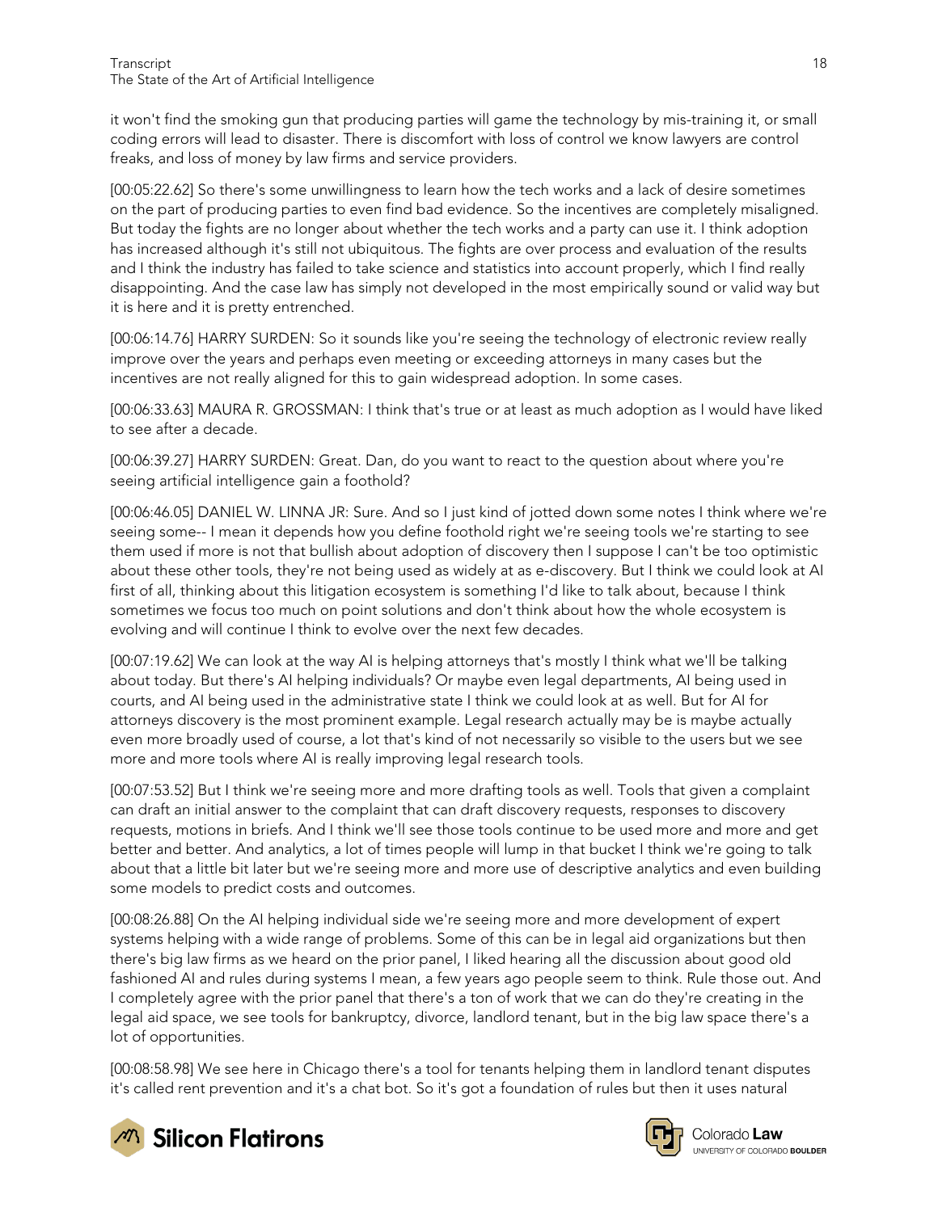it won't find the smoking gun that producing parties will game the technology by mis-training it, or small coding errors will lead to disaster. There is discomfort with loss of control we know lawyers are control freaks, and loss of money by law firms and service providers.

[00:05:22.62] So there's some unwillingness to learn how the tech works and a lack of desire sometimes on the part of producing parties to even find bad evidence. So the incentives are completely misaligned. But today the fights are no longer about whether the tech works and a party can use it. I think adoption has increased although it's still not ubiquitous. The fights are over process and evaluation of the results and I think the industry has failed to take science and statistics into account properly, which I find really disappointing. And the case law has simply not developed in the most empirically sound or valid way but it is here and it is pretty entrenched.

[00:06:14.76] HARRY SURDEN: So it sounds like you're seeing the technology of electronic review really improve over the years and perhaps even meeting or exceeding attorneys in many cases but the incentives are not really aligned for this to gain widespread adoption. In some cases.

[00:06:33.63] MAURA R. GROSSMAN: I think that's true or at least as much adoption as I would have liked to see after a decade.

[00:06:39.27] HARRY SURDEN: Great. Dan, do you want to react to the question about where you're seeing artificial intelligence gain a foothold?

[00:06:46.05] DANIEL W. LINNA JR: Sure. And so I just kind of jotted down some notes I think where we're seeing some-- I mean it depends how you define foothold right we're seeing tools we're starting to see them used if more is not that bullish about adoption of discovery then I suppose I can't be too optimistic about these other tools, they're not being used as widely at as e-discovery. But I think we could look at AI first of all, thinking about this litigation ecosystem is something I'd like to talk about, because I think sometimes we focus too much on point solutions and don't think about how the whole ecosystem is evolving and will continue I think to evolve over the next few decades.

[00:07:19.62] We can look at the way AI is helping attorneys that's mostly I think what we'll be talking about today. But there's AI helping individuals? Or maybe even legal departments, AI being used in courts, and AI being used in the administrative state I think we could look at as well. But for AI for attorneys discovery is the most prominent example. Legal research actually may be is maybe actually even more broadly used of course, a lot that's kind of not necessarily so visible to the users but we see more and more tools where AI is really improving legal research tools.

[00:07:53.52] But I think we're seeing more and more drafting tools as well. Tools that given a complaint can draft an initial answer to the complaint that can draft discovery requests, responses to discovery requests, motions in briefs. And I think we'll see those tools continue to be used more and more and get better and better. And analytics, a lot of times people will lump in that bucket I think we're going to talk about that a little bit later but we're seeing more and more use of descriptive analytics and even building some models to predict costs and outcomes.

[00:08:26.88] On the AI helping individual side we're seeing more and more development of expert systems helping with a wide range of problems. Some of this can be in legal aid organizations but then there's big law firms as we heard on the prior panel, I liked hearing all the discussion about good old fashioned AI and rules during systems I mean, a few years ago people seem to think. Rule those out. And I completely agree with the prior panel that there's a ton of work that we can do they're creating in the legal aid space, we see tools for bankruptcy, divorce, landlord tenant, but in the big law space there's a lot of opportunities.

[00:08:58.98] We see here in Chicago there's a tool for tenants helping them in landlord tenant disputes it's called rent prevention and it's a chat bot. So it's got a foundation of rules but then it uses natural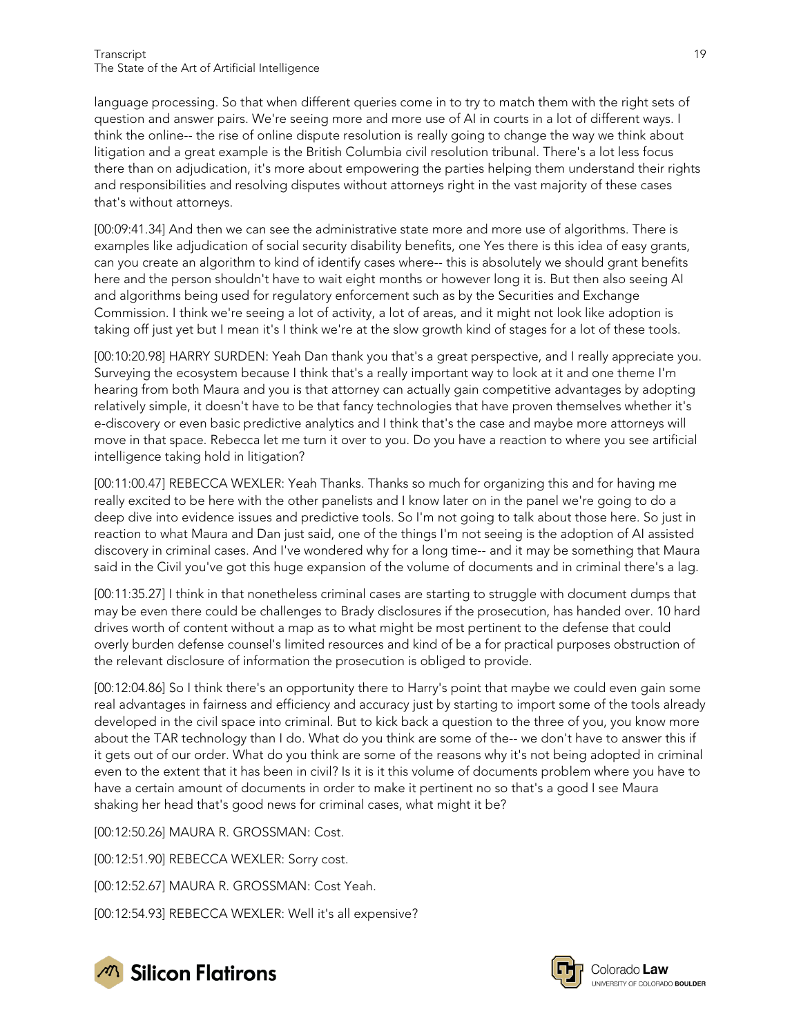language processing. So that when different queries come in to try to match them with the right sets of question and answer pairs. We're seeing more and more use of AI in courts in a lot of different ways. I think the online-- the rise of online dispute resolution is really going to change the way we think about litigation and a great example is the British Columbia civil resolution tribunal. There's a lot less focus there than on adjudication, it's more about empowering the parties helping them understand their rights and responsibilities and resolving disputes without attorneys right in the vast majority of these cases that's without attorneys.

[00:09:41.34] And then we can see the administrative state more and more use of algorithms. There is examples like adjudication of social security disability benefits, one Yes there is this idea of easy grants, can you create an algorithm to kind of identify cases where-- this is absolutely we should grant benefits here and the person shouldn't have to wait eight months or however long it is. But then also seeing AI and algorithms being used for regulatory enforcement such as by the Securities and Exchange Commission. I think we're seeing a lot of activity, a lot of areas, and it might not look like adoption is taking off just yet but I mean it's I think we're at the slow growth kind of stages for a lot of these tools.

[00:10:20.98] HARRY SURDEN: Yeah Dan thank you that's a great perspective, and I really appreciate you. Surveying the ecosystem because I think that's a really important way to look at it and one theme I'm hearing from both Maura and you is that attorney can actually gain competitive advantages by adopting relatively simple, it doesn't have to be that fancy technologies that have proven themselves whether it's e-discovery or even basic predictive analytics and I think that's the case and maybe more attorneys will move in that space. Rebecca let me turn it over to you. Do you have a reaction to where you see artificial intelligence taking hold in litigation?

[00:11:00.47] REBECCA WEXLER: Yeah Thanks. Thanks so much for organizing this and for having me really excited to be here with the other panelists and I know later on in the panel we're going to do a deep dive into evidence issues and predictive tools. So I'm not going to talk about those here. So just in reaction to what Maura and Dan just said, one of the things I'm not seeing is the adoption of AI assisted discovery in criminal cases. And I've wondered why for a long time-- and it may be something that Maura said in the Civil you've got this huge expansion of the volume of documents and in criminal there's a lag.

[00:11:35.27] I think in that nonetheless criminal cases are starting to struggle with document dumps that may be even there could be challenges to Brady disclosures if the prosecution, has handed over. 10 hard drives worth of content without a map as to what might be most pertinent to the defense that could overly burden defense counsel's limited resources and kind of be a for practical purposes obstruction of the relevant disclosure of information the prosecution is obliged to provide.

[00:12:04.86] So I think there's an opportunity there to Harry's point that maybe we could even gain some real advantages in fairness and efficiency and accuracy just by starting to import some of the tools already developed in the civil space into criminal. But to kick back a question to the three of you, you know more about the TAR technology than I do. What do you think are some of the-- we don't have to answer this if it gets out of our order. What do you think are some of the reasons why it's not being adopted in criminal even to the extent that it has been in civil? Is it is it this volume of documents problem where you have to have a certain amount of documents in order to make it pertinent no so that's a good I see Maura shaking her head that's good news for criminal cases, what might it be?

[00:12:50.26] MAURA R. GROSSMAN: Cost.

[00:12:51.90] REBECCA WEXLER: Sorry cost.

[00:12:52.67] MAURA R. GROSSMAN: Cost Yeah.

[00:12:54.93] REBECCA WEXLER: Well it's all expensive?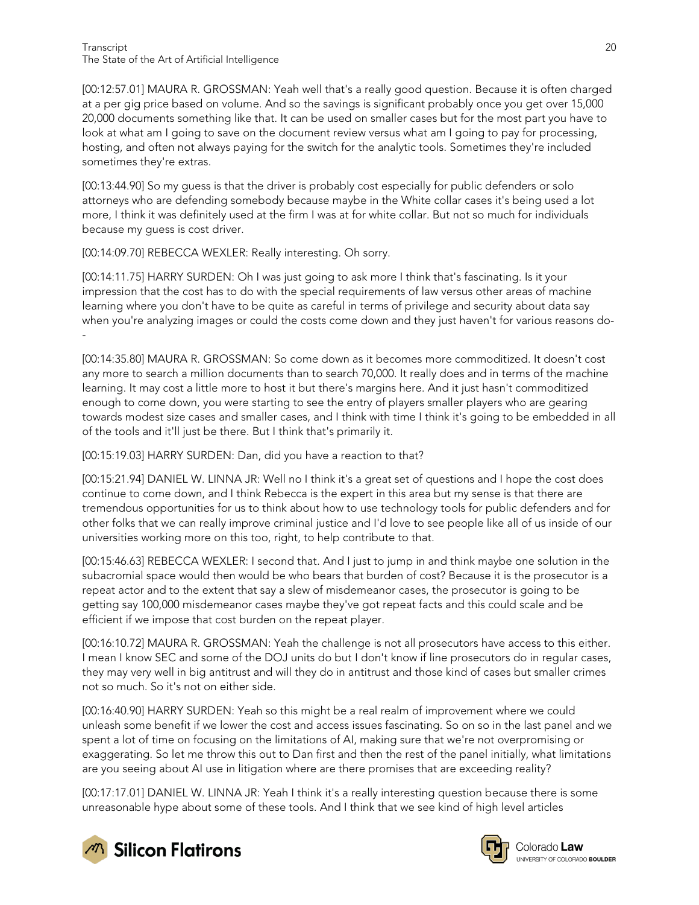[00:12:57.01] MAURA R. GROSSMAN: Yeah well that's a really good question. Because it is often charged at a per gig price based on volume. And so the savings is significant probably once you get over 15,000 20,000 documents something like that. It can be used on smaller cases but for the most part you have to look at what am I going to save on the document review versus what am I going to pay for processing, hosting, and often not always paying for the switch for the analytic tools. Sometimes they're included sometimes they're extras.

[00:13:44.90] So my guess is that the driver is probably cost especially for public defenders or solo attorneys who are defending somebody because maybe in the White collar cases it's being used a lot more, I think it was definitely used at the firm I was at for white collar. But not so much for individuals because my guess is cost driver.

[00:14:09.70] REBECCA WEXLER: Really interesting. Oh sorry.

[00:14:11.75] HARRY SURDEN: Oh I was just going to ask more I think that's fascinating. Is it your impression that the cost has to do with the special requirements of law versus other areas of machine learning where you don't have to be quite as careful in terms of privilege and security about data say when you're analyzing images or could the costs come down and they just haven't for various reasons do--

[00:14:35.80] MAURA R. GROSSMAN: So come down as it becomes more commoditized. It doesn't cost any more to search a million documents than to search 70,000. It really does and in terms of the machine learning. It may cost a little more to host it but there's margins here. And it just hasn't commoditized enough to come down, you were starting to see the entry of players smaller players who are gearing towards modest size cases and smaller cases, and I think with time I think it's going to be embedded in all of the tools and it'll just be there. But I think that's primarily it.

[00:15:19.03] HARRY SURDEN: Dan, did you have a reaction to that?

[00:15:21.94] DANIEL W. LINNA JR: Well no I think it's a great set of questions and I hope the cost does continue to come down, and I think Rebecca is the expert in this area but my sense is that there are tremendous opportunities for us to think about how to use technology tools for public defenders and for other folks that we can really improve criminal justice and I'd love to see people like all of us inside of our universities working more on this too, right, to help contribute to that.

[00:15:46.63] REBECCA WEXLER: I second that. And I just to jump in and think maybe one solution in the subacromial space would then would be who bears that burden of cost? Because it is the prosecutor is a repeat actor and to the extent that say a slew of misdemeanor cases, the prosecutor is going to be getting say 100,000 misdemeanor cases maybe they've got repeat facts and this could scale and be efficient if we impose that cost burden on the repeat player.

[00:16:10.72] MAURA R. GROSSMAN: Yeah the challenge is not all prosecutors have access to this either. I mean I know SEC and some of the DOJ units do but I don't know if line prosecutors do in regular cases, they may very well in big antitrust and will they do in antitrust and those kind of cases but smaller crimes not so much. So it's not on either side.

[00:16:40.90] HARRY SURDEN: Yeah so this might be a real realm of improvement where we could unleash some benefit if we lower the cost and access issues fascinating. So on so in the last panel and we spent a lot of time on focusing on the limitations of AI, making sure that we're not overpromising or exaggerating. So let me throw this out to Dan first and then the rest of the panel initially, what limitations are you seeing about AI use in litigation where are there promises that are exceeding reality?

[00:17:17.01] DANIEL W. LINNA JR: Yeah I think it's a really interesting question because there is some unreasonable hype about some of these tools. And I think that we see kind of high level articles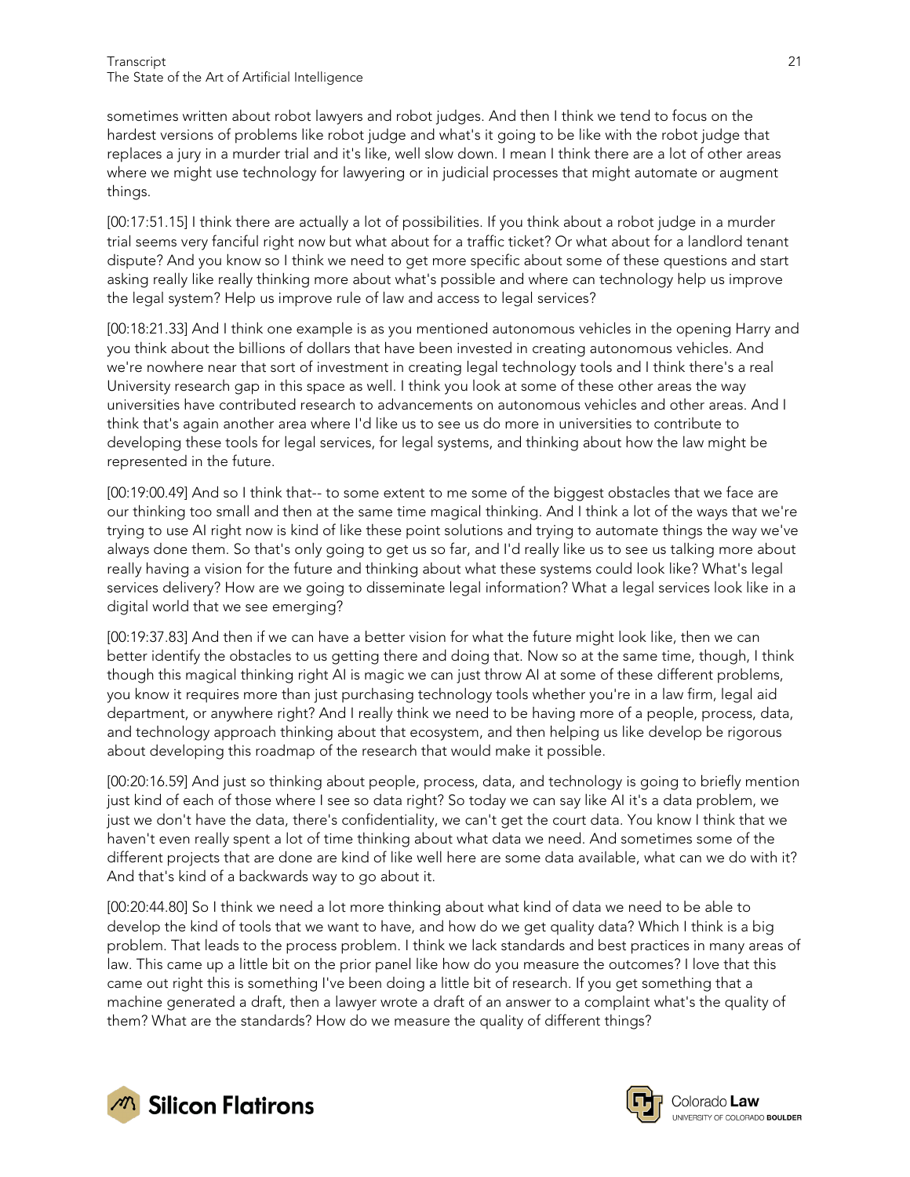sometimes written about robot lawyers and robot judges. And then I think we tend to focus on the hardest versions of problems like robot judge and what's it going to be like with the robot judge that replaces a jury in a murder trial and it's like, well slow down. I mean I think there are a lot of other areas where we might use technology for lawyering or in judicial processes that might automate or augment things.

[00:17:51.15] I think there are actually a lot of possibilities. If you think about a robot judge in a murder trial seems very fanciful right now but what about for a traffic ticket? Or what about for a landlord tenant dispute? And you know so I think we need to get more specific about some of these questions and start asking really like really thinking more about what's possible and where can technology help us improve the legal system? Help us improve rule of law and access to legal services?

[00:18:21.33] And I think one example is as you mentioned autonomous vehicles in the opening Harry and you think about the billions of dollars that have been invested in creating autonomous vehicles. And we're nowhere near that sort of investment in creating legal technology tools and I think there's a real University research gap in this space as well. I think you look at some of these other areas the way universities have contributed research to advancements on autonomous vehicles and other areas. And I think that's again another area where I'd like us to see us do more in universities to contribute to developing these tools for legal services, for legal systems, and thinking about how the law might be represented in the future.

[00:19:00.49] And so I think that-- to some extent to me some of the biggest obstacles that we face are our thinking too small and then at the same time magical thinking. And I think a lot of the ways that we're trying to use AI right now is kind of like these point solutions and trying to automate things the way we've always done them. So that's only going to get us so far, and I'd really like us to see us talking more about really having a vision for the future and thinking about what these systems could look like? What's legal services delivery? How are we going to disseminate legal information? What a legal services look like in a digital world that we see emerging?

[00:19:37.83] And then if we can have a better vision for what the future might look like, then we can better identify the obstacles to us getting there and doing that. Now so at the same time, though, I think though this magical thinking right AI is magic we can just throw AI at some of these different problems, you know it requires more than just purchasing technology tools whether you're in a law firm, legal aid department, or anywhere right? And I really think we need to be having more of a people, process, data, and technology approach thinking about that ecosystem, and then helping us like develop be rigorous about developing this roadmap of the research that would make it possible.

[00:20:16.59] And just so thinking about people, process, data, and technology is going to briefly mention just kind of each of those where I see so data right? So today we can say like AI it's a data problem, we just we don't have the data, there's confidentiality, we can't get the court data. You know I think that we haven't even really spent a lot of time thinking about what data we need. And sometimes some of the different projects that are done are kind of like well here are some data available, what can we do with it? And that's kind of a backwards way to go about it.

[00:20:44.80] So I think we need a lot more thinking about what kind of data we need to be able to develop the kind of tools that we want to have, and how do we get quality data? Which I think is a big problem. That leads to the process problem. I think we lack standards and best practices in many areas of law. This came up a little bit on the prior panel like how do you measure the outcomes? I love that this came out right this is something I've been doing a little bit of research. If you get something that a machine generated a draft, then a lawyer wrote a draft of an answer to a complaint what's the quality of them? What are the standards? How do we measure the quality of different things?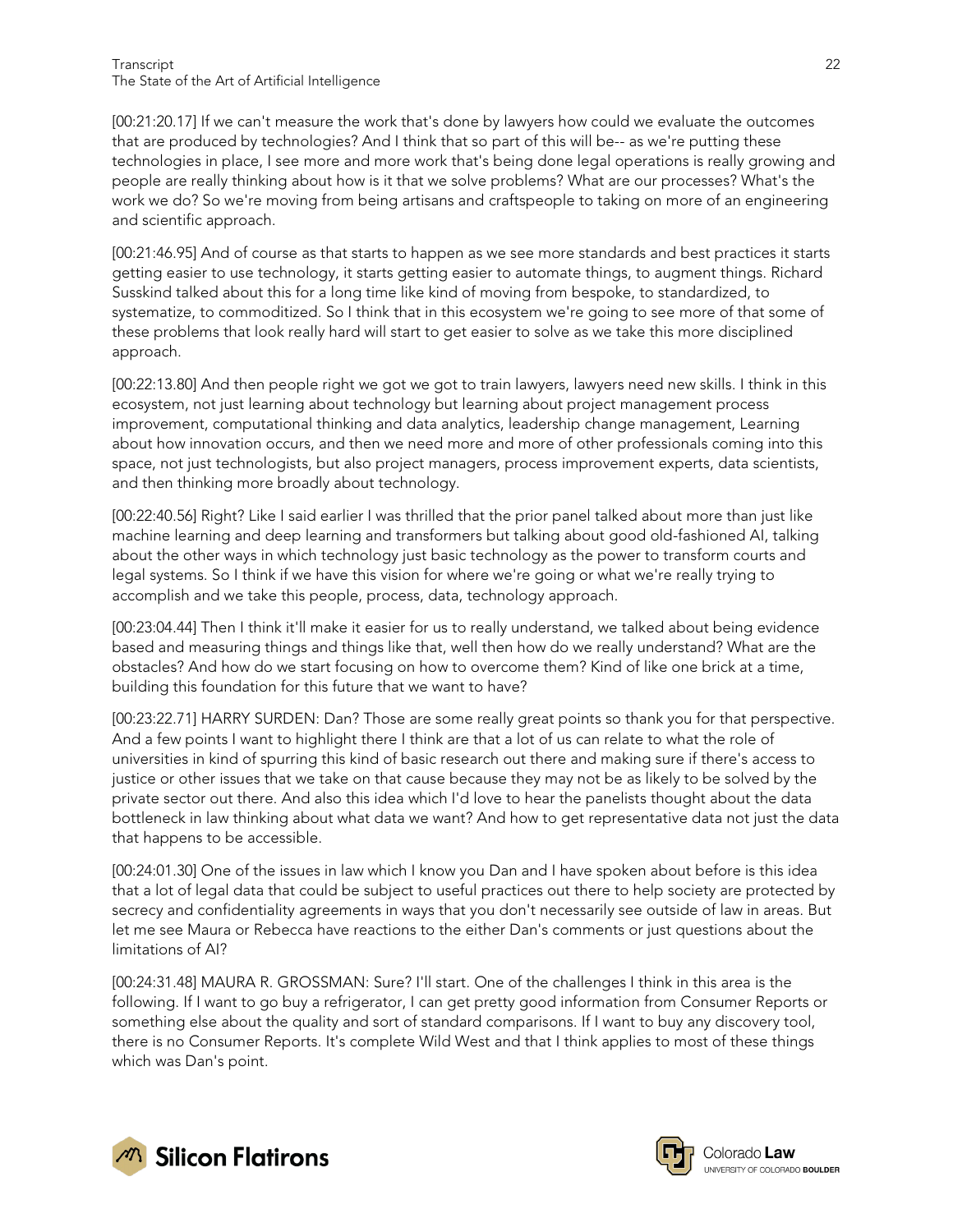[00:21:20.17] If we can't measure the work that's done by lawyers how could we evaluate the outcomes that are produced by technologies? And I think that so part of this will be-- as we're putting these technologies in place, I see more and more work that's being done legal operations is really growing and people are really thinking about how is it that we solve problems? What are our processes? What's the work we do? So we're moving from being artisans and craftspeople to taking on more of an engineering and scientific approach.

[00:21:46.95] And of course as that starts to happen as we see more standards and best practices it starts getting easier to use technology, it starts getting easier to automate things, to augment things. Richard Susskind talked about this for a long time like kind of moving from bespoke, to standardized, to systematize, to commoditized. So I think that in this ecosystem we're going to see more of that some of these problems that look really hard will start to get easier to solve as we take this more disciplined approach.

[00:22:13.80] And then people right we got we got to train lawyers, lawyers need new skills. I think in this ecosystem, not just learning about technology but learning about project management process improvement, computational thinking and data analytics, leadership change management, Learning about how innovation occurs, and then we need more and more of other professionals coming into this space, not just technologists, but also project managers, process improvement experts, data scientists, and then thinking more broadly about technology.

[00:22:40.56] Right? Like I said earlier I was thrilled that the prior panel talked about more than just like machine learning and deep learning and transformers but talking about good old-fashioned AI, talking about the other ways in which technology just basic technology as the power to transform courts and legal systems. So I think if we have this vision for where we're going or what we're really trying to accomplish and we take this people, process, data, technology approach.

[00:23:04.44] Then I think it'll make it easier for us to really understand, we talked about being evidence based and measuring things and things like that, well then how do we really understand? What are the obstacles? And how do we start focusing on how to overcome them? Kind of like one brick at a time, building this foundation for this future that we want to have?

[00:23:22.71] HARRY SURDEN: Dan? Those are some really great points so thank you for that perspective. And a few points I want to highlight there I think are that a lot of us can relate to what the role of universities in kind of spurring this kind of basic research out there and making sure if there's access to justice or other issues that we take on that cause because they may not be as likely to be solved by the private sector out there. And also this idea which I'd love to hear the panelists thought about the data bottleneck in law thinking about what data we want? And how to get representative data not just the data that happens to be accessible.

[00:24:01.30] One of the issues in law which I know you Dan and I have spoken about before is this idea that a lot of legal data that could be subject to useful practices out there to help society are protected by secrecy and confidentiality agreements in ways that you don't necessarily see outside of law in areas. But let me see Maura or Rebecca have reactions to the either Dan's comments or just questions about the limitations of AI?

[00:24:31.48] MAURA R. GROSSMAN: Sure? I'll start. One of the challenges I think in this area is the following. If I want to go buy a refrigerator, I can get pretty good information from Consumer Reports or something else about the quality and sort of standard comparisons. If I want to buy any discovery tool, there is no Consumer Reports. It's complete Wild West and that I think applies to most of these things which was Dan's point.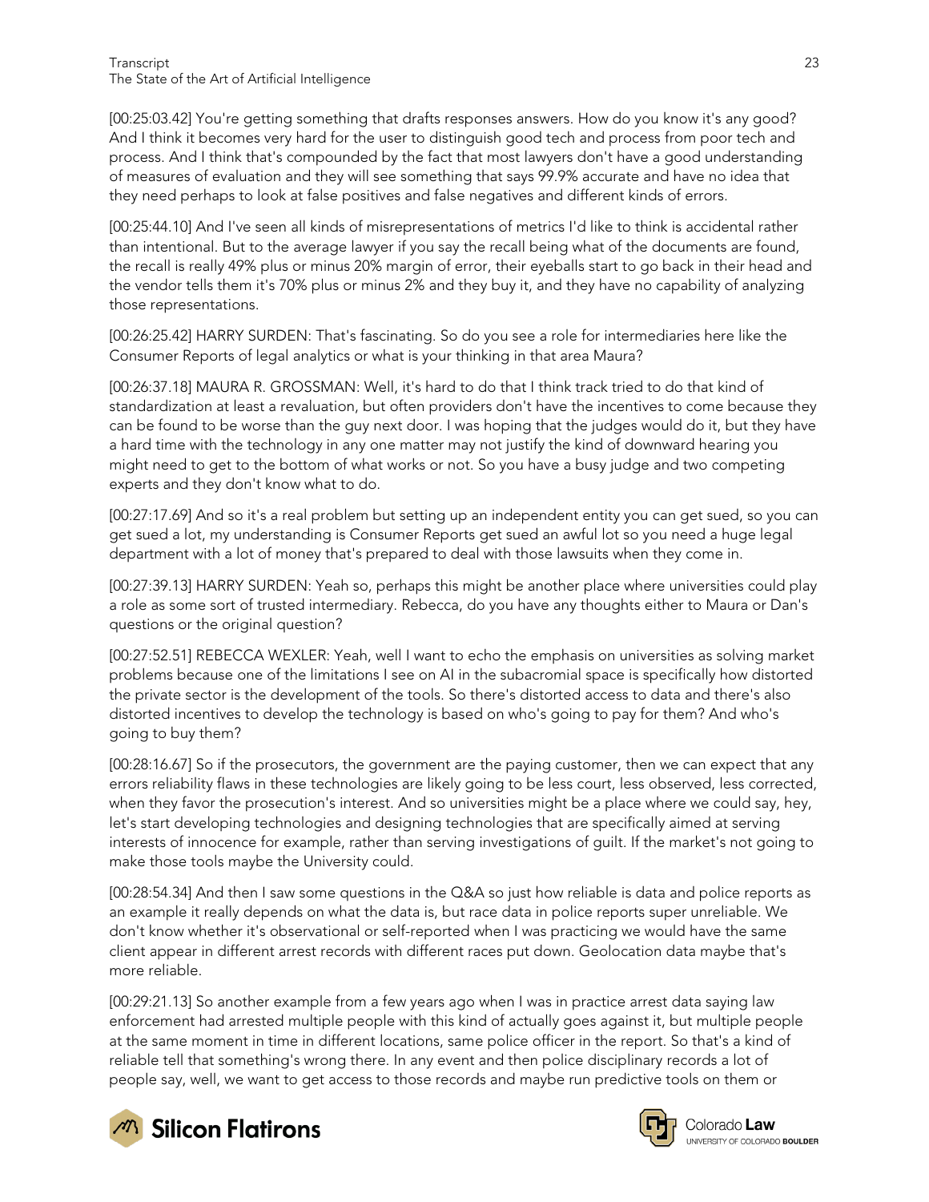[00:25:03.42] You're getting something that drafts responses answers. How do you know it's any good? And I think it becomes very hard for the user to distinguish good tech and process from poor tech and process. And I think that's compounded by the fact that most lawyers don't have a good understanding of measures of evaluation and they will see something that says 99.9% accurate and have no idea that they need perhaps to look at false positives and false negatives and different kinds of errors.

[00:25:44.10] And I've seen all kinds of misrepresentations of metrics I'd like to think is accidental rather than intentional. But to the average lawyer if you say the recall being what of the documents are found, the recall is really 49% plus or minus 20% margin of error, their eyeballs start to go back in their head and the vendor tells them it's 70% plus or minus 2% and they buy it, and they have no capability of analyzing those representations.

[00:26:25.42] HARRY SURDEN: That's fascinating. So do you see a role for intermediaries here like the Consumer Reports of legal analytics or what is your thinking in that area Maura?

[00:26:37.18] MAURA R. GROSSMAN: Well, it's hard to do that I think track tried to do that kind of standardization at least a revaluation, but often providers don't have the incentives to come because they can be found to be worse than the guy next door. I was hoping that the judges would do it, but they have a hard time with the technology in any one matter may not justify the kind of downward hearing you might need to get to the bottom of what works or not. So you have a busy judge and two competing experts and they don't know what to do.

[00:27:17.69] And so it's a real problem but setting up an independent entity you can get sued, so you can get sued a lot, my understanding is Consumer Reports get sued an awful lot so you need a huge legal department with a lot of money that's prepared to deal with those lawsuits when they come in.

[00:27:39.13] HARRY SURDEN: Yeah so, perhaps this might be another place where universities could play a role as some sort of trusted intermediary. Rebecca, do you have any thoughts either to Maura or Dan's questions or the original question?

[00:27:52.51] REBECCA WEXLER: Yeah, well I want to echo the emphasis on universities as solving market problems because one of the limitations I see on AI in the subacromial space is specifically how distorted the private sector is the development of the tools. So there's distorted access to data and there's also distorted incentives to develop the technology is based on who's going to pay for them? And who's going to buy them?

[00:28:16.67] So if the prosecutors, the government are the paying customer, then we can expect that any errors reliability flaws in these technologies are likely going to be less court, less observed, less corrected, when they favor the prosecution's interest. And so universities might be a place where we could say, hey, let's start developing technologies and designing technologies that are specifically aimed at serving interests of innocence for example, rather than serving investigations of guilt. If the market's not going to make those tools maybe the University could.

[00:28:54.34] And then I saw some questions in the Q&A so just how reliable is data and police reports as an example it really depends on what the data is, but race data in police reports super unreliable. We don't know whether it's observational or self-reported when I was practicing we would have the same client appear in different arrest records with different races put down. Geolocation data maybe that's more reliable.

[00:29:21.13] So another example from a few years ago when I was in practice arrest data saying law enforcement had arrested multiple people with this kind of actually goes against it, but multiple people at the same moment in time in different locations, same police officer in the report. So that's a kind of reliable tell that something's wrong there. In any event and then police disciplinary records a lot of people say, well, we want to get access to those records and maybe run predictive tools on them or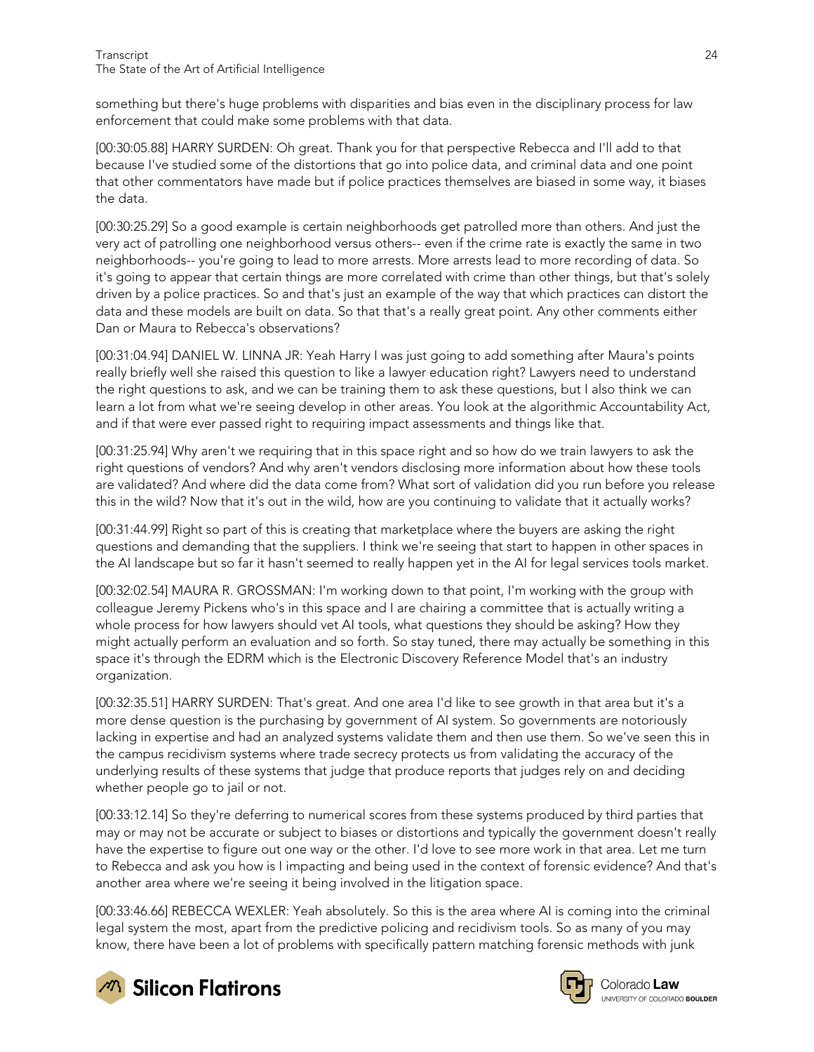something but there's huge problems with disparities and bias even in the disciplinary process for law enforcement that could make some problems with that data.

[00:30:05.88] HARRY SURDEN: Oh great. Thank you for that perspective Rebecca and I'll add to that because I've studied some of the distortions that go into police data, and criminal data and one point that other commentators have made but if police practices themselves are biased in some way, it biases the data.

[00:30:25.29] So a good example is certain neighborhoods get patrolled more than others. And just the very act of patrolling one neighborhood versus others-- even if the crime rate is exactly the same in two neighborhoods-- you're going to lead to more arrests. More arrests lead to more recording of data. So it's going to appear that certain things are more correlated with crime than other things, but that's solely driven by a police practices. So and that's just an example of the way that which practices can distort the data and these models are built on data. So that that's a really great point. Any other comments either Dan or Maura to Rebecca's observations?

[00:31:04.94] DANIEL W. LINNA JR: Yeah Harry I was just going to add something after Maura's points really briefly well she raised this question to like a lawyer education right? Lawyers need to understand the right questions to ask, and we can be training them to ask these questions, but I also think we can learn a lot from what we're seeing develop in other areas. You look at the algorithmic Accountability Act, and if that were ever passed right to requiring impact assessments and things like that.

[00:31:25.94] Why aren't we requiring that in this space right and so how do we train lawyers to ask the right questions of vendors? And why aren't vendors disclosing more information about how these tools are validated? And where did the data come from? What sort of validation did you run before you release this in the wild? Now that it's out in the wild, how are you continuing to validate that it actually works?

[00:31:44.99] Right so part of this is creating that marketplace where the buyers are asking the right questions and demanding that the suppliers. I think we're seeing that start to happen in other spaces in the AI landscape but so far it hasn't seemed to really happen yet in the AI for legal services tools market.

[00:32:02.54] MAURA R. GROSSMAN: I'm working down to that point, I'm working with the group with colleague Jeremy Pickens who's in this space and I are chairing a committee that is actually writing a whole process for how lawyers should vet AI tools, what questions they should be asking? How they might actually perform an evaluation and so forth. So stay tuned, there may actually be something in this space it's through the EDRM which is the Electronic Discovery Reference Model that's an industry organization.

[00:32:35.51] HARRY SURDEN: That's great. And one area I'd like to see growth in that area but it's a more dense question is the purchasing by government of AI system. So governments are notoriously lacking in expertise and had an analyzed systems validate them and then use them. So we've seen this in the campus recidivism systems where trade secrecy protects us from validating the accuracy of the underlying results of these systems that judge that produce reports that judges rely on and deciding whether people go to jail or not.

[00:33:12.14] So they're deferring to numerical scores from these systems produced by third parties that may or may not be accurate or subject to biases or distortions and typically the government doesn't really have the expertise to figure out one way or the other. I'd love to see more work in that area. Let me turn to Rebecca and ask you how is I impacting and being used in the context of forensic evidence? And that's another area where we're seeing it being involved in the litigation space.

[00:33:46.66] REBECCA WEXLER: Yeah absolutely. So this is the area where AI is coming into the criminal legal system the most, apart from the predictive policing and recidivism tools. So as many of you may know, there have been a lot of problems with specifically pattern matching forensic methods with junk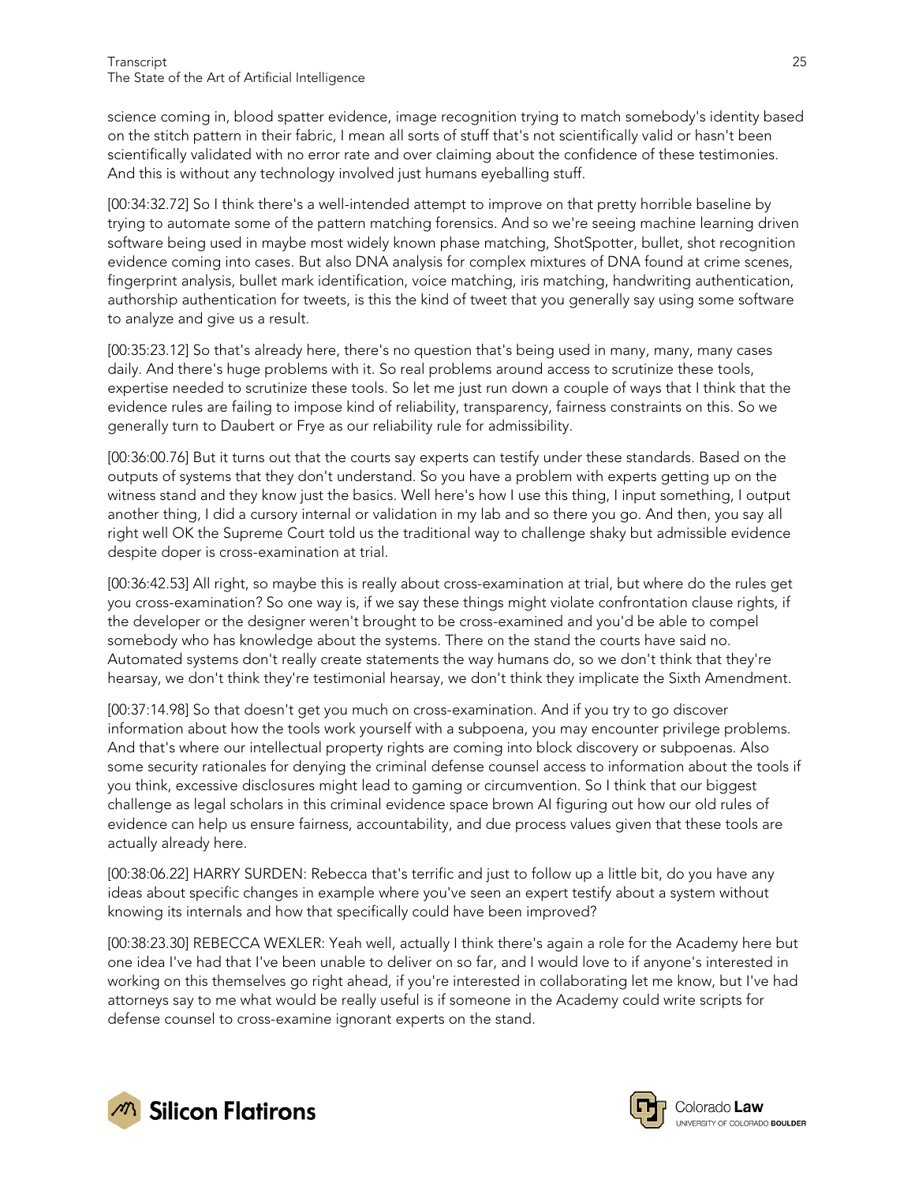science coming in, blood spatter evidence, image recognition trying to match somebody's identity based on the stitch pattern in their fabric, I mean all sorts of stuff that's not scientifically valid or hasn't been scientifically validated with no error rate and over claiming about the confidence of these testimonies. And this is without any technology involved just humans eyeballing stuff.

[00:34:32.72] So I think there's a well-intended attempt to improve on that pretty horrible baseline by trying to automate some of the pattern matching forensics. And so we're seeing machine learning driven software being used in maybe most widely known phase matching, ShotSpotter, bullet, shot recognition evidence coming into cases. But also DNA analysis for complex mixtures of DNA found at crime scenes, fingerprint analysis, bullet mark identification, voice matching, iris matching, handwriting authentication, authorship authentication for tweets, is this the kind of tweet that you generally say using some software to analyze and give us a result.

[00:35:23.12] So that's already here, there's no question that's being used in many, many, many cases daily. And there's huge problems with it. So real problems around access to scrutinize these tools, expertise needed to scrutinize these tools. So let me just run down a couple of ways that I think that the evidence rules are failing to impose kind of reliability, transparency, fairness constraints on this. So we generally turn to Daubert or Frye as our reliability rule for admissibility.

[00:36:00.76] But it turns out that the courts say experts can testify under these standards. Based on the outputs of systems that they don't understand. So you have a problem with experts getting up on the witness stand and they know just the basics. Well here's how I use this thing, I input something, I output another thing, I did a cursory internal or validation in my lab and so there you go. And then, you say all right well OK the Supreme Court told us the traditional way to challenge shaky but admissible evidence despite doper is cross-examination at trial.

[00:36:42.53] All right, so maybe this is really about cross-examination at trial, but where do the rules get you cross-examination? So one way is, if we say these things might violate confrontation clause rights, if the developer or the designer weren't brought to be cross-examined and you'd be able to compel somebody who has knowledge about the systems. There on the stand the courts have said no. Automated systems don't really create statements the way humans do, so we don't think that they're hearsay, we don't think they're testimonial hearsay, we don't think they implicate the Sixth Amendment.

[00:37:14.98] So that doesn't get you much on cross-examination. And if you try to go discover information about how the tools work yourself with a subpoena, you may encounter privilege problems. And that's where our intellectual property rights are coming into block discovery or subpoenas. Also some security rationales for denying the criminal defense counsel access to information about the tools if you think, excessive disclosures might lead to gaming or circumvention. So I think that our biggest challenge as legal scholars in this criminal evidence space brown AI figuring out how our old rules of evidence can help us ensure fairness, accountability, and due process values given that these tools are actually already here.

[00:38:06.22] HARRY SURDEN: Rebecca that's terrific and just to follow up a little bit, do you have any ideas about specific changes in example where you've seen an expert testify about a system without knowing its internals and how that specifically could have been improved?

[00:38:23.30] REBECCA WEXLER: Yeah well, actually I think there's again a role for the Academy here but one idea I've had that I've been unable to deliver on so far, and I would love to if anyone's interested in working on this themselves go right ahead, if you're interested in collaborating let me know, but I've had attorneys say to me what would be really useful is if someone in the Academy could write scripts for defense counsel to cross-examine ignorant experts on the stand.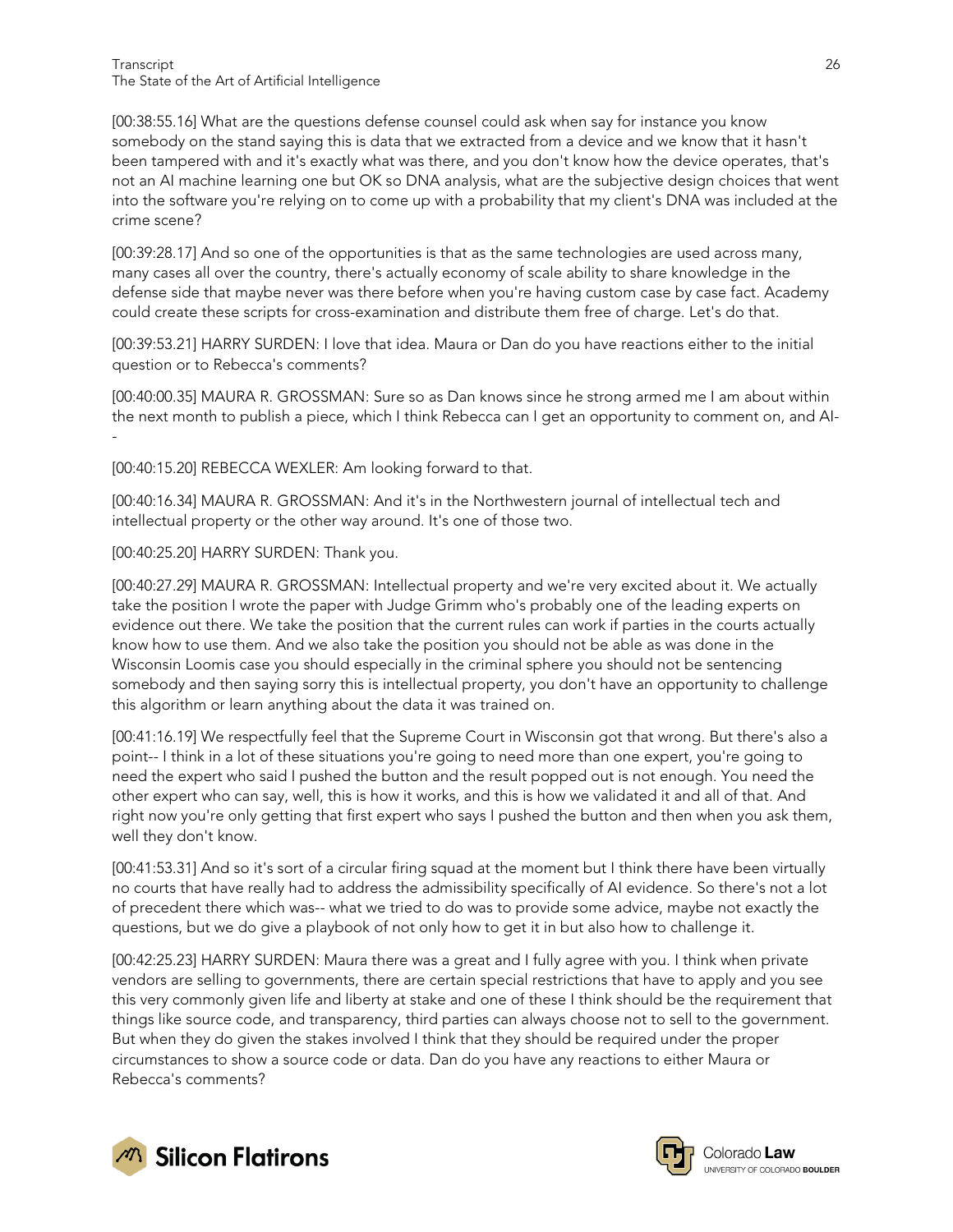[00:38:55.16] What are the questions defense counsel could ask when say for instance you know somebody on the stand saying this is data that we extracted from a device and we know that it hasn't been tampered with and it's exactly what was there, and you don't know how the device operates, that's not an AI machine learning one but OK so DNA analysis, what are the subjective design choices that went into the software you're relying on to come up with a probability that my client's DNA was included at the crime scene?

[00:39:28.17] And so one of the opportunities is that as the same technologies are used across many, many cases all over the country, there's actually economy of scale ability to share knowledge in the defense side that maybe never was there before when you're having custom case by case fact. Academy could create these scripts for cross-examination and distribute them free of charge. Let's do that.

[00:39:53.21] HARRY SURDEN: I love that idea. Maura or Dan do you have reactions either to the initial question or to Rebecca's comments?

[00:40:00.35] MAURA R. GROSSMAN: Sure so as Dan knows since he strong armed me I am about within the next month to publish a piece, which I think Rebecca can I get an opportunity to comment on, and AI--

[00:40:15.20] REBECCA WEXLER: Am looking forward to that.

[00:40:16.34] MAURA R. GROSSMAN: And it's in the Northwestern journal of intellectual tech and intellectual property or the other way around. It's one of those two.

[00:40:25.20] HARRY SURDEN: Thank you.

[00:40:27.29] MAURA R. GROSSMAN: Intellectual property and we're very excited about it. We actually take the position I wrote the paper with Judge Grimm who's probably one of the leading experts on evidence out there. We take the position that the current rules can work if parties in the courts actually know how to use them. And we also take the position you should not be able as was done in the Wisconsin Loomis case you should especially in the criminal sphere you should not be sentencing somebody and then saying sorry this is intellectual property, you don't have an opportunity to challenge this algorithm or learn anything about the data it was trained on.

[00:41:16.19] We respectfully feel that the Supreme Court in Wisconsin got that wrong. But there's also a point-- I think in a lot of these situations you're going to need more than one expert, you're going to need the expert who said I pushed the button and the result popped out is not enough. You need the other expert who can say, well, this is how it works, and this is how we validated it and all of that. And right now you're only getting that first expert who says I pushed the button and then when you ask them, well they don't know.

[00:41:53.31] And so it's sort of a circular firing squad at the moment but I think there have been virtually no courts that have really had to address the admissibility specifically of AI evidence. So there's not a lot of precedent there which was-- what we tried to do was to provide some advice, maybe not exactly the questions, but we do give a playbook of not only how to get it in but also how to challenge it.

[00:42:25.23] HARRY SURDEN: Maura there was a great and I fully agree with you. I think when private vendors are selling to governments, there are certain special restrictions that have to apply and you see this very commonly given life and liberty at stake and one of these I think should be the requirement that things like source code, and transparency, third parties can always choose not to sell to the government. But when they do given the stakes involved I think that they should be required under the proper circumstances to show a source code or data. Dan do you have any reactions to either Maura or Rebecca's comments?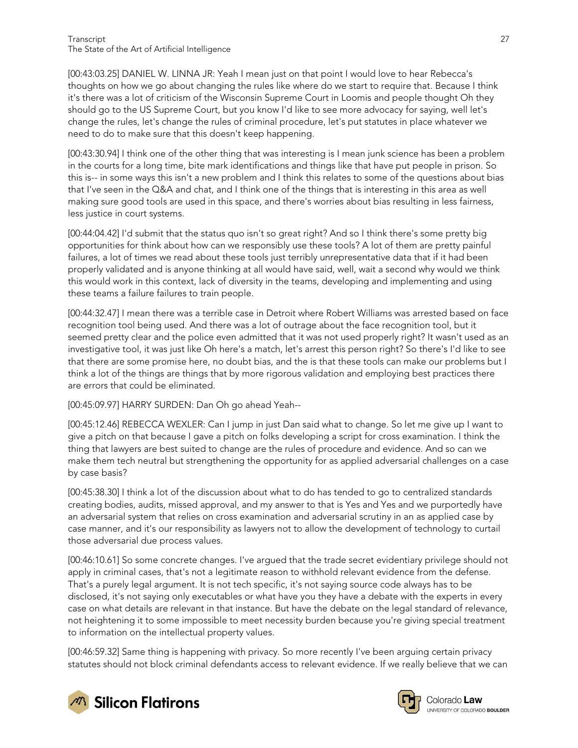[00:43:03.25] DANIEL W. LINNA JR: Yeah I mean just on that point I would love to hear Rebecca's thoughts on how we go about changing the rules like where do we start to require that. Because I think it's there was a lot of criticism of the Wisconsin Supreme Court in Loomis and people thought Oh they should go to the US Supreme Court, but you know I'd like to see more advocacy for saying, well let's change the rules, let's change the rules of criminal procedure, let's put statutes in place whatever we need to do to make sure that this doesn't keep happening.

[00:43:30.94] I think one of the other thing that was interesting is I mean junk science has been a problem in the courts for a long time, bite mark identifications and things like that have put people in prison. So this is-- in some ways this isn't a new problem and I think this relates to some of the questions about bias that I've seen in the Q&A and chat, and I think one of the things that is interesting in this area as well making sure good tools are used in this space, and there's worries about bias resulting in less fairness, less justice in court systems.

[00:44:04.42] I'd submit that the status quo isn't so great right? And so I think there's some pretty big opportunities for think about how can we responsibly use these tools? A lot of them are pretty painful failures, a lot of times we read about these tools just terribly unrepresentative data that if it had been properly validated and is anyone thinking at all would have said, well, wait a second why would we think this would work in this context, lack of diversity in the teams, developing and implementing and using these teams a failure failures to train people.

[00:44:32.47] I mean there was a terrible case in Detroit where Robert Williams was arrested based on face recognition tool being used. And there was a lot of outrage about the face recognition tool, but it seemed pretty clear and the police even admitted that it was not used properly right? It wasn't used as an investigative tool, it was just like Oh here's a match, let's arrest this person right? So there's I'd like to see that there are some promise here, no doubt bias, and the is that these tools can make our problems but I think a lot of the things are things that by more rigorous validation and employing best practices there are errors that could be eliminated.

[00:45:09.97] HARRY SURDEN: Dan Oh go ahead Yeah--

[00:45:12.46] REBECCA WEXLER: Can I jump in just Dan said what to change. So let me give up I want to give a pitch on that because I gave a pitch on folks developing a script for cross examination. I think the thing that lawyers are best suited to change are the rules of procedure and evidence. And so can we make them tech neutral but strengthening the opportunity for as applied adversarial challenges on a case by case basis?

[00:45:38.30] I think a lot of the discussion about what to do has tended to go to centralized standards creating bodies, audits, missed approval, and my answer to that is Yes and Yes and we purportedly have an adversarial system that relies on cross examination and adversarial scrutiny in an as applied case by case manner, and it's our responsibility as lawyers not to allow the development of technology to curtail those adversarial due process values.

[00:46:10.61] So some concrete changes. I've argued that the trade secret evidentiary privilege should not apply in criminal cases, that's not a legitimate reason to withhold relevant evidence from the defense. That's a purely legal argument. It is not tech specific, it's not saying source code always has to be disclosed, it's not saying only executables or what have you they have a debate with the experts in every case on what details are relevant in that instance. But have the debate on the legal standard of relevance, not heightening it to some impossible to meet necessity burden because you're giving special treatment to information on the intellectual property values.

[00:46:59.32] Same thing is happening with privacy. So more recently I've been arguing certain privacy statutes should not block criminal defendants access to relevant evidence. If we really believe that we can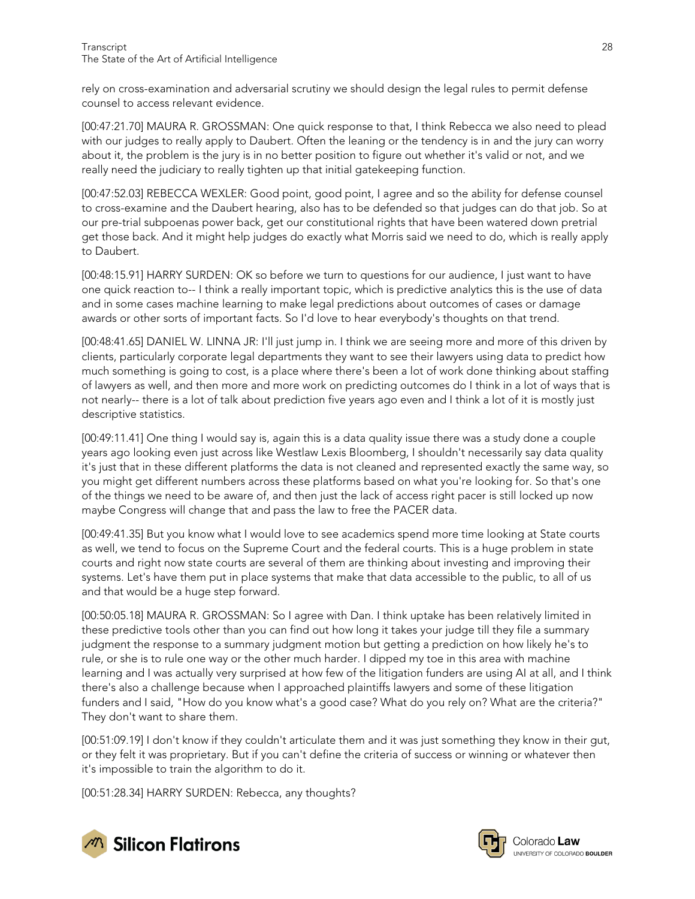rely on cross-examination and adversarial scrutiny we should design the legal rules to permit defense counsel to access relevant evidence.

[00:47:21.70] MAURA R. GROSSMAN: One quick response to that, I think Rebecca we also need to plead with our judges to really apply to Daubert. Often the leaning or the tendency is in and the jury can worry about it, the problem is the jury is in no better position to figure out whether it's valid or not, and we really need the judiciary to really tighten up that initial gatekeeping function.

[00:47:52.03] REBECCA WEXLER: Good point, good point, I agree and so the ability for defense counsel to cross-examine and the Daubert hearing, also has to be defended so that judges can do that job. So at our pre-trial subpoenas power back, get our constitutional rights that have been watered down pretrial get those back. And it might help judges do exactly what Morris said we need to do, which is really apply to Daubert.

[00:48:15.91] HARRY SURDEN: OK so before we turn to questions for our audience, I just want to have one quick reaction to-- I think a really important topic, which is predictive analytics this is the use of data and in some cases machine learning to make legal predictions about outcomes of cases or damage awards or other sorts of important facts. So I'd love to hear everybody's thoughts on that trend.

[00:48:41.65] DANIEL W. LINNA JR: I'll just jump in. I think we are seeing more and more of this driven by clients, particularly corporate legal departments they want to see their lawyers using data to predict how much something is going to cost, is a place where there's been a lot of work done thinking about staffing of lawyers as well, and then more and more work on predicting outcomes do I think in a lot of ways that is not nearly-- there is a lot of talk about prediction five years ago even and I think a lot of it is mostly just descriptive statistics.

[00:49:11.41] One thing I would say is, again this is a data quality issue there was a study done a couple years ago looking even just across like Westlaw Lexis Bloomberg, I shouldn't necessarily say data quality it's just that in these different platforms the data is not cleaned and represented exactly the same way, so you might get different numbers across these platforms based on what you're looking for. So that's one of the things we need to be aware of, and then just the lack of access right pacer is still locked up now maybe Congress will change that and pass the law to free the PACER data.

[00:49:41.35] But you know what I would love to see academics spend more time looking at State courts as well, we tend to focus on the Supreme Court and the federal courts. This is a huge problem in state courts and right now state courts are several of them are thinking about investing and improving their systems. Let's have them put in place systems that make that data accessible to the public, to all of us and that would be a huge step forward.

[00:50:05.18] MAURA R. GROSSMAN: So I agree with Dan. I think uptake has been relatively limited in these predictive tools other than you can find out how long it takes your judge till they file a summary judgment the response to a summary judgment motion but getting a prediction on how likely he's to rule, or she is to rule one way or the other much harder. I dipped my toe in this area with machine learning and I was actually very surprised at how few of the litigation funders are using AI at all, and I think there's also a challenge because when I approached plaintiffs lawyers and some of these litigation funders and I said, "How do you know what's a good case? What do you rely on? What are the criteria?" They don't want to share them.

[00:51:09.19] I don't know if they couldn't articulate them and it was just something they know in their gut, or they felt it was proprietary. But if you can't define the criteria of success or winning or whatever then it's impossible to train the algorithm to do it.

[00:51:28.34] HARRY SURDEN: Rebecca, any thoughts?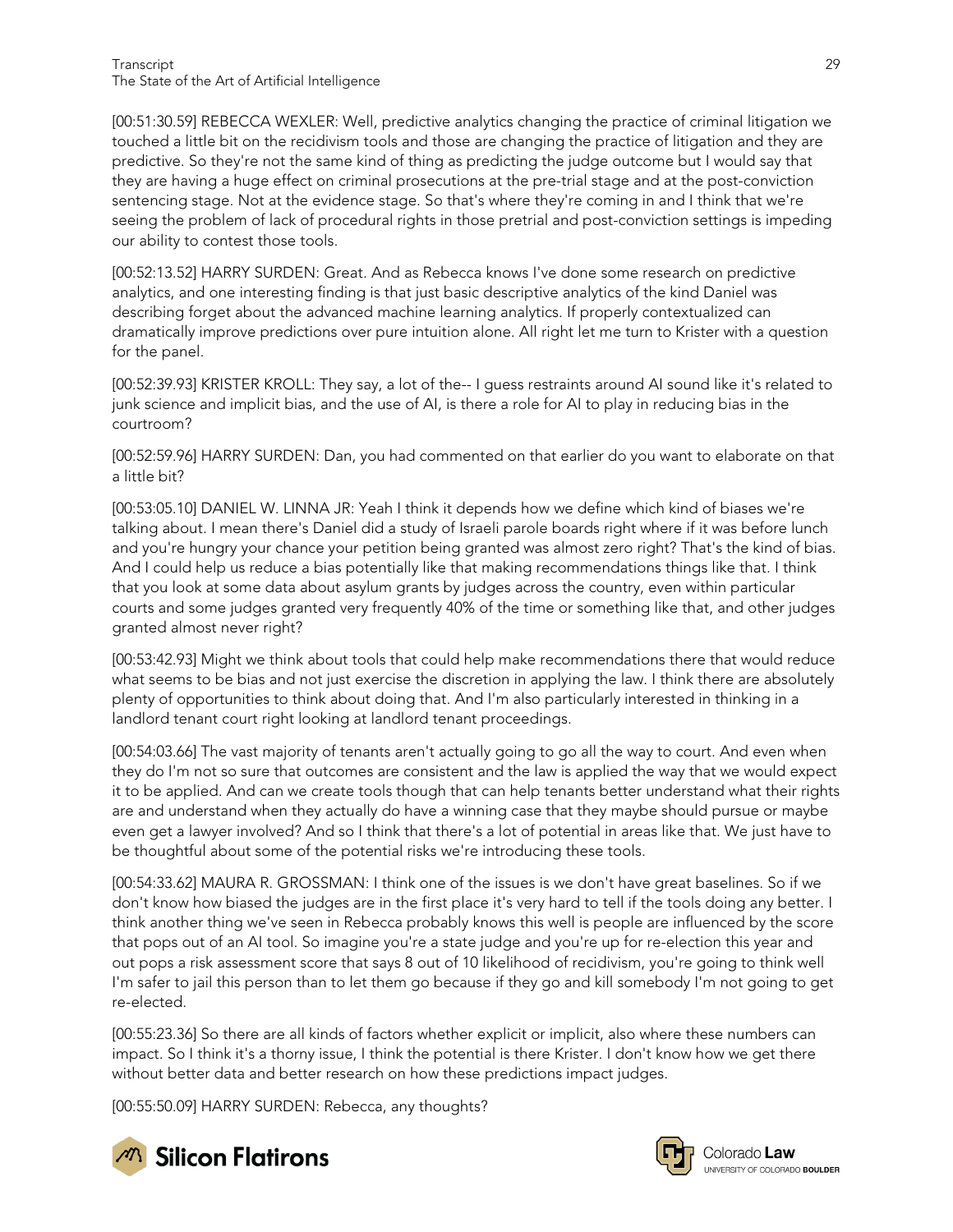[00:51:30.59] REBECCA WEXLER: Well, predictive analytics changing the practice of criminal litigation we touched a little bit on the recidivism tools and those are changing the practice of litigation and they are predictive. So they're not the same kind of thing as predicting the judge outcome but I would say that they are having a huge effect on criminal prosecutions at the pre-trial stage and at the post-conviction sentencing stage. Not at the evidence stage. So that's where they're coming in and I think that we're seeing the problem of lack of procedural rights in those pretrial and post-conviction settings is impeding our ability to contest those tools.

[00:52:13.52] HARRY SURDEN: Great. And as Rebecca knows I've done some research on predictive analytics, and one interesting finding is that just basic descriptive analytics of the kind Daniel was describing forget about the advanced machine learning analytics. If properly contextualized can dramatically improve predictions over pure intuition alone. All right let me turn to Krister with a question for the panel.

[00:52:39.93] KRISTER KROLL: They say, a lot of the-- I guess restraints around AI sound like it's related to junk science and implicit bias, and the use of AI, is there a role for AI to play in reducing bias in the courtroom?

[00:52:59.96] HARRY SURDEN: Dan, you had commented on that earlier do you want to elaborate on that a little bit?

[00:53:05.10] DANIEL W. LINNA JR: Yeah I think it depends how we define which kind of biases we're talking about. I mean there's Daniel did a study of Israeli parole boards right where if it was before lunch and you're hungry your chance your petition being granted was almost zero right? That's the kind of bias. And I could help us reduce a bias potentially like that making recommendations things like that. I think that you look at some data about asylum grants by judges across the country, even within particular courts and some judges granted very frequently 40% of the time or something like that, and other judges granted almost never right?

[00:53:42.93] Might we think about tools that could help make recommendations there that would reduce what seems to be bias and not just exercise the discretion in applying the law. I think there are absolutely plenty of opportunities to think about doing that. And I'm also particularly interested in thinking in a landlord tenant court right looking at landlord tenant proceedings.

[00:54:03.66] The vast majority of tenants aren't actually going to go all the way to court. And even when they do I'm not so sure that outcomes are consistent and the law is applied the way that we would expect it to be applied. And can we create tools though that can help tenants better understand what their rights are and understand when they actually do have a winning case that they maybe should pursue or maybe even get a lawyer involved? And so I think that there's a lot of potential in areas like that. We just have to be thoughtful about some of the potential risks we're introducing these tools.

[00:54:33.62] MAURA R. GROSSMAN: I think one of the issues is we don't have great baselines. So if we don't know how biased the judges are in the first place it's very hard to tell if the tools doing any better. I think another thing we've seen in Rebecca probably knows this well is people are influenced by the score that pops out of an AI tool. So imagine you're a state judge and you're up for re-election this year and out pops a risk assessment score that says 8 out of 10 likelihood of recidivism, you're going to think well I'm safer to jail this person than to let them go because if they go and kill somebody I'm not going to get re-elected.

[00:55:23.36] So there are all kinds of factors whether explicit or implicit, also where these numbers can impact. So I think it's a thorny issue, I think the potential is there Krister. I don't know how we get there without better data and better research on how these predictions impact judges.

[00:55:50.09] HARRY SURDEN: Rebecca, any thoughts?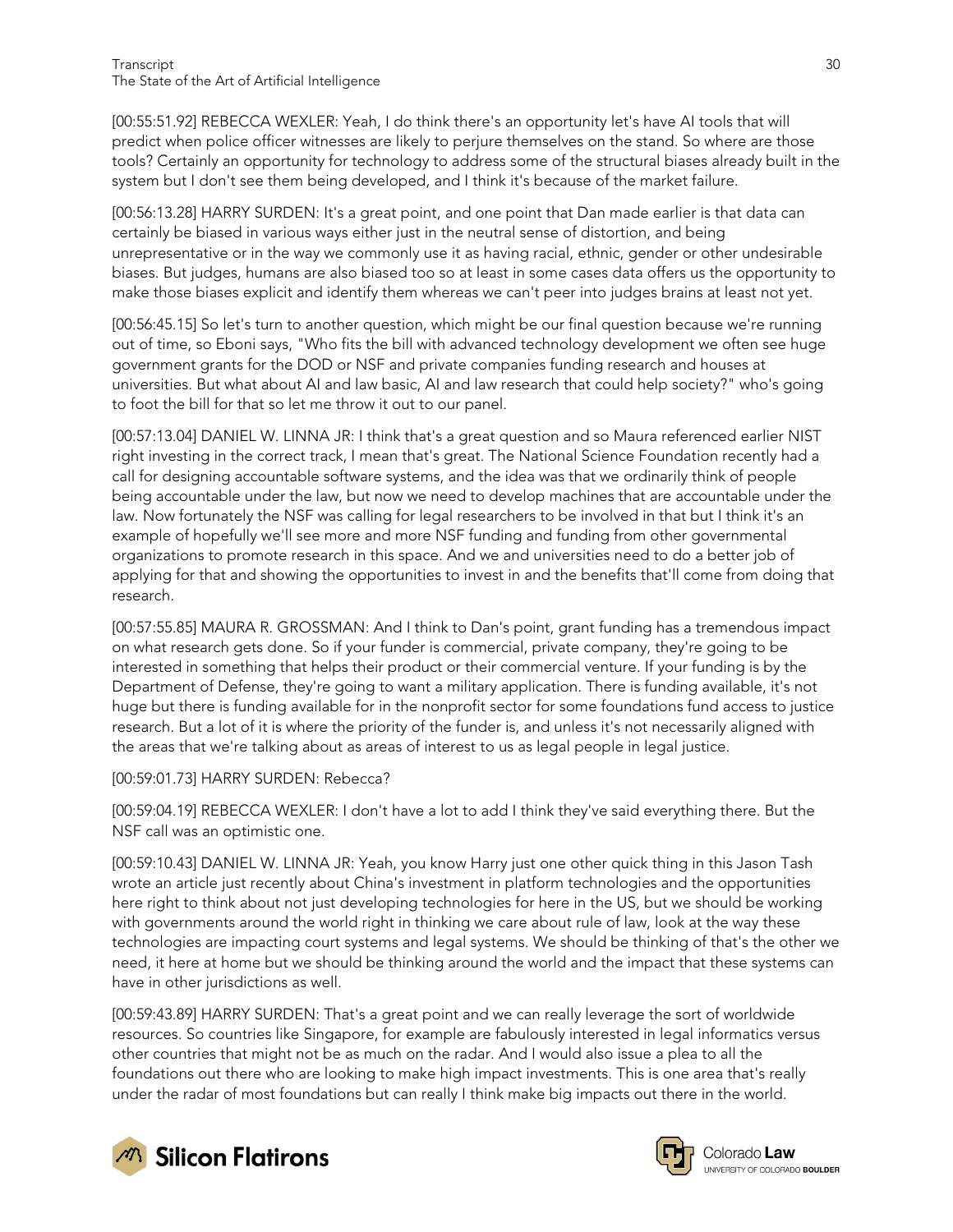[00:55:51.92] REBECCA WEXLER: Yeah, I do think there's an opportunity let's have AI tools that will predict when police officer witnesses are likely to perjure themselves on the stand. So where are those tools? Certainly an opportunity for technology to address some of the structural biases already built in the system but I don't see them being developed, and I think it's because of the market failure.

[00:56:13.28] HARRY SURDEN: It's a great point, and one point that Dan made earlier is that data can certainly be biased in various ways either just in the neutral sense of distortion, and being unrepresentative or in the way we commonly use it as having racial, ethnic, gender or other undesirable biases. But judges, humans are also biased too so at least in some cases data offers us the opportunity to make those biases explicit and identify them whereas we can't peer into judges brains at least not yet.

[00:56:45.15] So let's turn to another question, which might be our final question because we're running out of time, so Eboni says, "Who fits the bill with advanced technology development we often see huge government grants for the DOD or NSF and private companies funding research and houses at universities. But what about AI and law basic, AI and law research that could help society?" who's going to foot the bill for that so let me throw it out to our panel.

[00:57:13.04] DANIEL W. LINNA JR: I think that's a great question and so Maura referenced earlier NIST right investing in the correct track, I mean that's great. The National Science Foundation recently had a call for designing accountable software systems, and the idea was that we ordinarily think of people being accountable under the law, but now we need to develop machines that are accountable under the law. Now fortunately the NSF was calling for legal researchers to be involved in that but I think it's an example of hopefully we'll see more and more NSF funding and funding from other governmental organizations to promote research in this space. And we and universities need to do a better job of applying for that and showing the opportunities to invest in and the benefits that'll come from doing that research.

[00:57:55.85] MAURA R. GROSSMAN: And I think to Dan's point, grant funding has a tremendous impact on what research gets done. So if your funder is commercial, private company, they're going to be interested in something that helps their product or their commercial venture. If your funding is by the Department of Defense, they're going to want a military application. There is funding available, it's not huge but there is funding available for in the nonprofit sector for some foundations fund access to justice research. But a lot of it is where the priority of the funder is, and unless it's not necessarily aligned with the areas that we're talking about as areas of interest to us as legal people in legal justice.

[00:59:01.73] HARRY SURDEN: Rebecca?

[00:59:04.19] REBECCA WEXLER: I don't have a lot to add I think they've said everything there. But the NSF call was an optimistic one.

[00:59:10.43] DANIEL W. LINNA JR: Yeah, you know Harry just one other quick thing in this Jason Tash wrote an article just recently about China's investment in platform technologies and the opportunities here right to think about not just developing technologies for here in the US, but we should be working with governments around the world right in thinking we care about rule of law, look at the way these technologies are impacting court systems and legal systems. We should be thinking of that's the other we need, it here at home but we should be thinking around the world and the impact that these systems can have in other jurisdictions as well.

[00:59:43.89] HARRY SURDEN: That's a great point and we can really leverage the sort of worldwide resources. So countries like Singapore, for example are fabulously interested in legal informatics versus other countries that might not be as much on the radar. And I would also issue a plea to all the foundations out there who are looking to make high impact investments. This is one area that's really under the radar of most foundations but can really I think make big impacts out there in the world.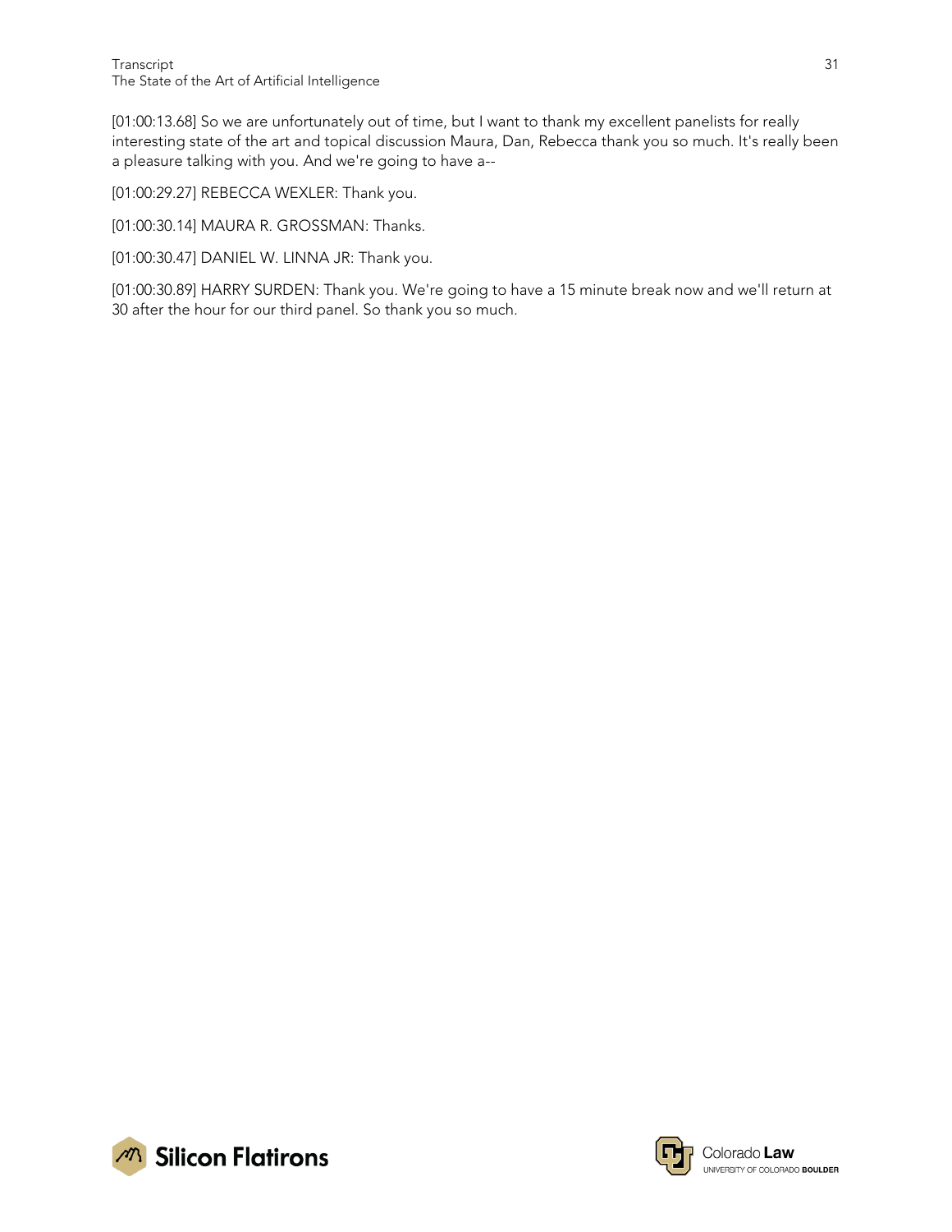[01:00:13.68] So we are unfortunately out of time, but I want to thank my excellent panelists for really interesting state of the art and topical discussion Maura, Dan, Rebecca thank you so much. It's really been a pleasure talking with you. And we're going to have a--

[01:00:29.27] REBECCA WEXLER: Thank you.

[01:00:30.14] MAURA R. GROSSMAN: Thanks.

[01:00:30.47] DANIEL W. LINNA JR: Thank you.

[01:00:30.89] HARRY SURDEN: Thank you. We're going to have a 15 minute break now and we'll return at 30 after the hour for our third panel. So thank you so much.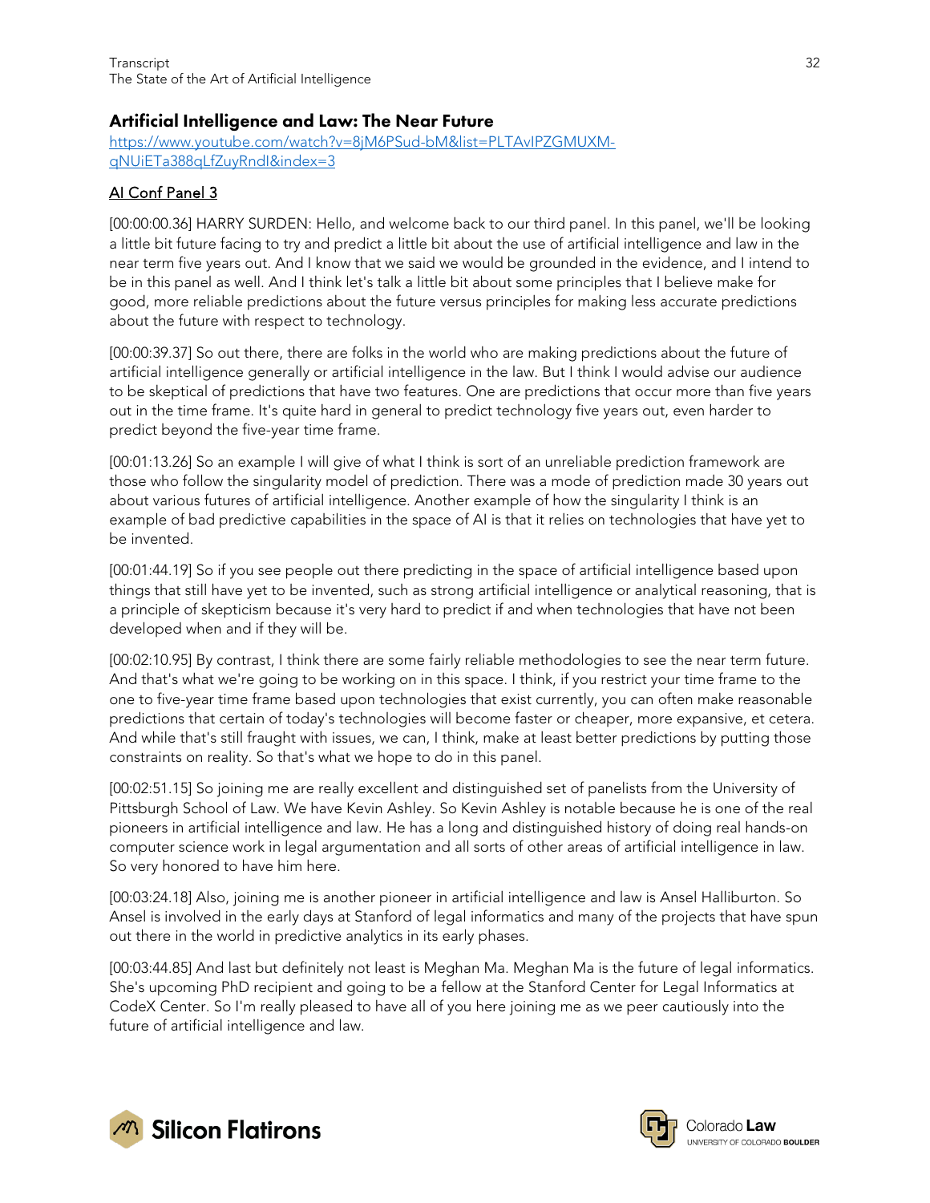## Artificial Intelligence and Law: The Near Future

https://www.youtube.com/watch?v=8jM6PSud-bM&list=PLTAvIPZGMUXM-qNUiETa388qLfZuyRndI&index=3

### AI Conf Panel 3

[00:00:00.36] HARRY SURDEN: Hello, and welcome back to our third panel. In this panel, we'll be looking a little bit future facing to try and predict a little bit about the use of artificial intelligence and law in the near term five years out. And I know that we said we would be grounded in the evidence, and I intend to be in this panel as well. And I think let's talk a little bit about some principles that I believe make for good, more reliable predictions about the future versus principles for making less accurate predictions about the future with respect to technology.

[00:00:39.37] So out there, there are folks in the world who are making predictions about the future of artificial intelligence generally or artificial intelligence in the law. But I think I would advise our audience to be skeptical of predictions that have two features. One are predictions that occur more than five years out in the time frame. It's quite hard in general to predict technology five years out, even harder to predict beyond the five-year time frame.

[00:01:13.26] So an example I will give of what I think is sort of an unreliable prediction framework are those who follow the singularity model of prediction. There was a mode of prediction made 30 years out about various futures of artificial intelligence. Another example of how the singularity I think is an example of bad predictive capabilities in the space of AI is that it relies on technologies that have yet to be invented.

[00:01:44.19] So if you see people out there predicting in the space of artificial intelligence based upon things that still have yet to be invented, such as strong artificial intelligence or analytical reasoning, that is a principle of skepticism because it's very hard to predict if and when technologies that have not been developed when and if they will be.

[00:02:10.95] By contrast, I think there are some fairly reliable methodologies to see the near term future. And that's what we're going to be working on in this space. I think, if you restrict your time frame to the one to five-year time frame based upon technologies that exist currently, you can often make reasonable predictions that certain of today's technologies will become faster or cheaper, more expansive, et cetera. And while that's still fraught with issues, we can, I think, make at least better predictions by putting those constraints on reality. So that's what we hope to do in this panel.

[00:02:51.15] So joining me are really excellent and distinguished set of panelists from the University of Pittsburgh School of Law. We have Kevin Ashley. So Kevin Ashley is notable because he is one of the real pioneers in artificial intelligence and law. He has a long and distinguished history of doing real hands-on computer science work in legal argumentation and all sorts of other areas of artificial intelligence in law. So very honored to have him here.

[00:03:24.18] Also, joining me is another pioneer in artificial intelligence and law is Ansel Halliburton. So Ansel is involved in the early days at Stanford of legal informatics and many of the projects that have spun out there in the world in predictive analytics in its early phases.

[00:03:44.85] And last but definitely not least is Meghan Ma. Meghan Ma is the future of legal informatics. She's upcoming PhD recipient and going to be a fellow at the Stanford Center for Legal Informatics at CodeX Center. So I'm really pleased to have all of you here joining me as we peer cautiously into the future of artificial intelligence and law.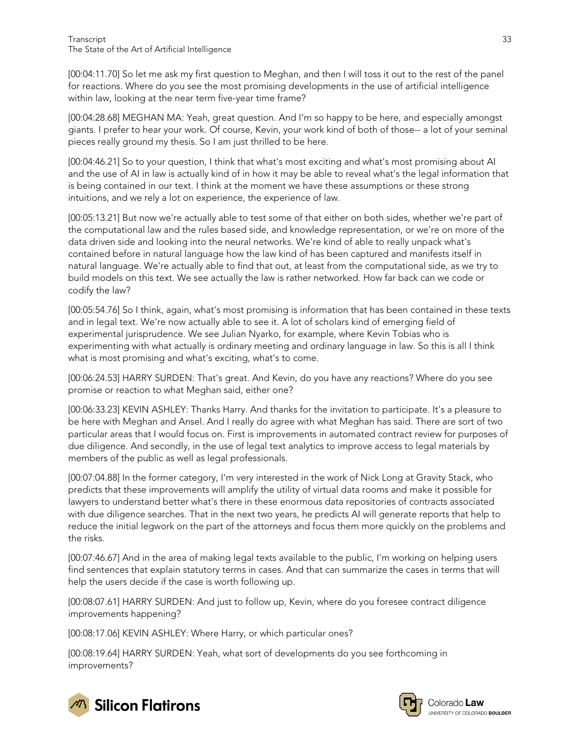[00:04:11.70] So let me ask my first question to Meghan, and then I will toss it out to the rest of the panel for reactions. Where do you see the most promising developments in the use of artificial intelligence within law, looking at the near term five-year time frame?

[00:04:28.68] MEGHAN MA: Yeah, great question. And I'm so happy to be here, and especially amongst giants. I prefer to hear your work. Of course, Kevin, your work kind of both of those-- a lot of your seminal pieces really ground my thesis. So I am just thrilled to be here.

[00:04:46.21] So to your question, I think that what's most exciting and what's most promising about AI and the use of AI in law is actually kind of in how it may be able to reveal what's the legal information that is being contained in our text. I think at the moment we have these assumptions or these strong intuitions, and we rely a lot on experience, the experience of law.

[00:05:13.21] But now we're actually able to test some of that either on both sides, whether we're part of the computational law and the rules based side, and knowledge representation, or we're on more of the data driven side and looking into the neural networks. We're kind of able to really unpack what's contained before in natural language how the law kind of has been captured and manifests itself in natural language. We're actually able to find that out, at least from the computational side, as we try to build models on this text. We see actually the law is rather networked. How far back can we code or codify the law?

[00:05:54.76] So I think, again, what's most promising is information that has been contained in these texts and in legal text. We're now actually able to see it. A lot of scholars kind of emerging field of experimental jurisprudence. We see Julian Nyarko, for example, where Kevin Tobias who is experimenting with what actually is ordinary meeting and ordinary language in law. So this is all I think what is most promising and what's exciting, what's to come.

[00:06:24.53] HARRY SURDEN: That's great. And Kevin, do you have any reactions? Where do you see promise or reaction to what Meghan said, either one?

[00:06:33.23] KEVIN ASHLEY: Thanks Harry. And thanks for the invitation to participate. It's a pleasure to be here with Meghan and Ansel. And I really do agree with what Meghan has said. There are sort of two particular areas that I would focus on. First is improvements in automated contract review for purposes of due diligence. And secondly, in the use of legal text analytics to improve access to legal materials by members of the public as well as legal professionals.

[00:07:04.88] In the former category, I'm very interested in the work of Nick Long at Gravity Stack, who predicts that these improvements will amplify the utility of virtual data rooms and make it possible for lawyers to understand better what's there in these enormous data repositories of contracts associated with due diligence searches. That in the next two years, he predicts AI will generate reports that help to reduce the initial legwork on the part of the attorneys and focus them more quickly on the problems and the risks.

[00:07:46.67] And in the area of making legal texts available to the public, I'm working on helping users find sentences that explain statutory terms in cases. And that can summarize the cases in terms that will help the users decide if the case is worth following up.

[00:08:07.61] HARRY SURDEN: And just to follow up, Kevin, where do you foresee contract diligence improvements happening?

[00:08:17.06] KEVIN ASHLEY: Where Harry, or which particular ones?

[00:08:19.64] HARRY SURDEN: Yeah, what sort of developments do you see forthcoming in improvements?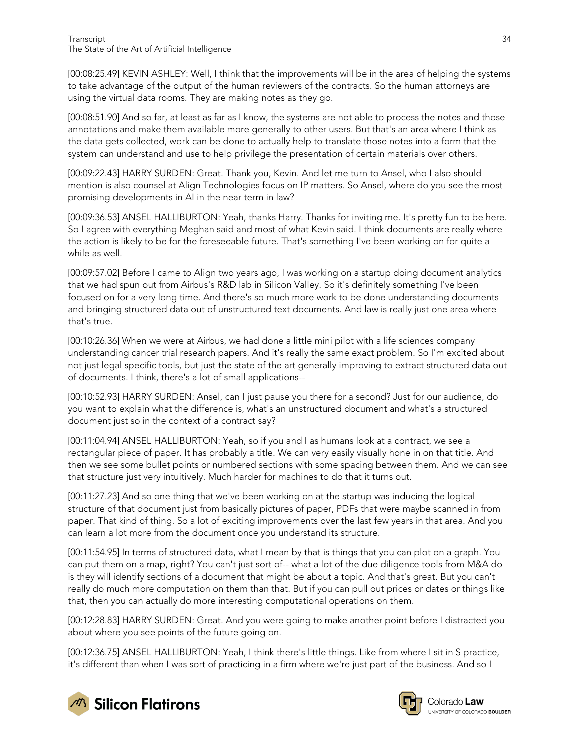[00:08:25.49] KEVIN ASHLEY: Well, I think that the improvements will be in the area of helping the systems to take advantage of the output of the human reviewers of the contracts. So the human attorneys are using the virtual data rooms. They are making notes as they go.

[00:08:51.90] And so far, at least as far as I know, the systems are not able to process the notes and those annotations and make them available more generally to other users. But that's an area where I think as the data gets collected, work can be done to actually help to translate those notes into a form that the system can understand and use to help privilege the presentation of certain materials over others.

[00:09:22.43] HARRY SURDEN: Great. Thank you, Kevin. And let me turn to Ansel, who I also should mention is also counsel at Align Technologies focus on IP matters. So Ansel, where do you see the most promising developments in AI in the near term in law?

[00:09:36.53] ANSEL HALLIBURTON: Yeah, thanks Harry. Thanks for inviting me. It's pretty fun to be here. So I agree with everything Meghan said and most of what Kevin said. I think documents are really where the action is likely to be for the foreseeable future. That's something I've been working on for quite a while as well.

[00:09:57.02] Before I came to Align two years ago, I was working on a startup doing document analytics that we had spun out from Airbus's R&D lab in Silicon Valley. So it's definitely something I've been focused on for a very long time. And there's so much more work to be done understanding documents and bringing structured data out of unstructured text documents. And law is really just one area where that's true.

[00:10:26.36] When we were at Airbus, we had done a little mini pilot with a life sciences company understanding cancer trial research papers. And it's really the same exact problem. So I'm excited about not just legal specific tools, but just the state of the art generally improving to extract structured data out of documents. I think, there's a lot of small applications--

[00:10:52.93] HARRY SURDEN: Ansel, can I just pause you there for a second? Just for our audience, do you want to explain what the difference is, what's an unstructured document and what's a structured document just so in the context of a contract say?

[00:11:04.94] ANSEL HALLIBURTON: Yeah, so if you and I as humans look at a contract, we see a rectangular piece of paper. It has probably a title. We can very easily visually hone in on that title. And then we see some bullet points or numbered sections with some spacing between them. And we can see that structure just very intuitively. Much harder for machines to do that it turns out.

[00:11:27.23] And so one thing that we've been working on at the startup was inducing the logical structure of that document just from basically pictures of paper, PDFs that were maybe scanned in from paper. That kind of thing. So a lot of exciting improvements over the last few years in that area. And you can learn a lot more from the document once you understand its structure.

[00:11:54.95] In terms of structured data, what I mean by that is things that you can plot on a graph. You can put them on a map, right? You can't just sort of-- what a lot of the due diligence tools from M&A do is they will identify sections of a document that might be about a topic. And that's great. But you can't really do much more computation on them than that. But if you can pull out prices or dates or things like that, then you can actually do more interesting computational operations on them.

[00:12:28.83] HARRY SURDEN: Great. And you were going to make another point before I distracted you about where you see points of the future going on.

[00:12:36.75] ANSEL HALLIBURTON: Yeah, I think there's little things. Like from where I sit in S practice, it's different than when I was sort of practicing in a firm where we're just part of the business. And so I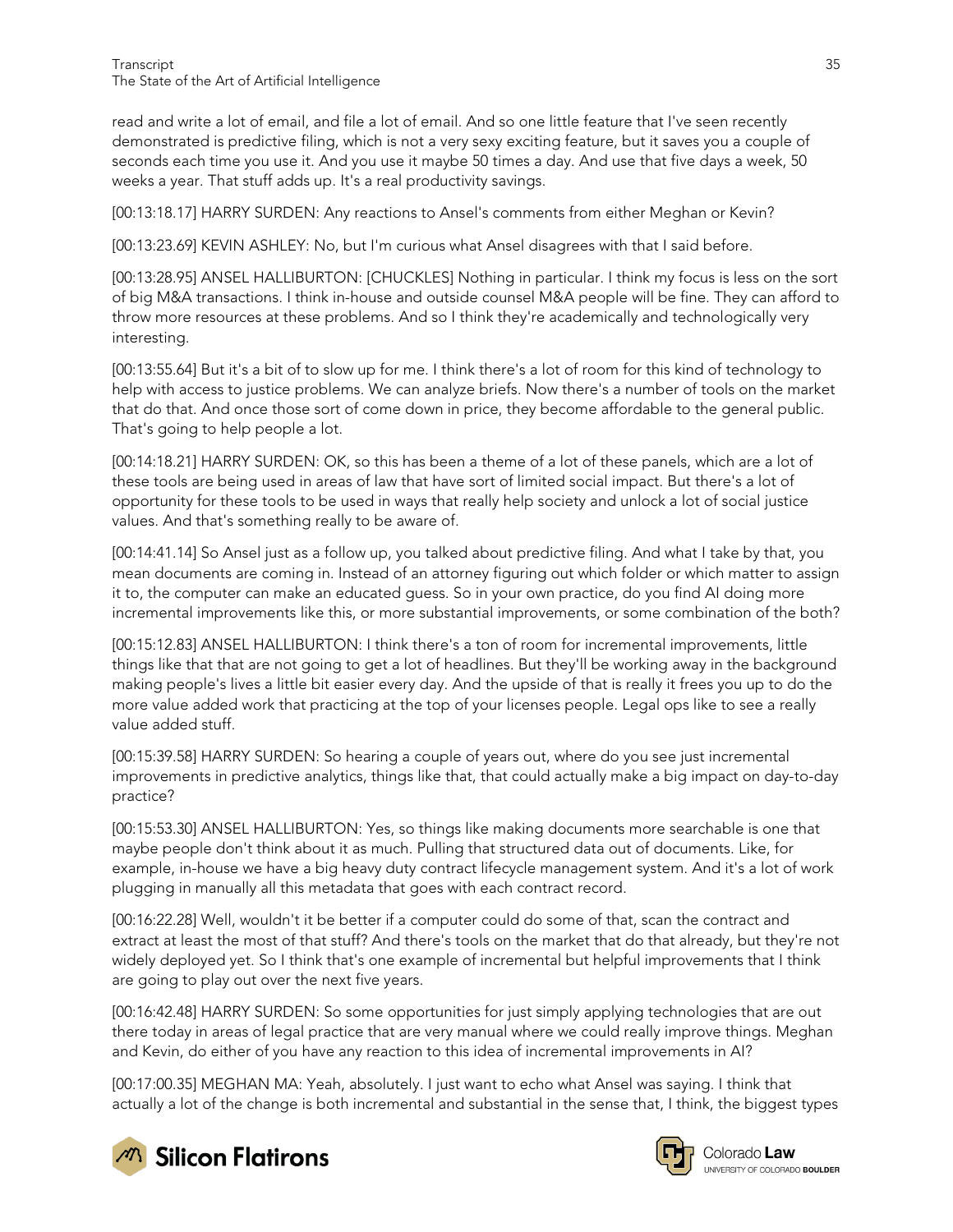read and write a lot of email, and file a lot of email. And so one little feature that I've seen recently demonstrated is predictive filing, which is not a very sexy exciting feature, but it saves you a couple of seconds each time you use it. And you use it maybe 50 times a day. And use that five days a week, 50 weeks a year. That stuff adds up. It's a real productivity savings.

[00:13:18.17] HARRY SURDEN: Any reactions to Ansel's comments from either Meghan or Kevin?

[00:13:23.69] KEVIN ASHLEY: No, but I'm curious what Ansel disagrees with that I said before.

[00:13:28.95] ANSEL HALLIBURTON: [CHUCKLES] Nothing in particular. I think my focus is less on the sort of big M&A transactions. I think in-house and outside counsel M&A people will be fine. They can afford to throw more resources at these problems. And so I think they're academically and technologically very interesting.

[00:13:55.64] But it's a bit of to slow up for me. I think there's a lot of room for this kind of technology to help with access to justice problems. We can analyze briefs. Now there's a number of tools on the market that do that. And once those sort of come down in price, they become affordable to the general public. That's going to help people a lot.

[00:14:18.21] HARRY SURDEN: OK, so this has been a theme of a lot of these panels, which are a lot of these tools are being used in areas of law that have sort of limited social impact. But there's a lot of opportunity for these tools to be used in ways that really help society and unlock a lot of social justice values. And that's something really to be aware of.

[00:14:41.14] So Ansel just as a follow up, you talked about predictive filing. And what I take by that, you mean documents are coming in. Instead of an attorney figuring out which folder or which matter to assign it to, the computer can make an educated guess. So in your own practice, do you find AI doing more incremental improvements like this, or more substantial improvements, or some combination of the both?

[00:15:12.83] ANSEL HALLIBURTON: I think there's a ton of room for incremental improvements, little things like that that are not going to get a lot of headlines. But they'll be working away in the background making people's lives a little bit easier every day. And the upside of that is really it frees you up to do the more value added work that practicing at the top of your licenses people. Legal ops like to see a really value added stuff.

[00:15:39.58] HARRY SURDEN: So hearing a couple of years out, where do you see just incremental improvements in predictive analytics, things like that, that could actually make a big impact on day-to-day practice?

[00:15:53.30] ANSEL HALLIBURTON: Yes, so things like making documents more searchable is one that maybe people don't think about it as much. Pulling that structured data out of documents. Like, for example, in-house we have a big heavy duty contract lifecycle management system. And it's a lot of work plugging in manually all this metadata that goes with each contract record.

[00:16:22.28] Well, wouldn't it be better if a computer could do some of that, scan the contract and extract at least the most of that stuff? And there's tools on the market that do that already, but they're not widely deployed yet. So I think that's one example of incremental but helpful improvements that I think are going to play out over the next five years.

[00:16:42.48] HARRY SURDEN: So some opportunities for just simply applying technologies that are out there today in areas of legal practice that are very manual where we could really improve things. Meghan and Kevin, do either of you have any reaction to this idea of incremental improvements in AI?

[00:17:00.35] MEGHAN MA: Yeah, absolutely. I just want to echo what Ansel was saying. I think that actually a lot of the change is both incremental and substantial in the sense that, I think, the biggest types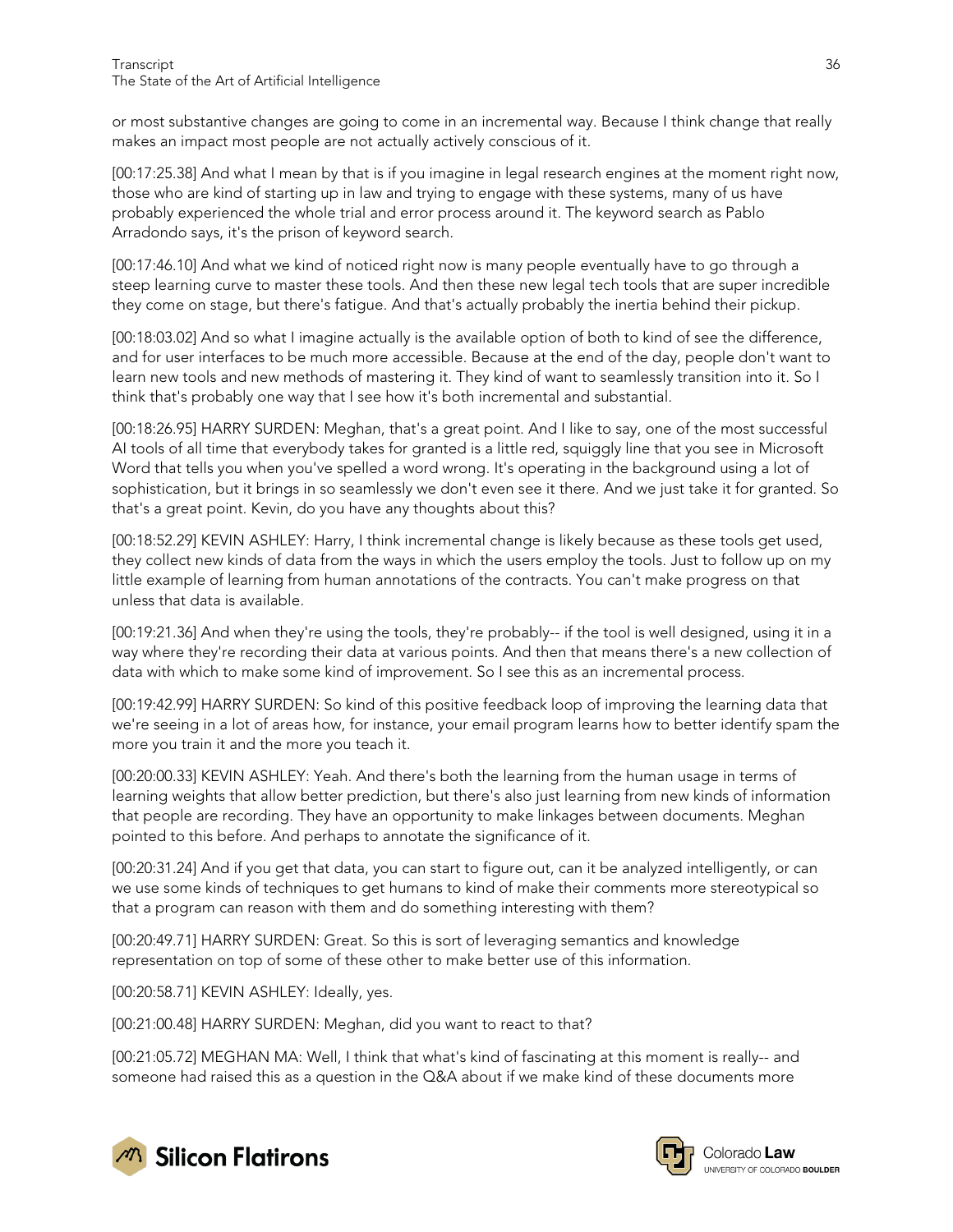or most substantive changes are going to come in an incremental way. Because I think change that really makes an impact most people are not actually actively conscious of it.

[00:17:25.38] And what I mean by that is if you imagine in legal research engines at the moment right now, those who are kind of starting up in law and trying to engage with these systems, many of us have probably experienced the whole trial and error process around it. The keyword search as Pablo Arradondo says, it's the prison of keyword search.

[00:17:46.10] And what we kind of noticed right now is many people eventually have to go through a steep learning curve to master these tools. And then these new legal tech tools that are super incredible they come on stage, but there's fatigue. And that's actually probably the inertia behind their pickup.

[00:18:03.02] And so what I imagine actually is the available option of both to kind of see the difference, and for user interfaces to be much more accessible. Because at the end of the day, people don't want to learn new tools and new methods of mastering it. They kind of want to seamlessly transition into it. So I think that's probably one way that I see how it's both incremental and substantial.

[00:18:26.95] HARRY SURDEN: Meghan, that's a great point. And I like to say, one of the most successful AI tools of all time that everybody takes for granted is a little red, squiggly line that you see in Microsoft Word that tells you when you've spelled a word wrong. It's operating in the background using a lot of sophistication, but it brings in so seamlessly we don't even see it there. And we just take it for granted. So that's a great point. Kevin, do you have any thoughts about this?

[00:18:52.29] KEVIN ASHLEY: Harry, I think incremental change is likely because as these tools get used, they collect new kinds of data from the ways in which the users employ the tools. Just to follow up on my little example of learning from human annotations of the contracts. You can't make progress on that unless that data is available.

[00:19:21.36] And when they're using the tools, they're probably-- if the tool is well designed, using it in a way where they're recording their data at various points. And then that means there's a new collection of data with which to make some kind of improvement. So I see this as an incremental process.

[00:19:42.99] HARRY SURDEN: So kind of this positive feedback loop of improving the learning data that we're seeing in a lot of areas how, for instance, your email program learns how to better identify spam the more you train it and the more you teach it.

[00:20:00.33] KEVIN ASHLEY: Yeah. And there's both the learning from the human usage in terms of learning weights that allow better prediction, but there's also just learning from new kinds of information that people are recording. They have an opportunity to make linkages between documents. Meghan pointed to this before. And perhaps to annotate the significance of it.

[00:20:31.24] And if you get that data, you can start to figure out, can it be analyzed intelligently, or can we use some kinds of techniques to get humans to kind of make their comments more stereotypical so that a program can reason with them and do something interesting with them?

[00:20:49.71] HARRY SURDEN: Great. So this is sort of leveraging semantics and knowledge representation on top of some of these other to make better use of this information.

[00:20:58.71] KEVIN ASHLEY: Ideally, yes.

[00:21:00.48] HARRY SURDEN: Meghan, did you want to react to that?

[00:21:05.72] MEGHAN MA: Well, I think that what's kind of fascinating at this moment is really-- and someone had raised this as a question in the Q&A about if we make kind of these documents more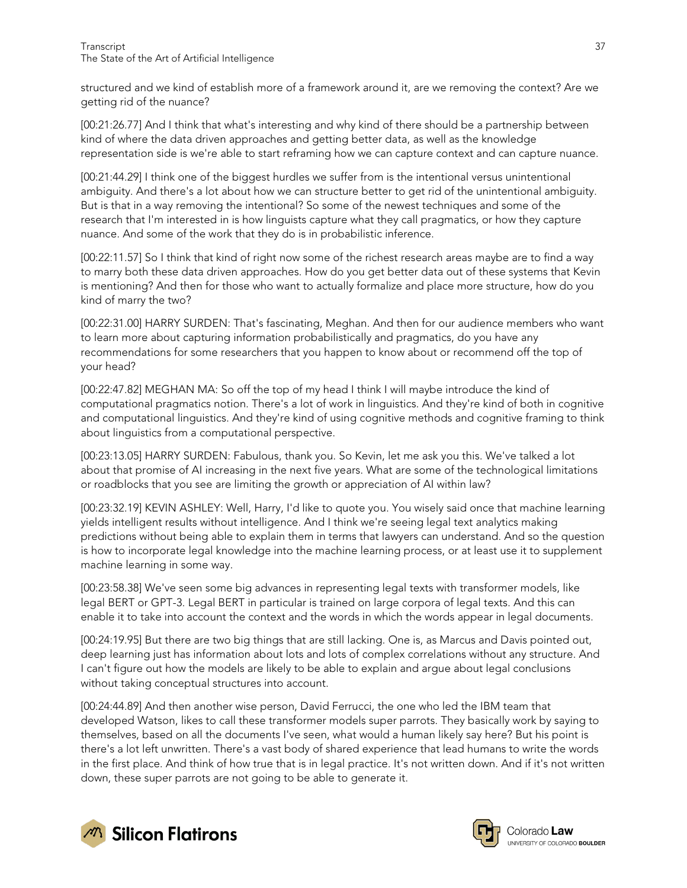structured and we kind of establish more of a framework around it, are we removing the context? Are we getting rid of the nuance?

[00:21:26.77] And I think that what's interesting and why kind of there should be a partnership between kind of where the data driven approaches and getting better data, as well as the knowledge representation side is we're able to start reframing how we can capture context and can capture nuance.

[00:21:44.29] I think one of the biggest hurdles we suffer from is the intentional versus unintentional ambiguity. And there's a lot about how we can structure better to get rid of the unintentional ambiguity. But is that in a way removing the intentional? So some of the newest techniques and some of the research that I'm interested in is how linguists capture what they call pragmatics, or how they capture nuance. And some of the work that they do is in probabilistic inference.

[00:22:11.57] So I think that kind of right now some of the richest research areas maybe are to find a way to marry both these data driven approaches. How do you get better data out of these systems that Kevin is mentioning? And then for those who want to actually formalize and place more structure, how do you kind of marry the two?

[00:22:31.00] HARRY SURDEN: That's fascinating, Meghan. And then for our audience members who want to learn more about capturing information probabilistically and pragmatics, do you have any recommendations for some researchers that you happen to know about or recommend off the top of your head?

[00:22:47.82] MEGHAN MA: So off the top of my head I think I will maybe introduce the kind of computational pragmatics notion. There's a lot of work in linguistics. And they're kind of both in cognitive and computational linguistics. And they're kind of using cognitive methods and cognitive framing to think about linguistics from a computational perspective.

[00:23:13.05] HARRY SURDEN: Fabulous, thank you. So Kevin, let me ask you this. We've talked a lot about that promise of AI increasing in the next five years. What are some of the technological limitations or roadblocks that you see are limiting the growth or appreciation of AI within law?

[00:23:32.19] KEVIN ASHLEY: Well, Harry, I'd like to quote you. You wisely said once that machine learning yields intelligent results without intelligence. And I think we're seeing legal text analytics making predictions without being able to explain them in terms that lawyers can understand. And so the question is how to incorporate legal knowledge into the machine learning process, or at least use it to supplement machine learning in some way.

[00:23:58.38] We've seen some big advances in representing legal texts with transformer models, like legal BERT or GPT-3. Legal BERT in particular is trained on large corpora of legal texts. And this can enable it to take into account the context and the words in which the words appear in legal documents.

[00:24:19.95] But there are two big things that are still lacking. One is, as Marcus and Davis pointed out, deep learning just has information about lots and lots of complex correlations without any structure. And I can't figure out how the models are likely to be able to explain and argue about legal conclusions without taking conceptual structures into account.

[00:24:44.89] And then another wise person, David Ferrucci, the one who led the IBM team that developed Watson, likes to call these transformer models super parrots. They basically work by saying to themselves, based on all the documents I've seen, what would a human likely say here? But his point is there's a lot left unwritten. There's a vast body of shared experience that lead humans to write the words in the first place. And think of how true that is in legal practice. It's not written down. And if it's not written down, these super parrots are not going to be able to generate it.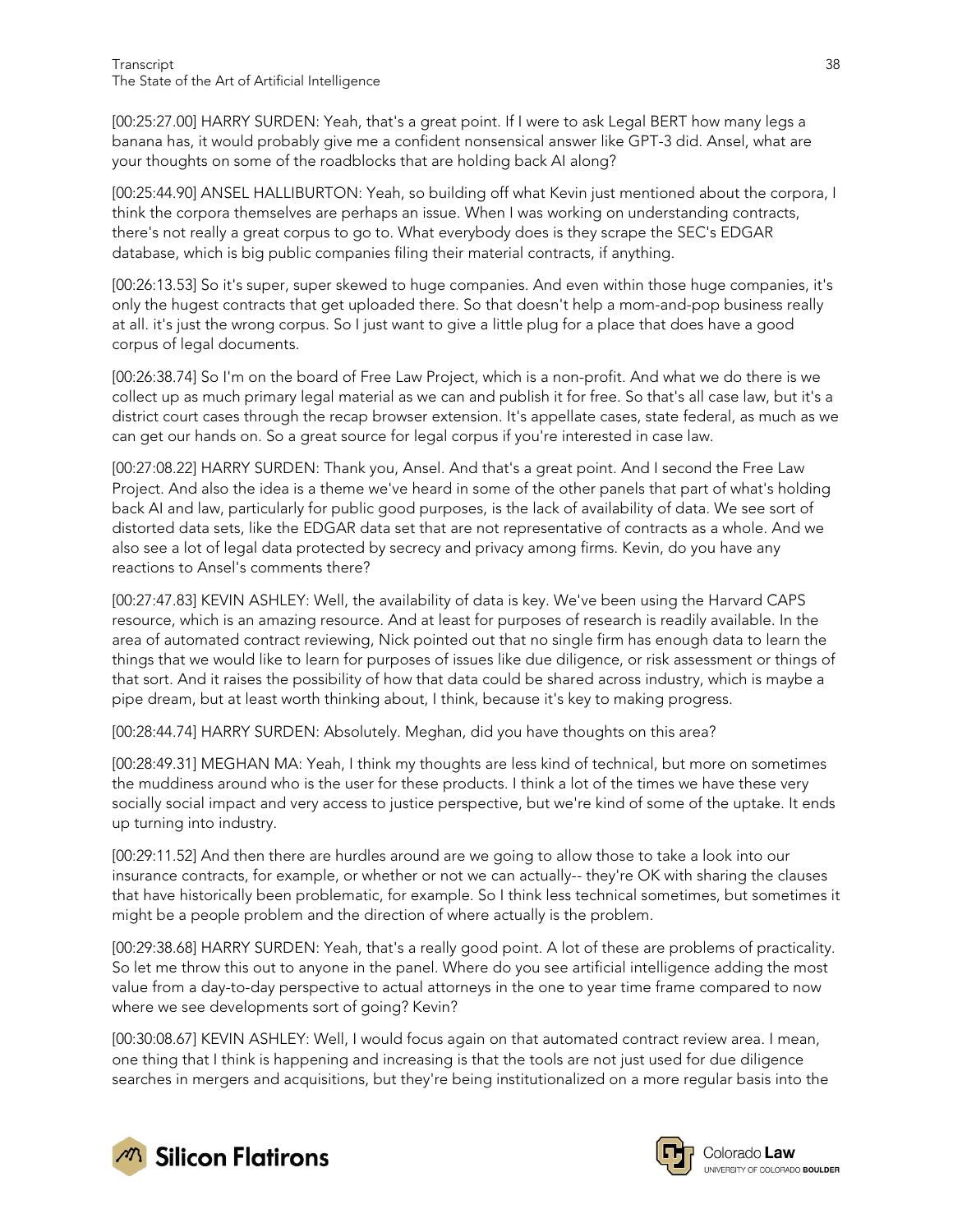[00:25:27.00] HARRY SURDEN: Yeah, that's a great point. If I were to ask Legal BERT how many legs a banana has, it would probably give me a confident nonsensical answer like GPT-3 did. Ansel, what are your thoughts on some of the roadblocks that are holding back AI along?

[00:25:44.90] ANSEL HALLIBURTON: Yeah, so building off what Kevin just mentioned about the corpora, I think the corpora themselves are perhaps an issue. When I was working on understanding contracts, there's not really a great corpus to go to. What everybody does is they scrape the SEC's EDGAR database, which is big public companies filing their material contracts, if anything.

[00:26:13.53] So it's super, super skewed to huge companies. And even within those huge companies, it's only the hugest contracts that get uploaded there. So that doesn't help a mom-and-pop business really at all. it's just the wrong corpus. So I just want to give a little plug for a place that does have a good corpus of legal documents.

[00:26:38.74] So I'm on the board of Free Law Project, which is a non-profit. And what we do there is we collect up as much primary legal material as we can and publish it for free. So that's all case law, but it's a district court cases through the recap browser extension. It's appellate cases, state federal, as much as we can get our hands on. So a great source for legal corpus if you're interested in case law.

[00:27:08.22] HARRY SURDEN: Thank you, Ansel. And that's a great point. And I second the Free Law Project. And also the idea is a theme we've heard in some of the other panels that part of what's holding back AI and law, particularly for public good purposes, is the lack of availability of data. We see sort of distorted data sets, like the EDGAR data set that are not representative of contracts as a whole. And we also see a lot of legal data protected by secrecy and privacy among firms. Kevin, do you have any reactions to Ansel's comments there?

[00:27:47.83] KEVIN ASHLEY: Well, the availability of data is key. We've been using the Harvard CAPS resource, which is an amazing resource. And at least for purposes of research is readily available. In the area of automated contract reviewing, Nick pointed out that no single firm has enough data to learn the things that we would like to learn for purposes of issues like due diligence, or risk assessment or things of that sort. And it raises the possibility of how that data could be shared across industry, which is maybe a pipe dream, but at least worth thinking about, I think, because it's key to making progress.

[00:28:44.74] HARRY SURDEN: Absolutely. Meghan, did you have thoughts on this area?

[00:28:49.31] MEGHAN MA: Yeah, I think my thoughts are less kind of technical, but more on sometimes the muddiness around who is the user for these products. I think a lot of the times we have these very socially social impact and very access to justice perspective, but we're kind of some of the uptake. It ends up turning into industry.

[00:29:11.52] And then there are hurdles around are we going to allow those to take a look into our insurance contracts, for example, or whether or not we can actually-- they're OK with sharing the clauses that have historically been problematic, for example. So I think less technical sometimes, but sometimes it might be a people problem and the direction of where actually is the problem.

[00:29:38.68] HARRY SURDEN: Yeah, that's a really good point. A lot of these are problems of practicality. So let me throw this out to anyone in the panel. Where do you see artificial intelligence adding the most value from a day-to-day perspective to actual attorneys in the one to year time frame compared to now where we see developments sort of going? Kevin?

[00:30:08.67] KEVIN ASHLEY: Well, I would focus again on that automated contract review area. I mean, one thing that I think is happening and increasing is that the tools are not just used for due diligence searches in mergers and acquisitions, but they're being institutionalized on a more regular basis into the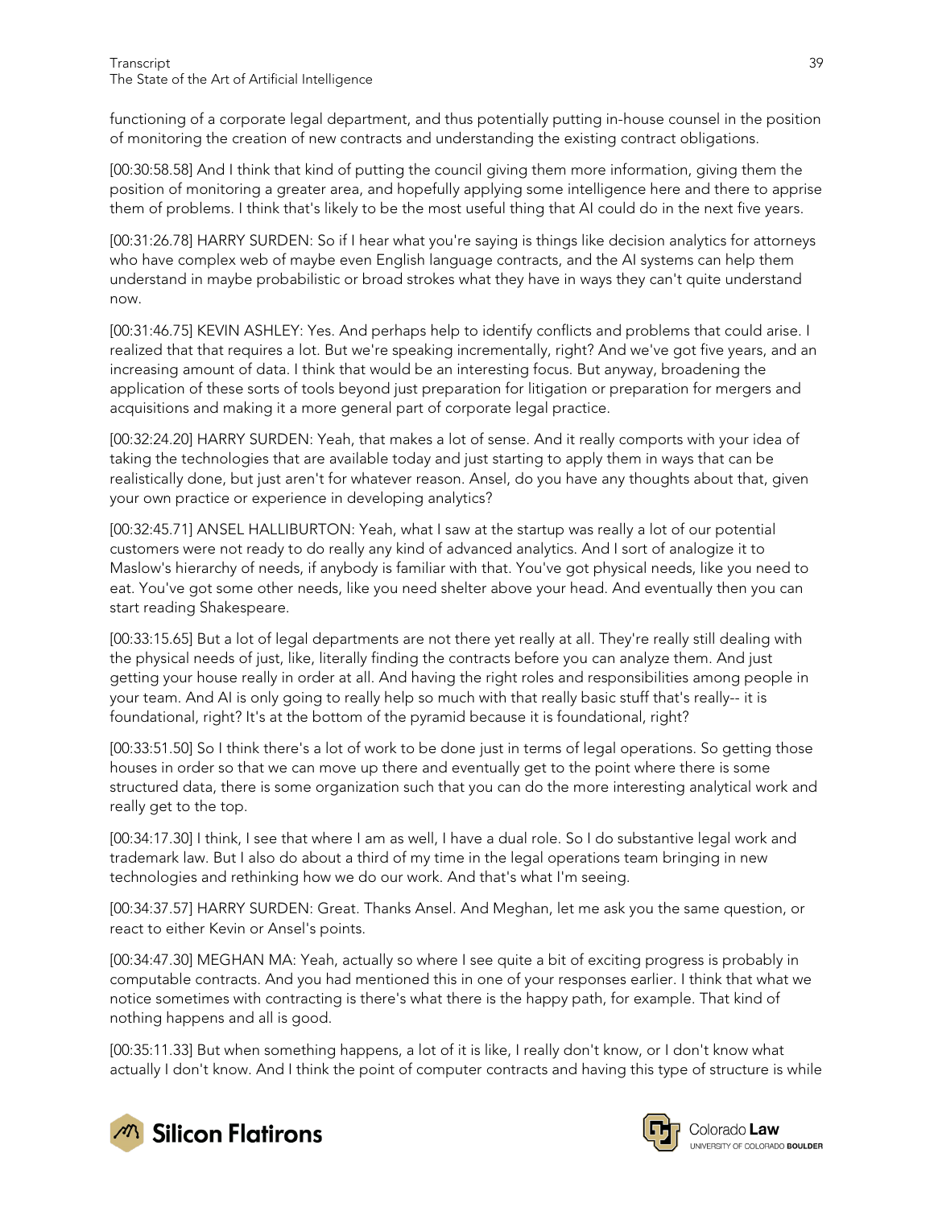functioning of a corporate legal department, and thus potentially putting in-house counsel in the position of monitoring the creation of new contracts and understanding the existing contract obligations.

[00:30:58.58] And I think that kind of putting the council giving them more information, giving them the position of monitoring a greater area, and hopefully applying some intelligence here and there to apprise them of problems. I think that's likely to be the most useful thing that AI could do in the next five years.

[00:31:26.78] HARRY SURDEN: So if I hear what you're saying is things like decision analytics for attorneys who have complex web of maybe even English language contracts, and the AI systems can help them understand in maybe probabilistic or broad strokes what they have in ways they can't quite understand now.

[00:31:46.75] KEVIN ASHLEY: Yes. And perhaps help to identify conflicts and problems that could arise. I realized that that requires a lot. But we're speaking incrementally, right? And we've got five years, and an increasing amount of data. I think that would be an interesting focus. But anyway, broadening the application of these sorts of tools beyond just preparation for litigation or preparation for mergers and acquisitions and making it a more general part of corporate legal practice.

[00:32:24.20] HARRY SURDEN: Yeah, that makes a lot of sense. And it really comports with your idea of taking the technologies that are available today and just starting to apply them in ways that can be realistically done, but just aren't for whatever reason. Ansel, do you have any thoughts about that, given your own practice or experience in developing analytics?

[00:32:45.71] ANSEL HALLIBURTON: Yeah, what I saw at the startup was really a lot of our potential customers were not ready to do really any kind of advanced analytics. And I sort of analogize it to Maslow's hierarchy of needs, if anybody is familiar with that. You've got physical needs, like you need to eat. You've got some other needs, like you need shelter above your head. And eventually then you can start reading Shakespeare.

[00:33:15.65] But a lot of legal departments are not there yet really at all. They're really still dealing with the physical needs of just, like, literally finding the contracts before you can analyze them. And just getting your house really in order at all. And having the right roles and responsibilities among people in your team. And AI is only going to really help so much with that really basic stuff that's really-- it is foundational, right? It's at the bottom of the pyramid because it is foundational, right?

[00:33:51.50] So I think there's a lot of work to be done just in terms of legal operations. So getting those houses in order so that we can move up there and eventually get to the point where there is some structured data, there is some organization such that you can do the more interesting analytical work and really get to the top.

[00:34:17.30] I think, I see that where I am as well, I have a dual role. So I do substantive legal work and trademark law. But I also do about a third of my time in the legal operations team bringing in new technologies and rethinking how we do our work. And that's what I'm seeing.

[00:34:37.57] HARRY SURDEN: Great. Thanks Ansel. And Meghan, let me ask you the same question, or react to either Kevin or Ansel's points.

[00:34:47.30] MEGHAN MA: Yeah, actually so where I see quite a bit of exciting progress is probably in computable contracts. And you had mentioned this in one of your responses earlier. I think that what we notice sometimes with contracting is there's what there is the happy path, for example. That kind of nothing happens and all is good.

[00:35:11.33] But when something happens, a lot of it is like, I really don't know, or I don't know what actually I don't know. And I think the point of computer contracts and having this type of structure is while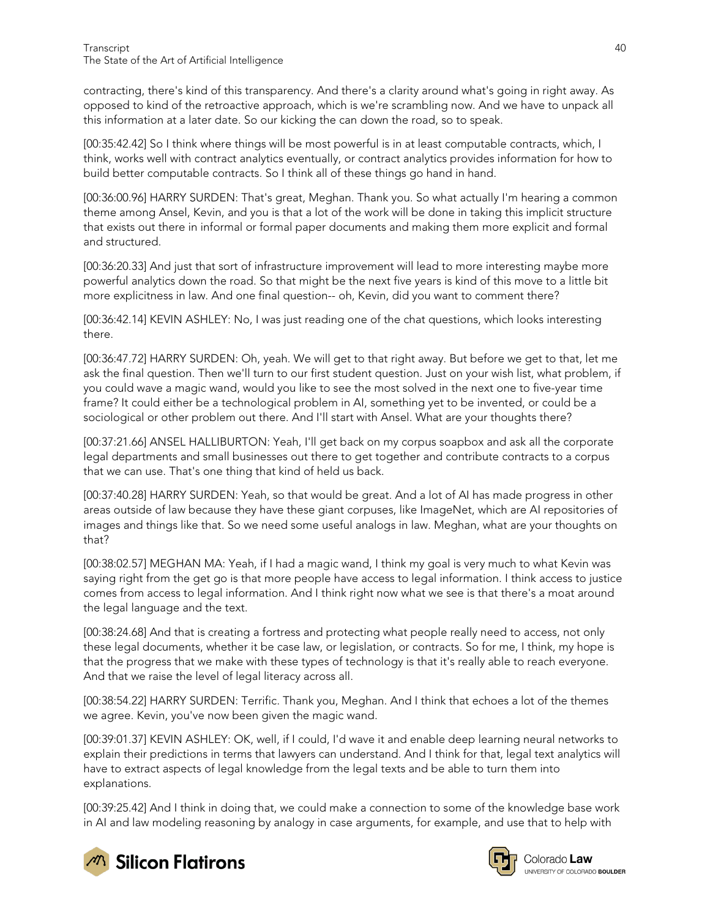contracting, there's kind of this transparency. And there's a clarity around what's going in right away. As opposed to kind of the retroactive approach, which is we're scrambling now. And we have to unpack all this information at a later date. So our kicking the can down the road, so to speak.

[00:35:42.42] So I think where things will be most powerful is in at least computable contracts, which, I think, works well with contract analytics eventually, or contract analytics provides information for how to build better computable contracts. So I think all of these things go hand in hand.

[00:36:00.96] HARRY SURDEN: That's great, Meghan. Thank you. So what actually I'm hearing a common theme among Ansel, Kevin, and you is that a lot of the work will be done in taking this implicit structure that exists out there in informal or formal paper documents and making them more explicit and formal and structured.

[00:36:20.33] And just that sort of infrastructure improvement will lead to more interesting maybe more powerful analytics down the road. So that might be the next five years is kind of this move to a little bit more explicitness in law. And one final question-- oh, Kevin, did you want to comment there?

[00:36:42.14] KEVIN ASHLEY: No, I was just reading one of the chat questions, which looks interesting there.

[00:36:47.72] HARRY SURDEN: Oh, yeah. We will get to that right away. But before we get to that, let me ask the final question. Then we'll turn to our first student question. Just on your wish list, what problem, if you could wave a magic wand, would you like to see the most solved in the next one to five-year time frame? It could either be a technological problem in AI, something yet to be invented, or could be a sociological or other problem out there. And I'll start with Ansel. What are your thoughts there?

[00:37:21.66] ANSEL HALLIBURTON: Yeah, I'll get back on my corpus soapbox and ask all the corporate legal departments and small businesses out there to get together and contribute contracts to a corpus that we can use. That's one thing that kind of held us back.

[00:37:40.28] HARRY SURDEN: Yeah, so that would be great. And a lot of AI has made progress in other areas outside of law because they have these giant corpuses, like ImageNet, which are AI repositories of images and things like that. So we need some useful analogs in law. Meghan, what are your thoughts on that?

[00:38:02.57] MEGHAN MA: Yeah, if I had a magic wand, I think my goal is very much to what Kevin was saying right from the get go is that more people have access to legal information. I think access to justice comes from access to legal information. And I think right now what we see is that there's a moat around the legal language and the text.

[00:38:24.68] And that is creating a fortress and protecting what people really need to access, not only these legal documents, whether it be case law, or legislation, or contracts. So for me, I think, my hope is that the progress that we make with these types of technology is that it's really able to reach everyone. And that we raise the level of legal literacy across all.

[00:38:54.22] HARRY SURDEN: Terrific. Thank you, Meghan. And I think that echoes a lot of the themes we agree. Kevin, you've now been given the magic wand.

[00:39:01.37] KEVIN ASHLEY: OK, well, if I could, I'd wave it and enable deep learning neural networks to explain their predictions in terms that lawyers can understand. And I think for that, legal text analytics will have to extract aspects of legal knowledge from the legal texts and be able to turn them into explanations.

[00:39:25.42] And I think in doing that, we could make a connection to some of the knowledge base work in AI and law modeling reasoning by analogy in case arguments, for example, and use that to help with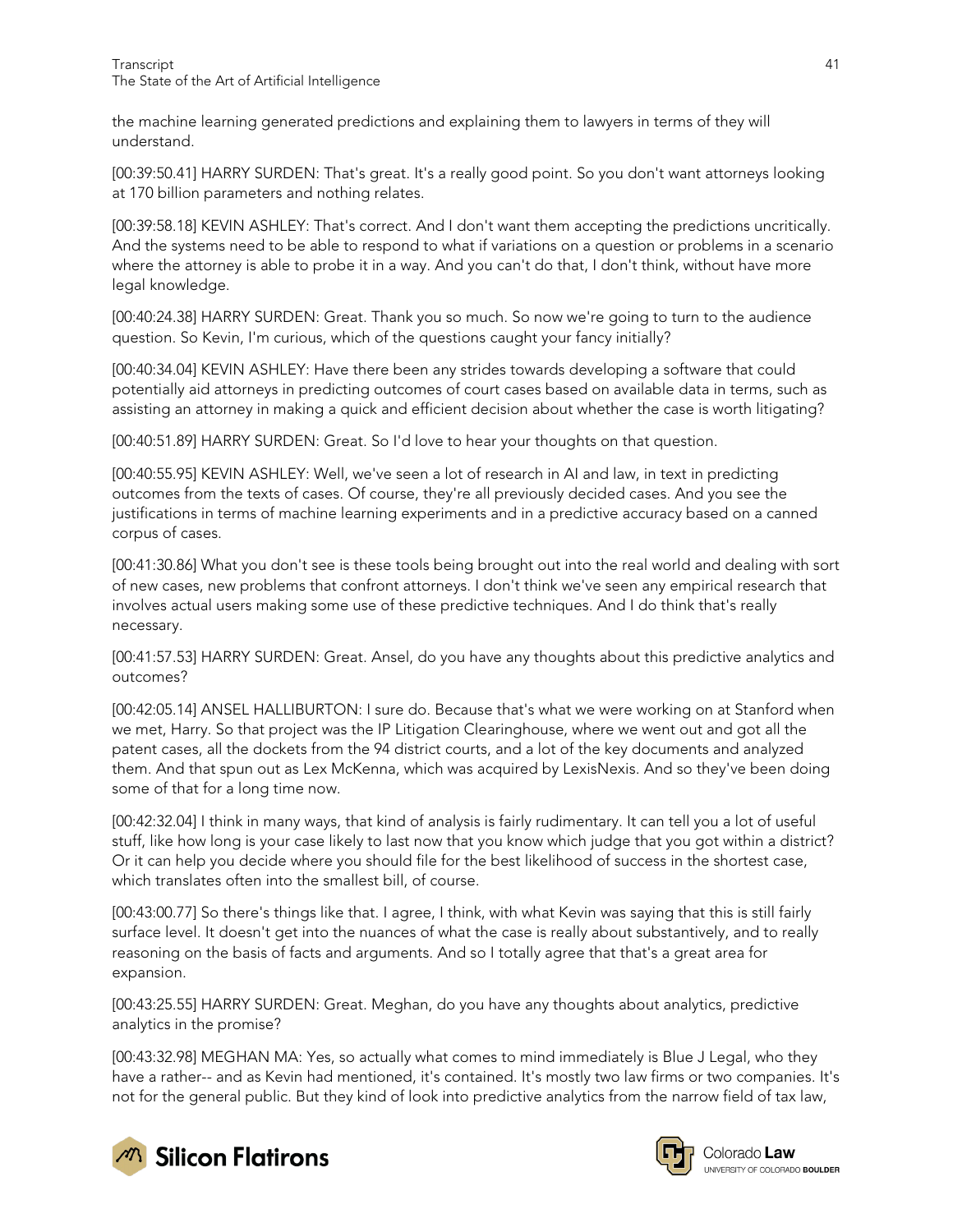the machine learning generated predictions and explaining them to lawyers in terms of they will understand.

[00:39:50.41] HARRY SURDEN: That's great. It's a really good point. So you don't want attorneys looking at 170 billion parameters and nothing relates.

[00:39:58.18] KEVIN ASHLEY: That's correct. And I don't want them accepting the predictions uncritically. And the systems need to be able to respond to what if variations on a question or problems in a scenario where the attorney is able to probe it in a way. And you can't do that, I don't think, without have more legal knowledge.

[00:40:24.38] HARRY SURDEN: Great. Thank you so much. So now we're going to turn to the audience question. So Kevin, I'm curious, which of the questions caught your fancy initially?

[00:40:34.04] KEVIN ASHLEY: Have there been any strides towards developing a software that could potentially aid attorneys in predicting outcomes of court cases based on available data in terms, such as assisting an attorney in making a quick and efficient decision about whether the case is worth litigating?

[00:40:51.89] HARRY SURDEN: Great. So I'd love to hear your thoughts on that question.

[00:40:55.95] KEVIN ASHLEY: Well, we've seen a lot of research in AI and law, in text in predicting outcomes from the texts of cases. Of course, they're all previously decided cases. And you see the justifications in terms of machine learning experiments and in a predictive accuracy based on a canned corpus of cases.

[00:41:30.86] What you don't see is these tools being brought out into the real world and dealing with sort of new cases, new problems that confront attorneys. I don't think we've seen any empirical research that involves actual users making some use of these predictive techniques. And I do think that's really necessary.

[00:41:57.53] HARRY SURDEN: Great. Ansel, do you have any thoughts about this predictive analytics and outcomes?

[00:42:05.14] ANSEL HALLIBURTON: I sure do. Because that's what we were working on at Stanford when we met, Harry. So that project was the IP Litigation Clearinghouse, where we went out and got all the patent cases, all the dockets from the 94 district courts, and a lot of the key documents and analyzed them. And that spun out as Lex McKenna, which was acquired by LexisNexis. And so they've been doing some of that for a long time now.

[00:42:32.04] I think in many ways, that kind of analysis is fairly rudimentary. It can tell you a lot of useful stuff, like how long is your case likely to last now that you know which judge that you got within a district? Or it can help you decide where you should file for the best likelihood of success in the shortest case, which translates often into the smallest bill, of course.

[00:43:00.77] So there's things like that. I agree, I think, with what Kevin was saying that this is still fairly surface level. It doesn't get into the nuances of what the case is really about substantively, and to really reasoning on the basis of facts and arguments. And so I totally agree that that's a great area for expansion.

[00:43:25.55] HARRY SURDEN: Great. Meghan, do you have any thoughts about analytics, predictive analytics in the promise?

[00:43:32.98] MEGHAN MA: Yes, so actually what comes to mind immediately is Blue J Legal, who they have a rather-- and as Kevin had mentioned, it's contained. It's mostly two law firms or two companies. It's not for the general public. But they kind of look into predictive analytics from the narrow field of tax law,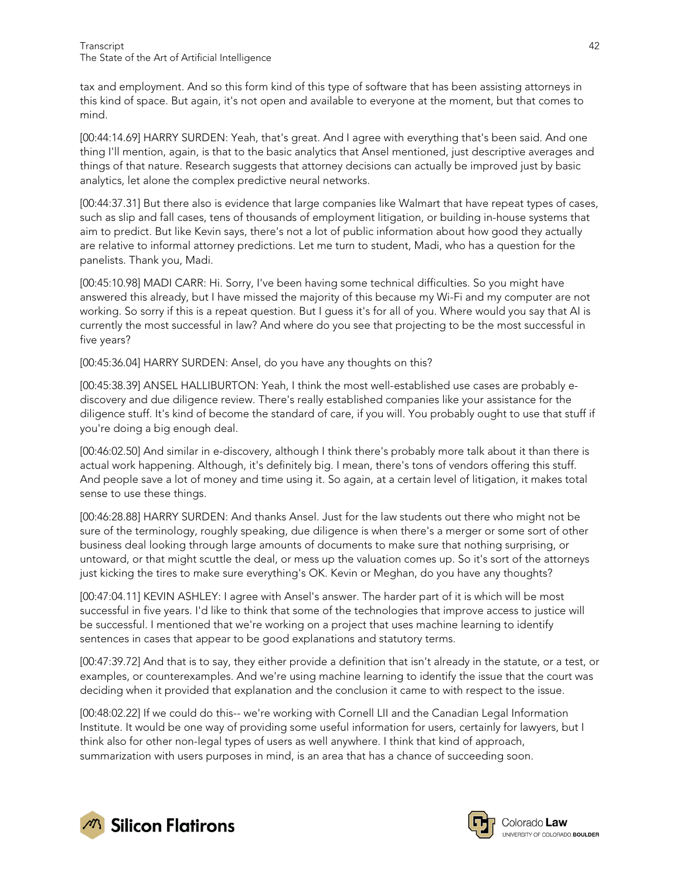tax and employment. And so this form kind of this type of software that has been assisting attorneys in this kind of space. But again, it's not open and available to everyone at the moment, but that comes to mind.

[00:44:14.69] HARRY SURDEN: Yeah, that's great. And I agree with everything that's been said. And one thing I'll mention, again, is that to the basic analytics that Ansel mentioned, just descriptive averages and things of that nature. Research suggests that attorney decisions can actually be improved just by basic analytics, let alone the complex predictive neural networks.

[00:44:37.31] But there also is evidence that large companies like Walmart that have repeat types of cases, such as slip and fall cases, tens of thousands of employment litigation, or building in-house systems that aim to predict. But like Kevin says, there's not a lot of public information about how good they actually are relative to informal attorney predictions. Let me turn to student, Madi, who has a question for the panelists. Thank you, Madi.

[00:45:10.98] MADI CARR: Hi. Sorry, I've been having some technical difficulties. So you might have answered this already, but I have missed the majority of this because my Wi-Fi and my computer are not working. So sorry if this is a repeat question. But I guess it's for all of you. Where would you say that AI is currently the most successful in law? And where do you see that projecting to be the most successful in five years?

[00:45:36.04] HARRY SURDEN: Ansel, do you have any thoughts on this?

[00:45:38.39] ANSEL HALLIBURTON: Yeah, I think the most well-established use cases are probably e-discovery and due diligence review. There's really established companies like your assistance for the diligence stuff. It's kind of become the standard of care, if you will. You probably ought to use that stuff if you're doing a big enough deal.

[00:46:02.50] And similar in e-discovery, although I think there's probably more talk about it than there is actual work happening. Although, it's definitely big. I mean, there's tons of vendors offering this stuff. And people save a lot of money and time using it. So again, at a certain level of litigation, it makes total sense to use these things.

[00:46:28.88] HARRY SURDEN: And thanks Ansel. Just for the law students out there who might not be sure of the terminology, roughly speaking, due diligence is when there's a merger or some sort of other business deal looking through large amounts of documents to make sure that nothing surprising, or untoward, or that might scuttle the deal, or mess up the valuation comes up. So it's sort of the attorneys just kicking the tires to make sure everything's OK. Kevin or Meghan, do you have any thoughts?

[00:47:04.11] KEVIN ASHLEY: I agree with Ansel's answer. The harder part of it is which will be most successful in five years. I'd like to think that some of the technologies that improve access to justice will be successful. I mentioned that we're working on a project that uses machine learning to identify sentences in cases that appear to be good explanations and statutory terms.

[00:47:39.72] And that is to say, they either provide a definition that isn't already in the statute, or a test, or examples, or counterexamples. And we're using machine learning to identify the issue that the court was deciding when it provided that explanation and the conclusion it came to with respect to the issue.

[00:48:02.22] If we could do this-- we're working with Cornell LII and the Canadian Legal Information Institute. It would be one way of providing some useful information for users, certainly for lawyers, but I think also for other non-legal types of users as well anywhere. I think that kind of approach, summarization with users purposes in mind, is an area that has a chance of succeeding soon.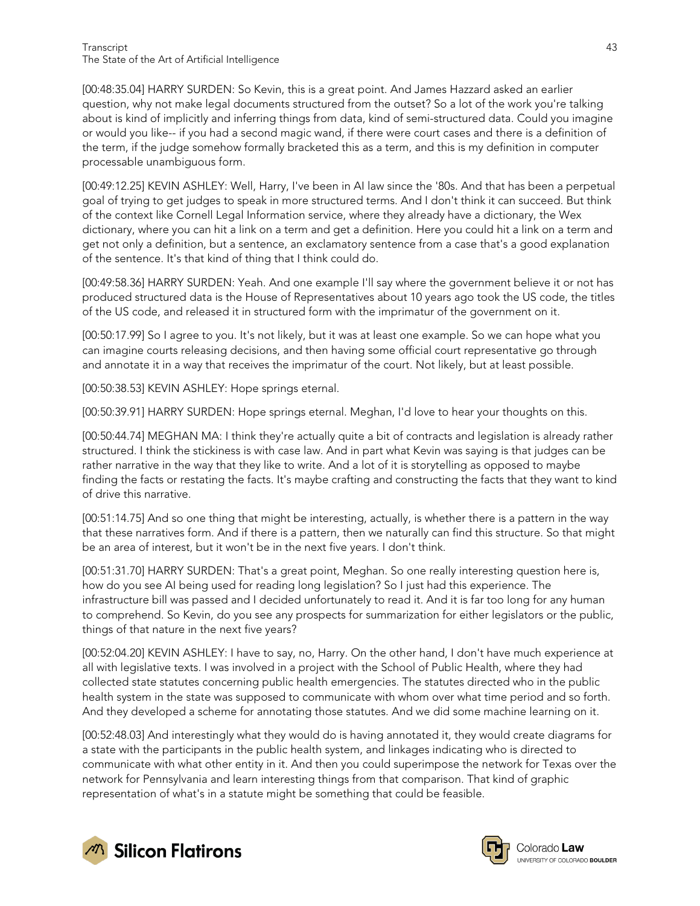[00:48:35.04] HARRY SURDEN: So Kevin, this is a great point. And James Hazzard asked an earlier question, why not make legal documents structured from the outset? So a lot of the work you're talking about is kind of implicitly and inferring things from data, kind of semi-structured data. Could you imagine or would you like-- if you had a second magic wand, if there were court cases and there is a definition of the term, if the judge somehow formally bracketed this as a term, and this is my definition in computer processable unambiguous form.

[00:49:12.25] KEVIN ASHLEY: Well, Harry, I've been in AI law since the '80s. And that has been a perpetual goal of trying to get judges to speak in more structured terms. And I don't think it can succeed. But think of the context like Cornell Legal Information service, where they already have a dictionary, the Wex dictionary, where you can hit a link on a term and get a definition. Here you could hit a link on a term and get not only a definition, but a sentence, an exclamatory sentence from a case that's a good explanation of the sentence. It's that kind of thing that I think could do.

[00:49:58.36] HARRY SURDEN: Yeah. And one example I'll say where the government believe it or not has produced structured data is the House of Representatives about 10 years ago took the US code, the titles of the US code, and released it in structured form with the imprimatur of the government on it.

[00:50:17.99] So I agree to you. It's not likely, but it was at least one example. So we can hope what you can imagine courts releasing decisions, and then having some official court representative go through and annotate it in a way that receives the imprimatur of the court. Not likely, but at least possible.

[00:50:38.53] KEVIN ASHLEY: Hope springs eternal.

[00:50:39.91] HARRY SURDEN: Hope springs eternal. Meghan, I'd love to hear your thoughts on this.

[00:50:44.74] MEGHAN MA: I think they're actually quite a bit of contracts and legislation is already rather structured. I think the stickiness is with case law. And in part what Kevin was saying is that judges can be rather narrative in the way that they like to write. And a lot of it is storytelling as opposed to maybe finding the facts or restating the facts. It's maybe crafting and constructing the facts that they want to kind of drive this narrative.

[00:51:14.75] And so one thing that might be interesting, actually, is whether there is a pattern in the way that these narratives form. And if there is a pattern, then we naturally can find this structure. So that might be an area of interest, but it won't be in the next five years. I don't think.

[00:51:31.70] HARRY SURDEN: That's a great point, Meghan. So one really interesting question here is, how do you see AI being used for reading long legislation? So I just had this experience. The infrastructure bill was passed and I decided unfortunately to read it. And it is far too long for any human to comprehend. So Kevin, do you see any prospects for summarization for either legislators or the public, things of that nature in the next five years?

[00:52:04.20] KEVIN ASHLEY: I have to say, no, Harry. On the other hand, I don't have much experience at all with legislative texts. I was involved in a project with the School of Public Health, where they had collected state statutes concerning public health emergencies. The statutes directed who in the public health system in the state was supposed to communicate with whom over what time period and so forth. And they developed a scheme for annotating those statutes. And we did some machine learning on it.

[00:52:48.03] And interestingly what they would do is having annotated it, they would create diagrams for a state with the participants in the public health system, and linkages indicating who is directed to communicate with what other entity in it. And then you could superimpose the network for Texas over the network for Pennsylvania and learn interesting things from that comparison. That kind of graphic representation of what's in a statute might be something that could be feasible.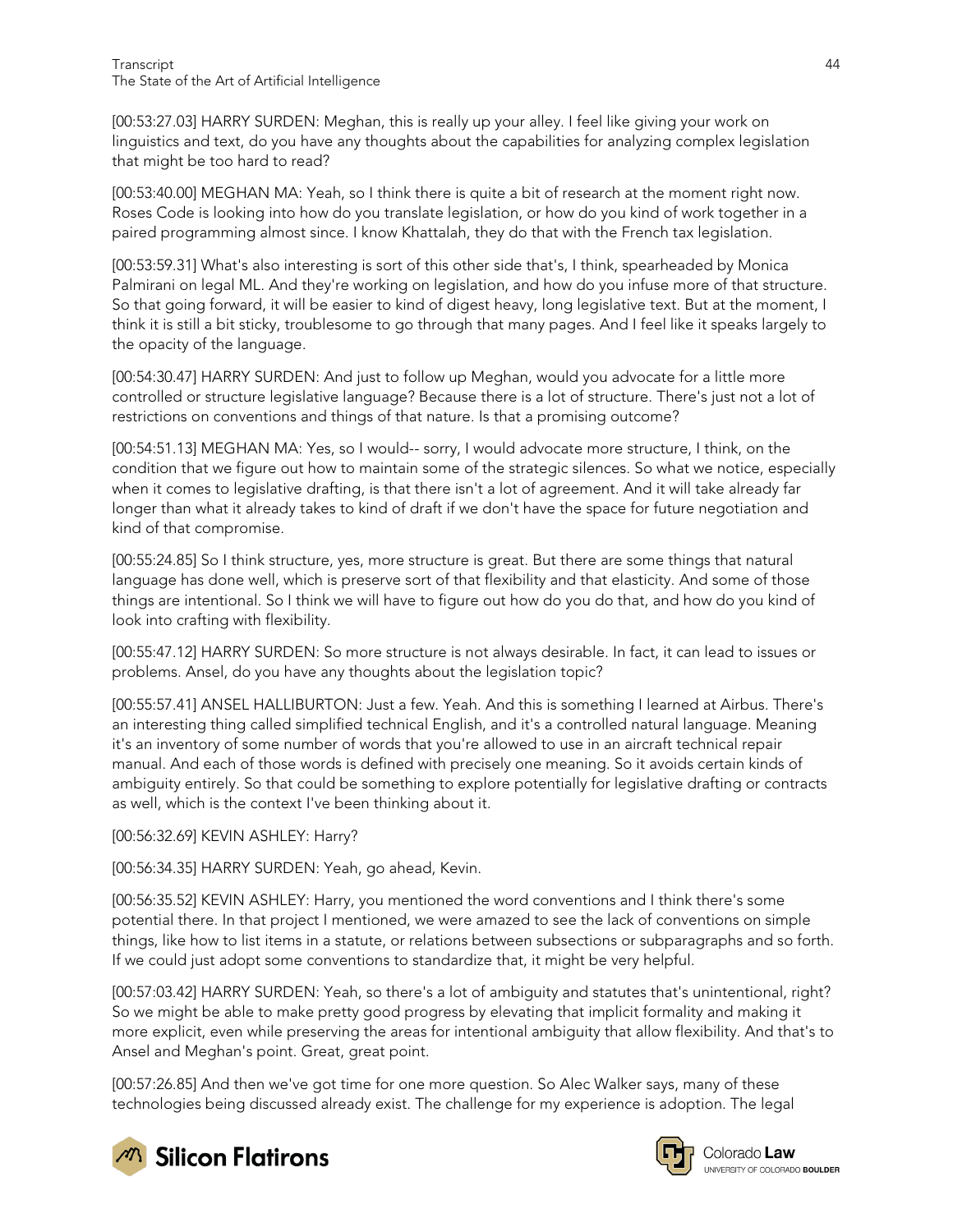[00:53:27.03] HARRY SURDEN: Meghan, this is really up your alley. I feel like giving your work on linguistics and text, do you have any thoughts about the capabilities for analyzing complex legislation that might be too hard to read?

[00:53:40.00] MEGHAN MA: Yeah, so I think there is quite a bit of research at the moment right now. Roses Code is looking into how do you translate legislation, or how do you kind of work together in a paired programming almost since. I know Khattalah, they do that with the French tax legislation.

[00:53:59.31] What's also interesting is sort of this other side that's, I think, spearheaded by Monica Palmirani on legal ML. And they're working on legislation, and how do you infuse more of that structure. So that going forward, it will be easier to kind of digest heavy, long legislative text. But at the moment, I think it is still a bit sticky, troublesome to go through that many pages. And I feel like it speaks largely to the opacity of the language.

[00:54:30.47] HARRY SURDEN: And just to follow up Meghan, would you advocate for a little more controlled or structure legislative language? Because there is a lot of structure. There's just not a lot of restrictions on conventions and things of that nature. Is that a promising outcome?

[00:54:51.13] MEGHAN MA: Yes, so I would-- sorry, I would advocate more structure, I think, on the condition that we figure out how to maintain some of the strategic silences. So what we notice, especially when it comes to legislative drafting, is that there isn't a lot of agreement. And it will take already far longer than what it already takes to kind of draft if we don't have the space for future negotiation and kind of that compromise.

[00:55:24.85] So I think structure, yes, more structure is great. But there are some things that natural language has done well, which is preserve sort of that flexibility and that elasticity. And some of those things are intentional. So I think we will have to figure out how do you do that, and how do you kind of look into crafting with flexibility.

[00:55:47.12] HARRY SURDEN: So more structure is not always desirable. In fact, it can lead to issues or problems. Ansel, do you have any thoughts about the legislation topic?

[00:55:57.41] ANSEL HALLIBURTON: Just a few. Yeah. And this is something I learned at Airbus. There's an interesting thing called simplified technical English, and it's a controlled natural language. Meaning it's an inventory of some number of words that you're allowed to use in an aircraft technical repair manual. And each of those words is defined with precisely one meaning. So it avoids certain kinds of ambiguity entirely. So that could be something to explore potentially for legislative drafting or contracts as well, which is the context I've been thinking about it.

[00:56:32.69] KEVIN ASHLEY: Harry?

[00:56:34.35] HARRY SURDEN: Yeah, go ahead, Kevin.

[00:56:35.52] KEVIN ASHLEY: Harry, you mentioned the word conventions and I think there's some potential there. In that project I mentioned, we were amazed to see the lack of conventions on simple things, like how to list items in a statute, or relations between subsections or subparagraphs and so forth. If we could just adopt some conventions to standardize that, it might be very helpful.

[00:57:03.42] HARRY SURDEN: Yeah, so there's a lot of ambiguity and statutes that's unintentional, right? So we might be able to make pretty good progress by elevating that implicit formality and making it more explicit, even while preserving the areas for intentional ambiguity that allow flexibility. And that's to Ansel and Meghan's point. Great, great point.

[00:57:26.85] And then we've got time for one more question. So Alec Walker says, many of these technologies being discussed already exist. The challenge for my experience is adoption. The legal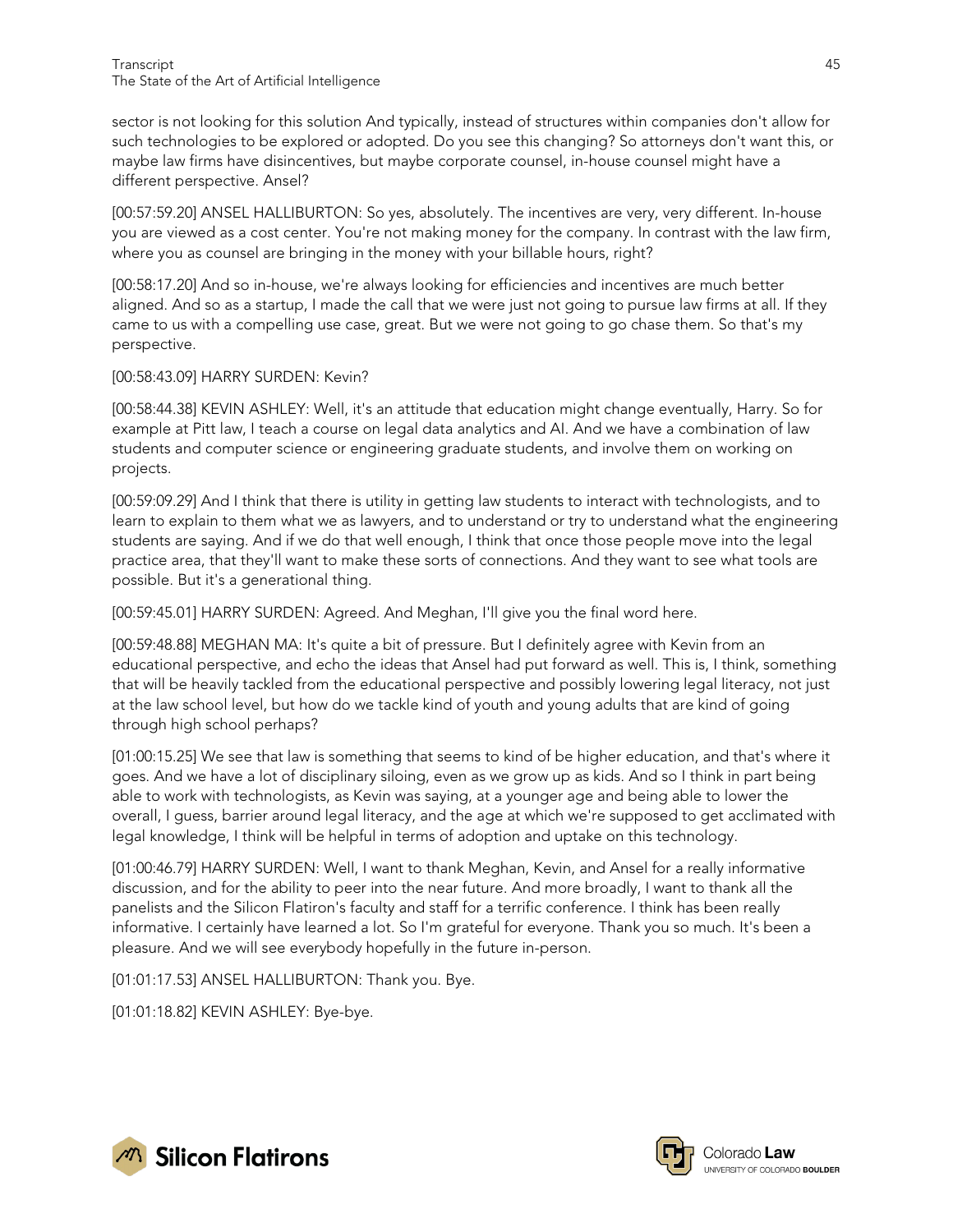sector is not looking for this solution And typically, instead of structures within companies don't allow for such technologies to be explored or adopted. Do you see this changing? So attorneys don't want this, or maybe law firms have disincentives, but maybe corporate counsel, in-house counsel might have a different perspective. Ansel?

[00:57:59.20] ANSEL HALLIBURTON: So yes, absolutely. The incentives are very, very different. In-house you are viewed as a cost center. You're not making money for the company. In contrast with the law firm, where you as counsel are bringing in the money with your billable hours, right?

[00:58:17.20] And so in-house, we're always looking for efficiencies and incentives are much better aligned. And so as a startup, I made the call that we were just not going to pursue law firms at all. If they came to us with a compelling use case, great. But we were not going to go chase them. So that's my perspective.

[00:58:43.09] HARRY SURDEN: Kevin?

[00:58:44.38] KEVIN ASHLEY: Well, it's an attitude that education might change eventually, Harry. So for example at Pitt law, I teach a course on legal data analytics and AI. And we have a combination of law students and computer science or engineering graduate students, and involve them on working on projects.

[00:59:09.29] And I think that there is utility in getting law students to interact with technologists, and to learn to explain to them what we as lawyers, and to understand or try to understand what the engineering students are saying. And if we do that well enough, I think that once those people move into the legal practice area, that they'll want to make these sorts of connections. And they want to see what tools are possible. But it's a generational thing.

[00:59:45.01] HARRY SURDEN: Agreed. And Meghan, I'll give you the final word here.

[00:59:48.88] MEGHAN MA: It's quite a bit of pressure. But I definitely agree with Kevin from an educational perspective, and echo the ideas that Ansel had put forward as well. This is, I think, something that will be heavily tackled from the educational perspective and possibly lowering legal literacy, not just at the law school level, but how do we tackle kind of youth and young adults that are kind of going through high school perhaps?

[01:00:15.25] We see that law is something that seems to kind of be higher education, and that's where it goes. And we have a lot of disciplinary siloing, even as we grow up as kids. And so I think in part being able to work with technologists, as Kevin was saying, at a younger age and being able to lower the overall, I guess, barrier around legal literacy, and the age at which we're supposed to get acclimated with legal knowledge, I think will be helpful in terms of adoption and uptake on this technology.

[01:00:46.79] HARRY SURDEN: Well, I want to thank Meghan, Kevin, and Ansel for a really informative discussion, and for the ability to peer into the near future. And more broadly, I want to thank all the panelists and the Silicon Flatiron's faculty and staff for a terrific conference. I think has been really informative. I certainly have learned a lot. So I'm grateful for everyone. Thank you so much. It's been a pleasure. And we will see everybody hopefully in the future in-person.

[01:01:17.53] ANSEL HALLIBURTON: Thank you. Bye.

[01:01:18.82] KEVIN ASHLEY: Bye-bye.